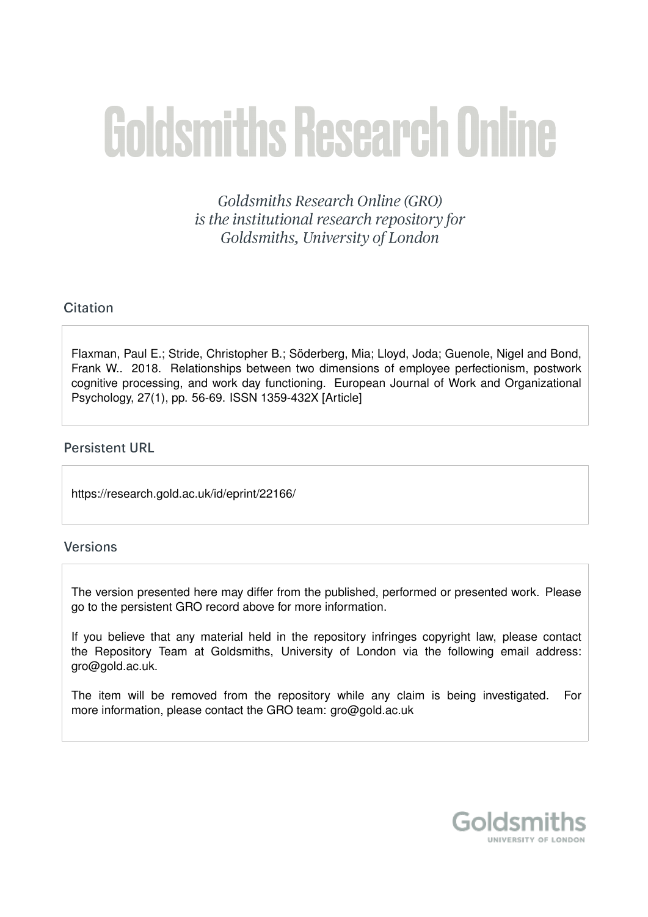# Goldsmiths Research Online

*Goldsmiths Research Online (GRO) is the institutional research repository for Goldsmiths, University of London*

## Citation

Flaxman, Paul E.; Stride, Christopher B.; Söderberg, Mia; Lloyd, Joda; Guenole, Nigel and Bond, Frank W.. 2018. Relationships between two dimensions of employee perfectionism, postwork cognitive processing, and work day functioning. European Journal of Work and Organizational Psychology, 27(1), pp. 56-69. ISSN 1359-432X [Article]

## Persistent URL

https://research.gold.ac.uk/id/eprint/22166/

## Versions

The version presented here may differ from the published, performed or presented work. Please go to the persistent GRO record above for more information.

If you believe that any material held in the repository infringes copyright law, please contact the Repository Team at Goldsmiths, University of London via the following email address: gro@gold.ac.uk.

The item will be removed from the repository while any claim is being investigated. For more information, please contact the GRO team: gro@gold.ac.uk

Goldsmiths
UNIVERSITY OF LONDON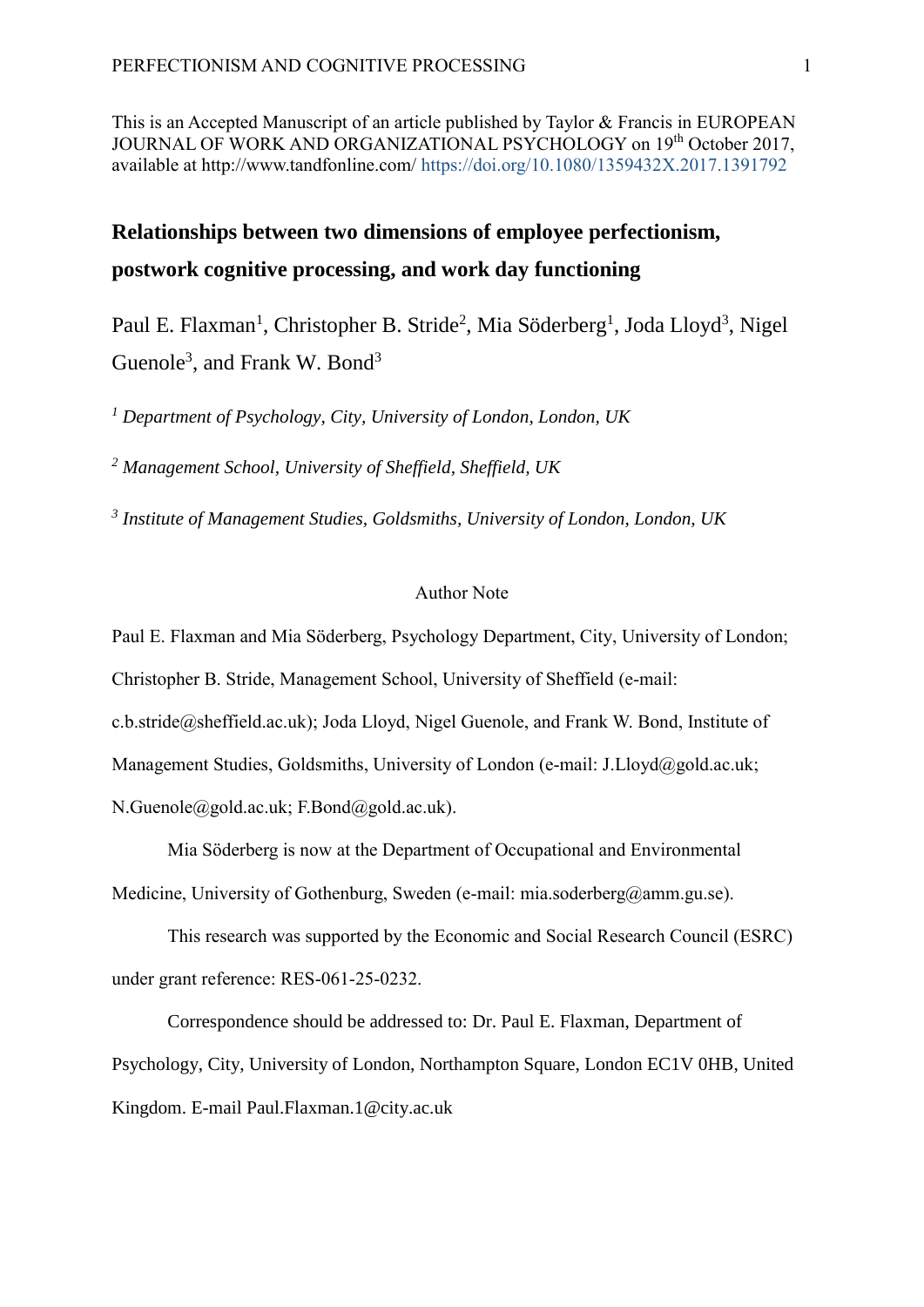This is an Accepted Manuscript of an article published by Taylor & Francis in EUROPEAN JOURNAL OF WORK AND ORGANIZATIONAL PSYCHOLOGY on 19th October 2017, available at http://www.tandfonline.com/ https://doi.org/10.1080/1359432X.2017.1391792

# Relationships between two dimensions of employee perfectionism, postwork cognitive processing, and work day functioning

Paul E. Flaxman[1], Christopher B. Stride[2], Mia Söderberg[1], Joda Lloyd[3], Nigel Guenole[3], and Frank W. Bond[3]

[1] *Department of Psychology, City, University of London, London, UK*

[2] *Management School, University of Sheffield, Sheffield, UK*

[3] *Institute of Management Studies, Goldsmiths, University of London, London, UK*

Author Note

Paul E. Flaxman and Mia Söderberg, Psychology Department, City, University of London; Christopher B. Stride, Management School, University of Sheffield (e-mail: c.b.stride@sheffield.ac.uk); Joda Lloyd, Nigel Guenole, and Frank W. Bond, Institute of Management Studies, Goldsmiths, University of London (e-mail: J.Lloyd@gold.ac.uk; N.Guenole@gold.ac.uk; F.Bond@gold.ac.uk).

Mia Söderberg is now at the Department of Occupational and Environmental Medicine, University of Gothenburg, Sweden (e-mail: mia.soderberg@amm.gu.se).

This research was supported by the Economic and Social Research Council (ESRC) under grant reference: RES-061-25-0232.

Correspondence should be addressed to: Dr. Paul E. Flaxman, Department of Psychology, City, University of London, Northampton Square, London EC1V 0HB, United Kingdom. E-mail Paul.Flaxman.1@city.ac.uk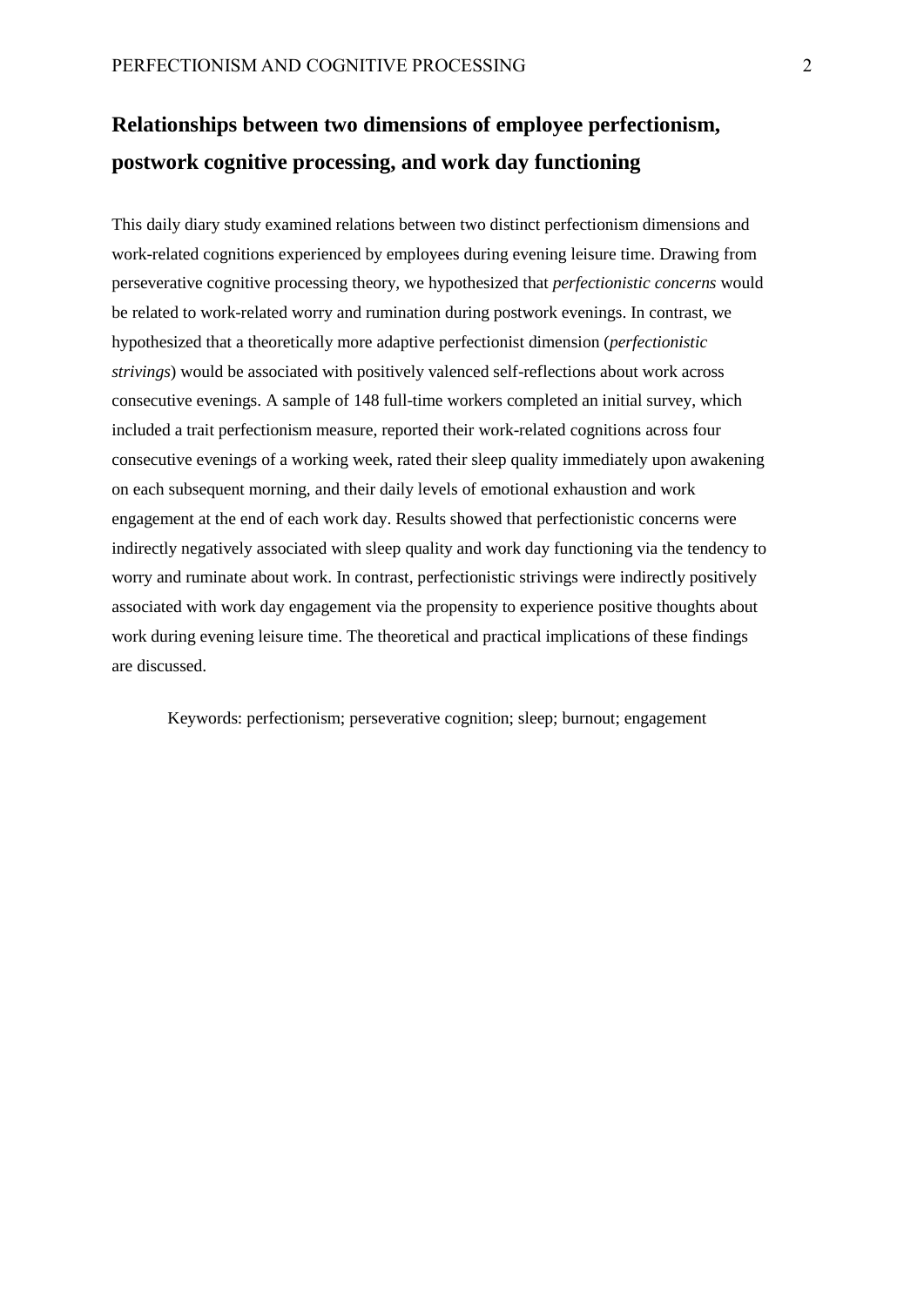# Relationships between two dimensions of employee perfectionism, postwork cognitive processing, and work day functioning

This daily diary study examined relations between two distinct perfectionism dimensions and work-related cognitions experienced by employees during evening leisure time. Drawing from perseverative cognitive processing theory, we hypothesized that *perfectionistic concerns* would be related to work-related worry and rumination during postwork evenings. In contrast, we hypothesized that a theoretically more adaptive perfectionist dimension (*perfectionistic strivings*) would be associated with positively valenced self-reflections about work across consecutive evenings. A sample of 148 full-time workers completed an initial survey, which included a trait perfectionism measure, reported their work-related cognitions across four consecutive evenings of a working week, rated their sleep quality immediately upon awakening on each subsequent morning, and their daily levels of emotional exhaustion and work engagement at the end of each work day. Results showed that perfectionistic concerns were indirectly negatively associated with sleep quality and work day functioning via the tendency to worry and ruminate about work. In contrast, perfectionistic strivings were indirectly positively associated with work day engagement via the propensity to experience positive thoughts about work during evening leisure time. The theoretical and practical implications of these findings are discussed.

Keywords: perfectionism; perseverative cognition; sleep; burnout; engagement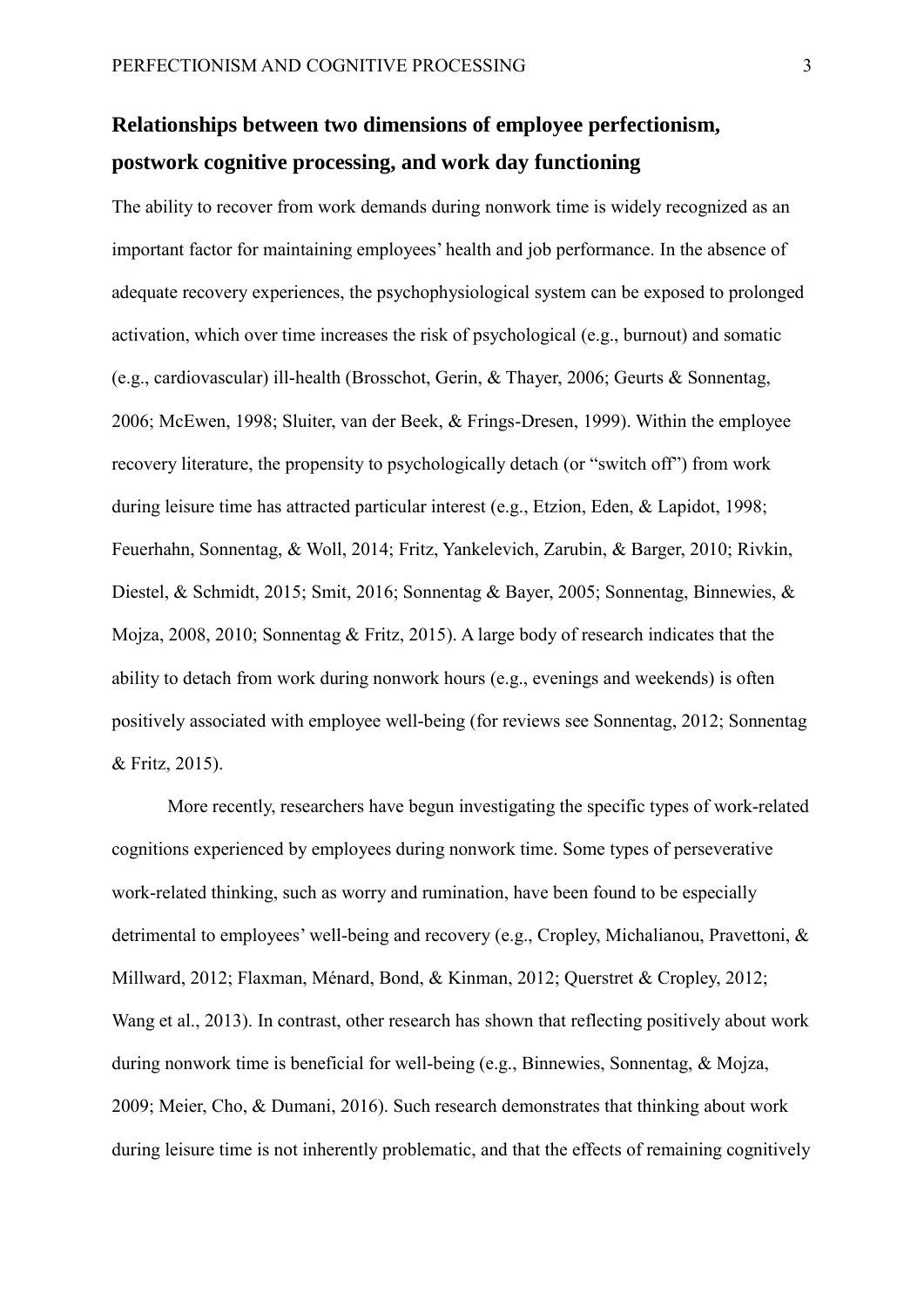## Relationships between two dimensions of employee perfectionism, postwork cognitive processing, and work day functioning

The ability to recover from work demands during nonwork time is widely recognized as an important factor for maintaining employees' health and job performance. In the absence of adequate recovery experiences, the psychophysiological system can be exposed to prolonged activation, which over time increases the risk of psychological (e.g., burnout) and somatic (e.g., cardiovascular) ill-health (Brosschot, Gerin, & Thayer, 2006; Geurts & Sonnentag, 2006; McEwen, 1998; Sluiter, van der Beek, & Frings-Dresen, 1999). Within the employee recovery literature, the propensity to psychologically detach (or "switch off") from work during leisure time has attracted particular interest (e.g., Etzion, Eden, & Lapidot, 1998; Feuerhahn, Sonnentag, & Woll, 2014; Fritz, Yankelevich, Zarubin, & Barger, 2010; Rivkin, Diestel, & Schmidt, 2015; Smit, 2016; Sonnentag & Bayer, 2005; Sonnentag, Binnewies, & Mojza, 2008, 2010; Sonnentag & Fritz, 2015). A large body of research indicates that the ability to detach from work during nonwork hours (e.g., evenings and weekends) is often positively associated with employee well-being (for reviews see Sonnentag, 2012; Sonnentag & Fritz, 2015).

More recently, researchers have begun investigating the specific types of work-related cognitions experienced by employees during nonwork time. Some types of perseverative work-related thinking, such as worry and rumination, have been found to be especially detrimental to employees' well-being and recovery (e.g., Cropley, Michalianou, Pravettoni, & Millward, 2012; Flaxman, Ménard, Bond, & Kinman, 2012; Querstret & Cropley, 2012; Wang et al., 2013). In contrast, other research has shown that reflecting positively about work during nonwork time is beneficial for well-being (e.g., Binnewies, Sonnentag, & Mojza, 2009; Meier, Cho, & Dumani, 2016). Such research demonstrates that thinking about work during leisure time is not inherently problematic, and that the effects of remaining cognitively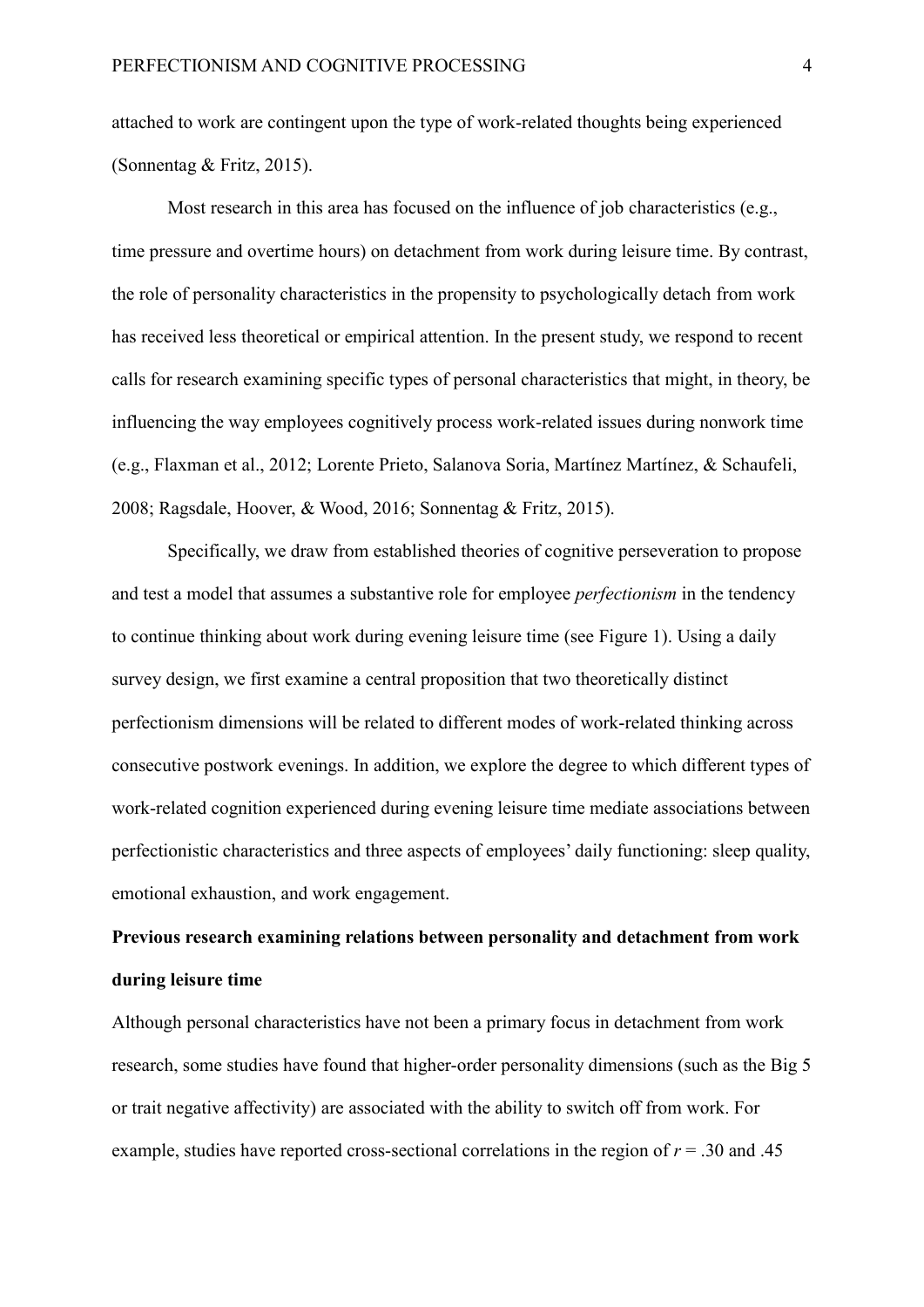attached to work are contingent upon the type of work-related thoughts being experienced (Sonnentag & Fritz, 2015).

Most research in this area has focused on the influence of job characteristics (e.g., time pressure and overtime hours) on detachment from work during leisure time. By contrast, the role of personality characteristics in the propensity to psychologically detach from work has received less theoretical or empirical attention. In the present study, we respond to recent calls for research examining specific types of personal characteristics that might, in theory, be influencing the way employees cognitively process work-related issues during nonwork time (e.g., Flaxman et al., 2012; Lorente Prieto, Salanova Soria, Martínez Martínez, & Schaufeli, 2008; Ragsdale, Hoover, & Wood, 2016; Sonnentag & Fritz, 2015).

Specifically, we draw from established theories of cognitive perseveration to propose and test a model that assumes a substantive role for employee *perfectionism* in the tendency to continue thinking about work during evening leisure time (see Figure 1). Using a daily survey design, we first examine a central proposition that two theoretically distinct perfectionism dimensions will be related to different modes of work-related thinking across consecutive postwork evenings. In addition, we explore the degree to which different types of work-related cognition experienced during evening leisure time mediate associations between perfectionistic characteristics and three aspects of employees' daily functioning: sleep quality, emotional exhaustion, and work engagement.

## Previous research examining relations between personality and detachment from work during leisure time

Although personal characteristics have not been a primary focus in detachment from work research, some studies have found that higher-order personality dimensions (such as the Big 5 or trait negative affectivity) are associated with the ability to switch off from work. For example, studies have reported cross-sectional correlations in the region of $r = .30$ and $.45$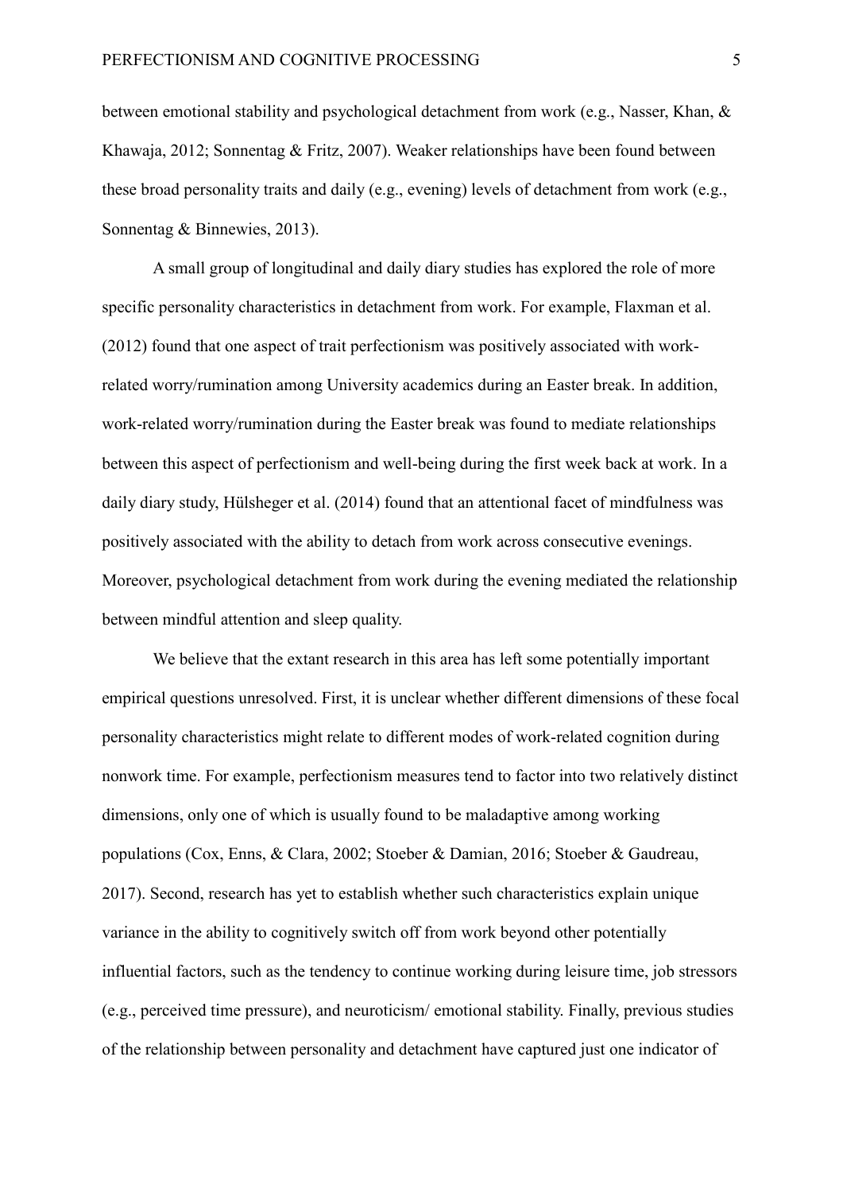between emotional stability and psychological detachment from work (e.g., Nasser, Khan, & Khawaja, 2012; Sonnentag & Fritz, 2007). Weaker relationships have been found between these broad personality traits and daily (e.g., evening) levels of detachment from work (e.g., Sonnentag & Binnewies, 2013).

A small group of longitudinal and daily diary studies has explored the role of more specific personality characteristics in detachment from work. For example, Flaxman et al. (2012) found that one aspect of trait perfectionism was positively associated with work-related worry/rumination among University academics during an Easter break. In addition, work-related worry/rumination during the Easter break was found to mediate relationships between this aspect of perfectionism and well-being during the first week back at work. In a daily diary study, Hülsheger et al. (2014) found that an attentional facet of mindfulness was positively associated with the ability to detach from work across consecutive evenings. Moreover, psychological detachment from work during the evening mediated the relationship between mindful attention and sleep quality.

We believe that the extant research in this area has left some potentially important empirical questions unresolved. First, it is unclear whether different dimensions of these focal personality characteristics might relate to different modes of work-related cognition during nonwork time. For example, perfectionism measures tend to factor into two relatively distinct dimensions, only one of which is usually found to be maladaptive among working populations (Cox, Enns, & Clara, 2002; Stoeber & Damian, 2016; Stoeber & Gaudreau, 2017). Second, research has yet to establish whether such characteristics explain unique variance in the ability to cognitively switch off from work beyond other potentially influential factors, such as the tendency to continue working during leisure time, job stressors (e.g., perceived time pressure), and neuroticism/ emotional stability. Finally, previous studies of the relationship between personality and detachment have captured just one indicator of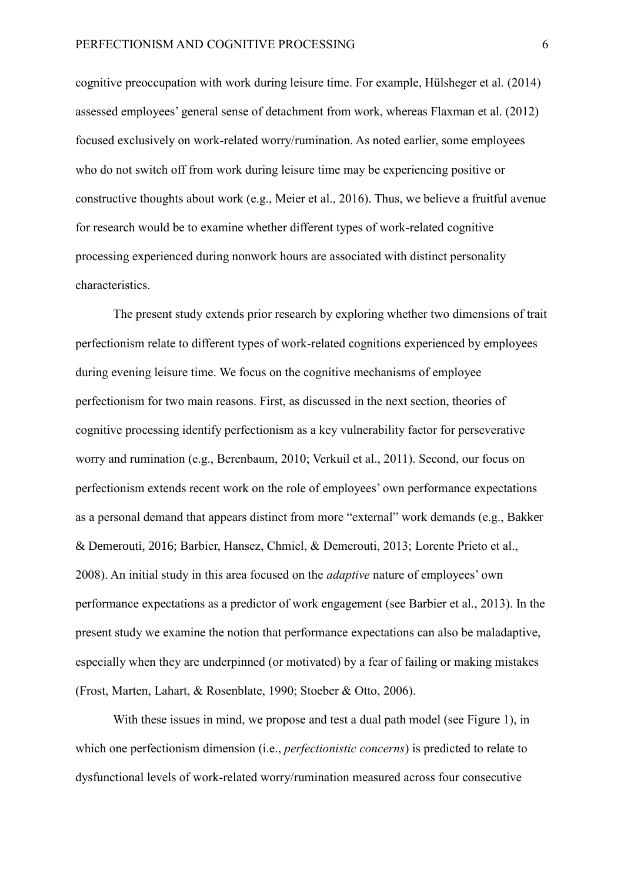cognitive preoccupation with work during leisure time. For example, Hülsheger et al. (2014) assessed employees' general sense of detachment from work, whereas Flaxman et al. (2012) focused exclusively on work-related worry/rumination. As noted earlier, some employees who do not switch off from work during leisure time may be experiencing positive or constructive thoughts about work (e.g., Meier et al., 2016). Thus, we believe a fruitful avenue for research would be to examine whether different types of work-related cognitive processing experienced during nonwork hours are associated with distinct personality characteristics.

The present study extends prior research by exploring whether two dimensions of trait perfectionism relate to different types of work-related cognitions experienced by employees during evening leisure time. We focus on the cognitive mechanisms of employee perfectionism for two main reasons. First, as discussed in the next section, theories of cognitive processing identify perfectionism as a key vulnerability factor for perseverative worry and rumination (e.g., Berenbaum, 2010; Verkuil et al., 2011). Second, our focus on perfectionism extends recent work on the role of employees' own performance expectations as a personal demand that appears distinct from more "external" work demands (e.g., Bakker & Demerouti, 2016; Barbier, Hansez, Chmiel, & Demerouti, 2013; Lorente Prieto et al., 2008). An initial study in this area focused on the *adaptive* nature of employees' own performance expectations as a predictor of work engagement (see Barbier et al., 2013). In the present study we examine the notion that performance expectations can also be maladaptive, especially when they are underpinned (or motivated) by a fear of failing or making mistakes (Frost, Marten, Lahart, & Rosenblate, 1990; Stoeber & Otto, 2006).

With these issues in mind, we propose and test a dual path model (see Figure 1), in which one perfectionism dimension (i.e., *perfectionistic concerns*) is predicted to relate to dysfunctional levels of work-related worry/rumination measured across four consecutive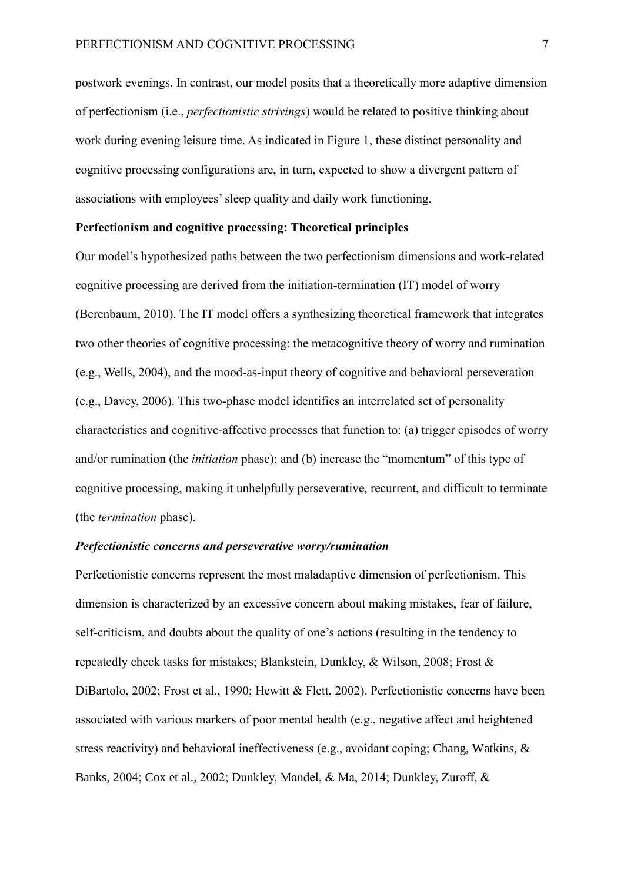postwork evenings. In contrast, our model posits that a theoretically more adaptive dimension of perfectionism (i.e., *perfectionistic strivings*) would be related to positive thinking about work during evening leisure time. As indicated in Figure 1, these distinct personality and cognitive processing configurations are, in turn, expected to show a divergent pattern of associations with employees' sleep quality and daily work functioning.

**Perfectionism and cognitive processing: Theoretical principles**

Our model's hypothesized paths between the two perfectionism dimensions and work-related cognitive processing are derived from the initiation-termination (IT) model of worry (Berenbaum, 2010). The IT model offers a synthesizing theoretical framework that integrates two other theories of cognitive processing: the metacognitive theory of worry and rumination (e.g., Wells, 2004), and the mood-as-input theory of cognitive and behavioral perseveration (e.g., Davey, 2006). This two-phase model identifies an interrelated set of personality characteristics and cognitive-affective processes that function to: (a) trigger episodes of worry and/or rumination (the *initiation* phase); and (b) increase the "momentum" of this type of cognitive processing, making it unhelpfully perseverative, recurrent, and difficult to terminate (the *termination* phase).

***Perfectionistic concerns and perseverative worry/rumination***

Perfectionistic concerns represent the most maladaptive dimension of perfectionism. This dimension is characterized by an excessive concern about making mistakes, fear of failure, self-criticism, and doubts about the quality of one's actions (resulting in the tendency to repeatedly check tasks for mistakes; Blankstein, Dunkley, & Wilson, 2008; Frost & DiBartolo, 2002; Frost et al., 1990; Hewitt & Flett, 2002). Perfectionistic concerns have been associated with various markers of poor mental health (e.g., negative affect and heightened stress reactivity) and behavioral ineffectiveness (e.g., avoidant coping; Chang, Watkins, & Banks, 2004; Cox et al., 2002; Dunkley, Mandel, & Ma, 2014; Dunkley, Zuroff, &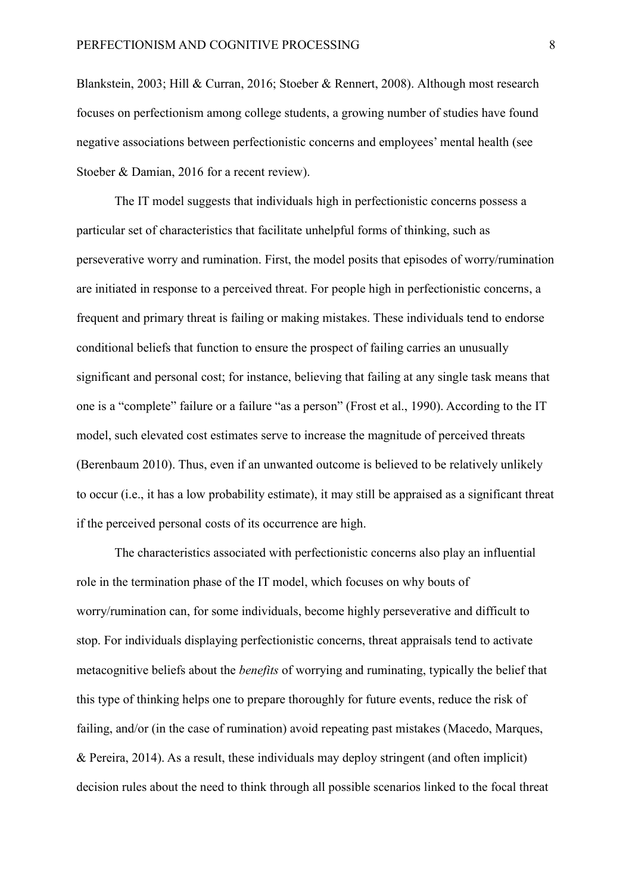Blankstein, 2003; Hill & Curran, 2016; Stoeber & Rennert, 2008). Although most research focuses on perfectionism among college students, a growing number of studies have found negative associations between perfectionistic concerns and employees' mental health (see Stoeber & Damian, 2016 for a recent review).

The IT model suggests that individuals high in perfectionistic concerns possess a particular set of characteristics that facilitate unhelpful forms of thinking, such as perseverative worry and rumination. First, the model posits that episodes of worry/rumination are initiated in response to a perceived threat. For people high in perfectionistic concerns, a frequent and primary threat is failing or making mistakes. These individuals tend to endorse conditional beliefs that function to ensure the prospect of failing carries an unusually significant and personal cost; for instance, believing that failing at any single task means that one is a "complete" failure or a failure "as a person" (Frost et al., 1990). According to the IT model, such elevated cost estimates serve to increase the magnitude of perceived threats (Berenbaum 2010). Thus, even if an unwanted outcome is believed to be relatively unlikely to occur (i.e., it has a low probability estimate), it may still be appraised as a significant threat if the perceived personal costs of its occurrence are high.

The characteristics associated with perfectionistic concerns also play an influential role in the termination phase of the IT model, which focuses on why bouts of worry/rumination can, for some individuals, become highly perseverative and difficult to stop. For individuals displaying perfectionistic concerns, threat appraisals tend to activate metacognitive beliefs about the *benefits* of worrying and ruminating, typically the belief that this type of thinking helps one to prepare thoroughly for future events, reduce the risk of failing, and/or (in the case of rumination) avoid repeating past mistakes (Macedo, Marques, & Pereira, 2014). As a result, these individuals may deploy stringent (and often implicit) decision rules about the need to think through all possible scenarios linked to the focal threat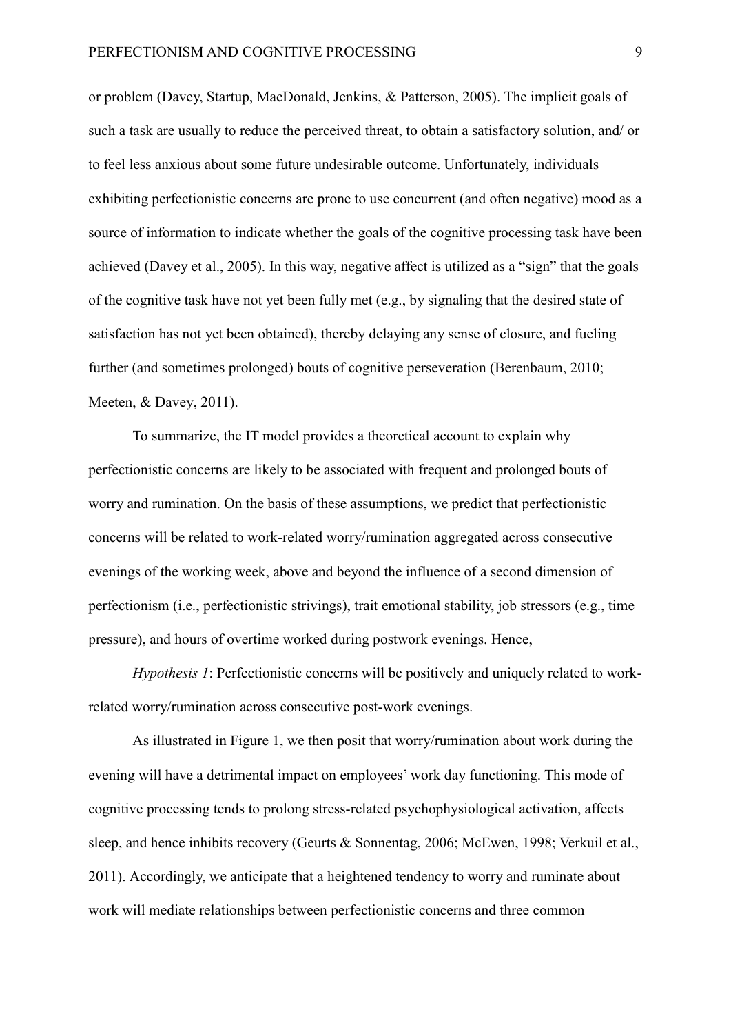or problem (Davey, Startup, MacDonald, Jenkins, & Patterson, 2005). The implicit goals of such a task are usually to reduce the perceived threat, to obtain a satisfactory solution, and/ or to feel less anxious about some future undesirable outcome. Unfortunately, individuals exhibiting perfectionistic concerns are prone to use concurrent (and often negative) mood as a source of information to indicate whether the goals of the cognitive processing task have been achieved (Davey et al., 2005). In this way, negative affect is utilized as a "sign" that the goals of the cognitive task have not yet been fully met (e.g., by signaling that the desired state of satisfaction has not yet been obtained), thereby delaying any sense of closure, and fueling further (and sometimes prolonged) bouts of cognitive perseveration (Berenbaum, 2010; Meeten, & Davey, 2011).

To summarize, the IT model provides a theoretical account to explain why perfectionistic concerns are likely to be associated with frequent and prolonged bouts of worry and rumination. On the basis of these assumptions, we predict that perfectionistic concerns will be related to work-related worry/rumination aggregated across consecutive evenings of the working week, above and beyond the influence of a second dimension of perfectionism (i.e., perfectionistic strivings), trait emotional stability, job stressors (e.g., time pressure), and hours of overtime worked during postwork evenings. Hence,

*Hypothesis 1*: Perfectionistic concerns will be positively and uniquely related to work-related worry/rumination across consecutive post-work evenings.

As illustrated in Figure 1, we then posit that worry/rumination about work during the evening will have a detrimental impact on employees' work day functioning. This mode of cognitive processing tends to prolong stress-related psychophysiological activation, affects sleep, and hence inhibits recovery (Geurts & Sonnentag, 2006; McEwen, 1998; Verkuil et al., 2011). Accordingly, we anticipate that a heightened tendency to worry and ruminate about work will mediate relationships between perfectionistic concerns and three common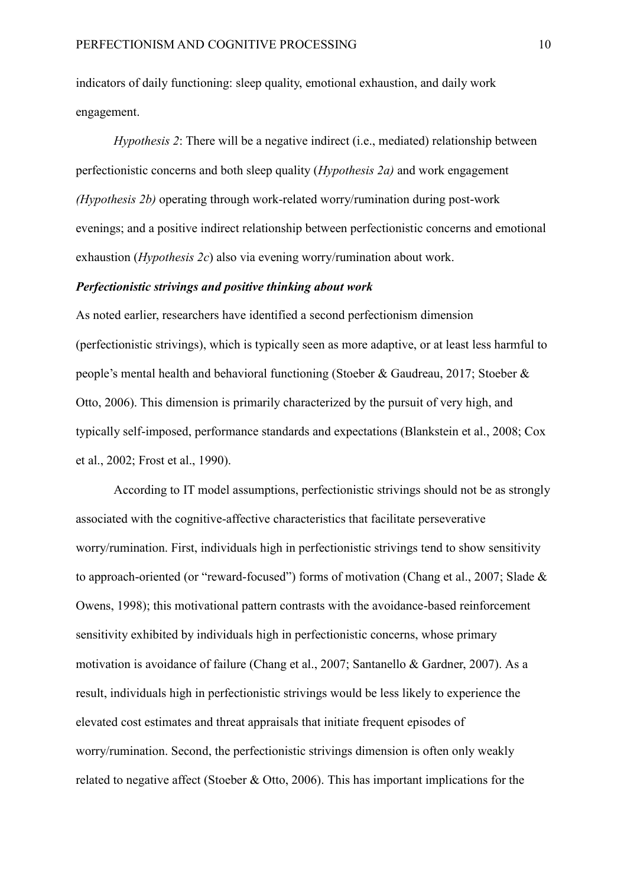indicators of daily functioning: sleep quality, emotional exhaustion, and daily work engagement.

*Hypothesis 2*: There will be a negative indirect (i.e., mediated) relationship between perfectionistic concerns and both sleep quality (*Hypothesis 2a)* and work engagement *(Hypothesis 2b)* operating through work-related worry/rumination during post-work evenings; and a positive indirect relationship between perfectionistic concerns and emotional exhaustion (*Hypothesis 2c*) also via evening worry/rumination about work.

### *Perfectionistic strivings and positive thinking about work*

As noted earlier, researchers have identified a second perfectionism dimension (perfectionistic strivings), which is typically seen as more adaptive, or at least less harmful to people's mental health and behavioral functioning (Stoeber & Gaudreau, 2017; Stoeber & Otto, 2006). This dimension is primarily characterized by the pursuit of very high, and typically self-imposed, performance standards and expectations (Blankstein et al., 2008; Cox et al., 2002; Frost et al., 1990).

According to IT model assumptions, perfectionistic strivings should not be as strongly associated with the cognitive-affective characteristics that facilitate perseverative worry/rumination. First, individuals high in perfectionistic strivings tend to show sensitivity to approach-oriented (or "reward-focused") forms of motivation (Chang et al., 2007; Slade & Owens, 1998); this motivational pattern contrasts with the avoidance-based reinforcement sensitivity exhibited by individuals high in perfectionistic concerns, whose primary motivation is avoidance of failure (Chang et al., 2007; Santanello & Gardner, 2007). As a result, individuals high in perfectionistic strivings would be less likely to experience the elevated cost estimates and threat appraisals that initiate frequent episodes of worry/rumination. Second, the perfectionistic strivings dimension is often only weakly related to negative affect (Stoeber & Otto, 2006). This has important implications for the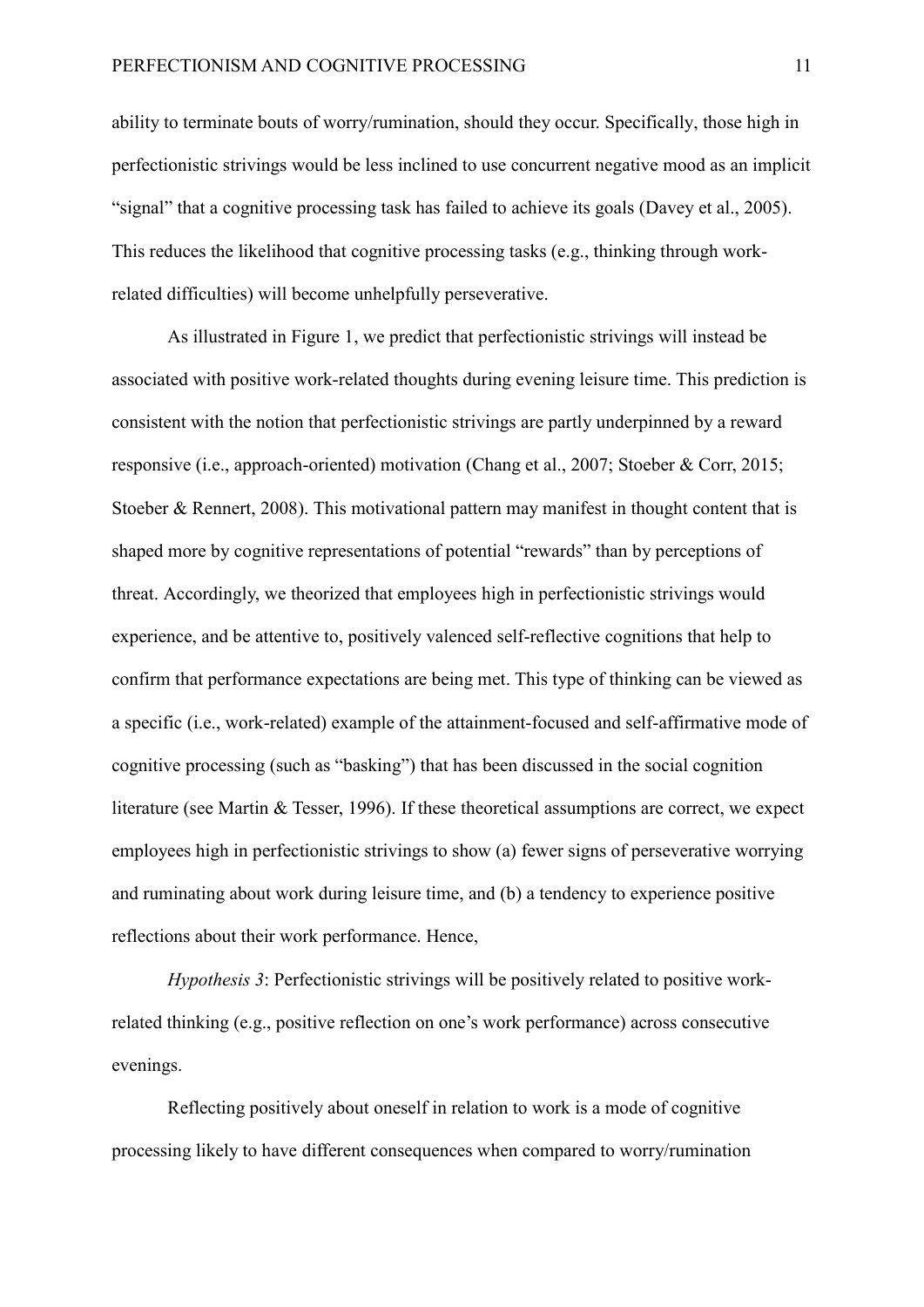ability to terminate bouts of worry/rumination, should they occur. Specifically, those high in perfectionistic strivings would be less inclined to use concurrent negative mood as an implicit "signal" that a cognitive processing task has failed to achieve its goals (Davey et al., 2005). This reduces the likelihood that cognitive processing tasks (e.g., thinking through work-related difficulties) will become unhelpfully perseverative.

As illustrated in Figure 1, we predict that perfectionistic strivings will instead be associated with positive work-related thoughts during evening leisure time. This prediction is consistent with the notion that perfectionistic strivings are partly underpinned by a reward responsive (i.e., approach-oriented) motivation (Chang et al., 2007; Stoeber & Corr, 2015; Stoeber & Rennert, 2008). This motivational pattern may manifest in thought content that is shaped more by cognitive representations of potential "rewards" than by perceptions of threat. Accordingly, we theorized that employees high in perfectionistic strivings would experience, and be attentive to, positively valenced self-reflective cognitions that help to confirm that performance expectations are being met. This type of thinking can be viewed as a specific (i.e., work-related) example of the attainment-focused and self-affirmative mode of cognitive processing (such as "basking") that has been discussed in the social cognition literature (see Martin & Tesser, 1996). If these theoretical assumptions are correct, we expect employees high in perfectionistic strivings to show (a) fewer signs of perseverative worrying and ruminating about work during leisure time, and (b) a tendency to experience positive reflections about their work performance. Hence,

*Hypothesis 3*: Perfectionistic strivings will be positively related to positive work-related thinking (e.g., positive reflection on one's work performance) across consecutive evenings.

Reflecting positively about oneself in relation to work is a mode of cognitive processing likely to have different consequences when compared to worry/rumination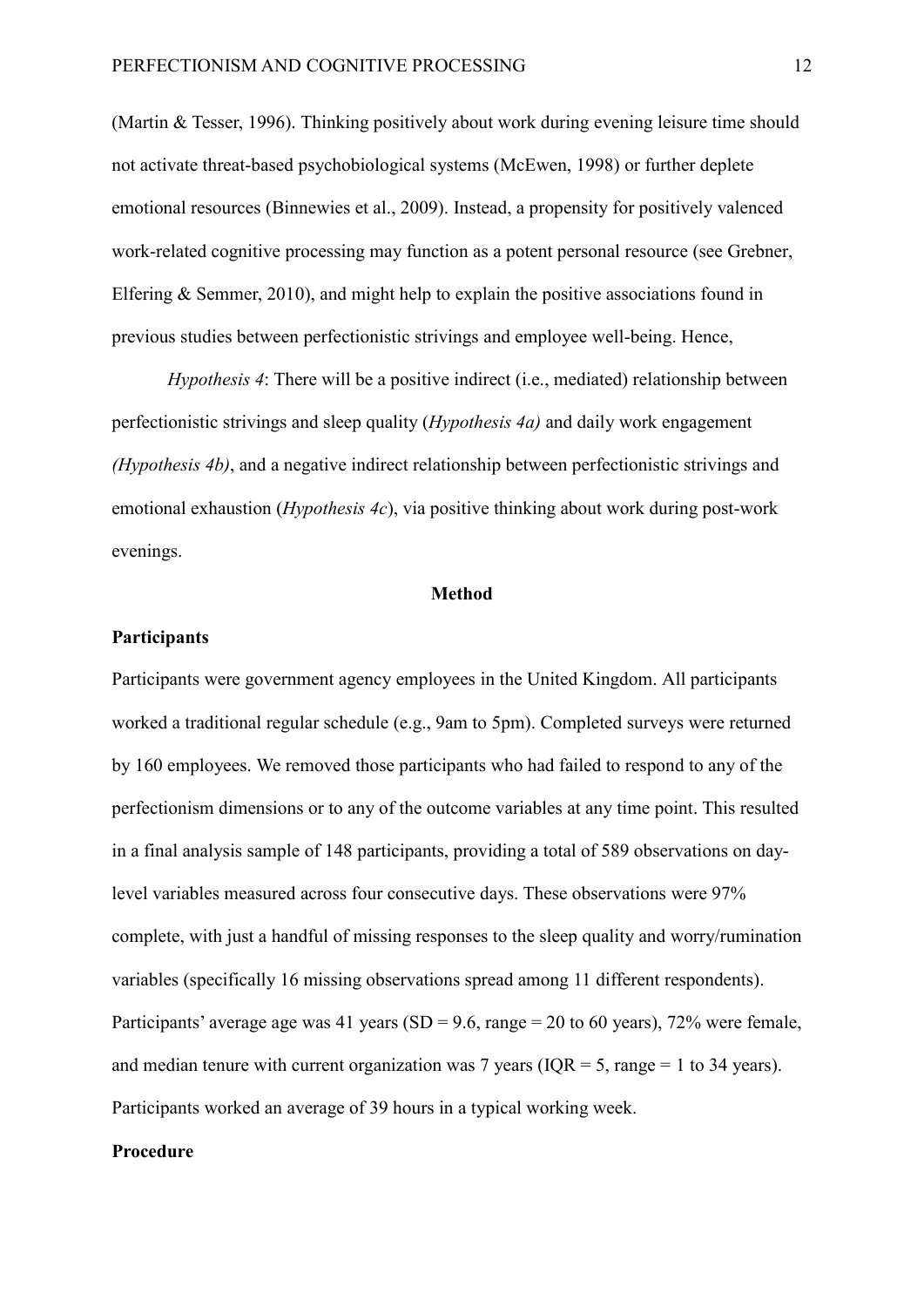(Martin & Tesser, 1996). Thinking positively about work during evening leisure time should not activate threat-based psychobiological systems (McEwen, 1998) or further deplete emotional resources (Binnewies et al., 2009). Instead, a propensity for positively valenced work-related cognitive processing may function as a potent personal resource (see Grebner, Elfering & Semmer, 2010), and might help to explain the positive associations found in previous studies between perfectionistic strivings and employee well-being. Hence,

*Hypothesis 4*: There will be a positive indirect (i.e., mediated) relationship between perfectionistic strivings and sleep quality (*Hypothesis 4a)* and daily work engagement *(Hypothesis 4b)*, and a negative indirect relationship between perfectionistic strivings and emotional exhaustion (*Hypothesis 4c*), via positive thinking about work during post-work evenings.

## Method

### Participants

Participants were government agency employees in the United Kingdom. All participants worked a traditional regular schedule (e.g., 9am to 5pm). Completed surveys were returned by 160 employees. We removed those participants who had failed to respond to any of the perfectionism dimensions or to any of the outcome variables at any time point. This resulted in a final analysis sample of 148 participants, providing a total of 589 observations on day-level variables measured across four consecutive days. These observations were 97% complete, with just a handful of missing responses to the sleep quality and worry/rumination variables (specifically 16 missing observations spread among 11 different respondents). Participants' average age was 41 years (SD = 9.6, range = 20 to 60 years), 72% were female, and median tenure with current organization was 7 years (IQR = 5, range = 1 to 34 years). Participants worked an average of 39 hours in a typical working week.

### Procedure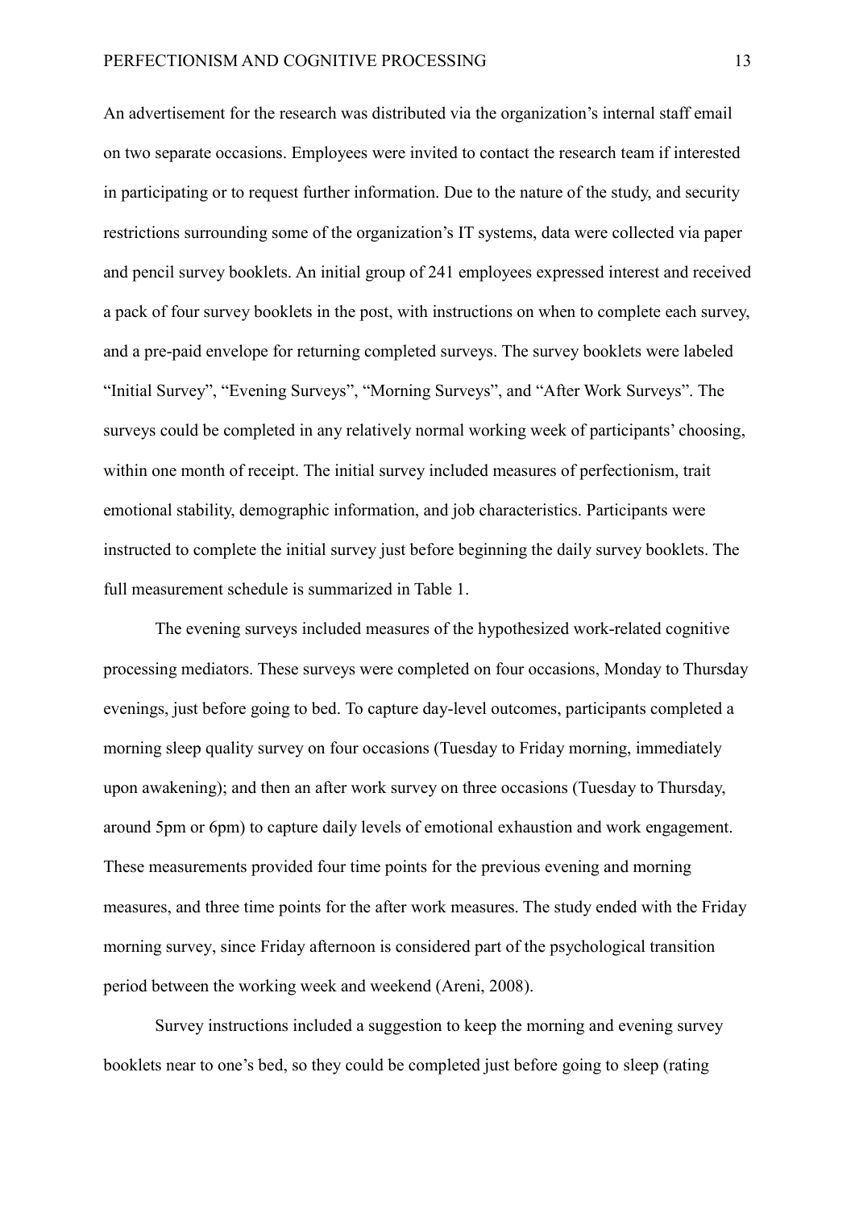An advertisement for the research was distributed via the organization's internal staff email on two separate occasions. Employees were invited to contact the research team if interested in participating or to request further information. Due to the nature of the study, and security restrictions surrounding some of the organization's IT systems, data were collected via paper and pencil survey booklets. An initial group of 241 employees expressed interest and received a pack of four survey booklets in the post, with instructions on when to complete each survey, and a pre-paid envelope for returning completed surveys. The survey booklets were labeled "Initial Survey", "Evening Surveys", "Morning Surveys", and "After Work Surveys". The surveys could be completed in any relatively normal working week of participants' choosing, within one month of receipt. The initial survey included measures of perfectionism, trait emotional stability, demographic information, and job characteristics. Participants were instructed to complete the initial survey just before beginning the daily survey booklets. The full measurement schedule is summarized in Table 1.

The evening surveys included measures of the hypothesized work-related cognitive processing mediators. These surveys were completed on four occasions, Monday to Thursday evenings, just before going to bed. To capture day-level outcomes, participants completed a morning sleep quality survey on four occasions (Tuesday to Friday morning, immediately upon awakening); and then an after work survey on three occasions (Tuesday to Thursday, around 5pm or 6pm) to capture daily levels of emotional exhaustion and work engagement. These measurements provided four time points for the previous evening and morning measures, and three time points for the after work measures. The study ended with the Friday morning survey, since Friday afternoon is considered part of the psychological transition period between the working week and weekend (Areni, 2008).

Survey instructions included a suggestion to keep the morning and evening survey booklets near to one's bed, so they could be completed just before going to sleep (rating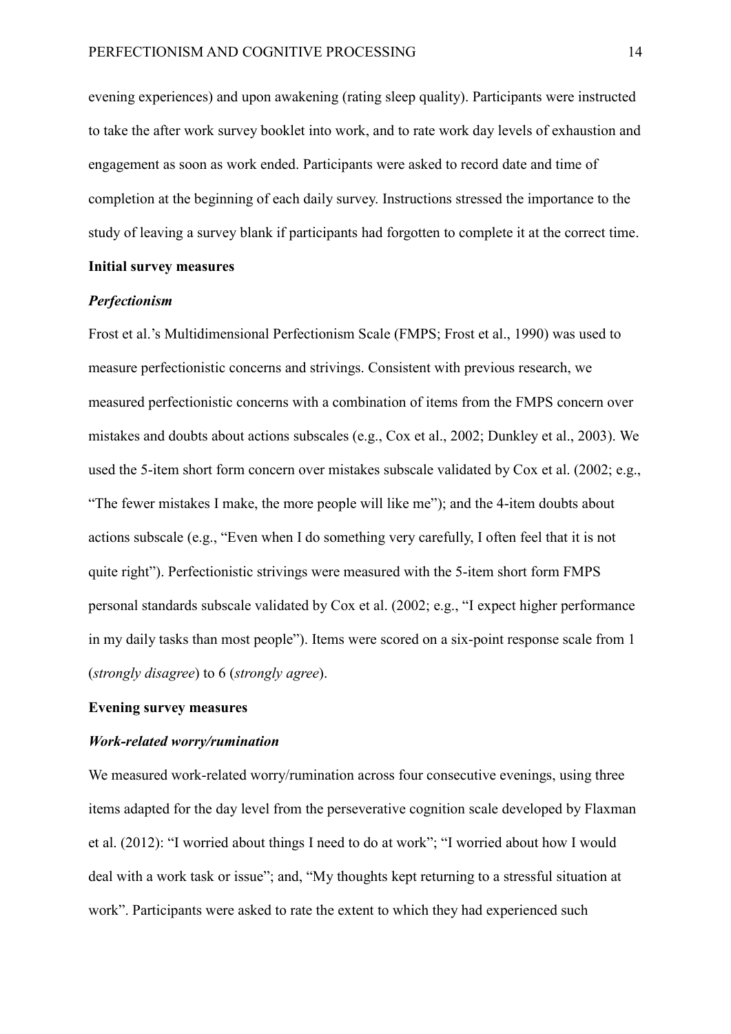evening experiences) and upon awakening (rating sleep quality). Participants were instructed to take the after work survey booklet into work, and to rate work day levels of exhaustion and engagement as soon as work ended. Participants were asked to record date and time of completion at the beginning of each daily survey. Instructions stressed the importance to the study of leaving a survey blank if participants had forgotten to complete it at the correct time.

## Initial survey measures

### *Perfectionism*

Frost et al.'s Multidimensional Perfectionism Scale (FMPS; Frost et al., 1990) was used to measure perfectionistic concerns and strivings. Consistent with previous research, we measured perfectionistic concerns with a combination of items from the FMPS concern over mistakes and doubts about actions subscales (e.g., Cox et al., 2002; Dunkley et al., 2003). We used the 5-item short form concern over mistakes subscale validated by Cox et al. (2002; e.g., "The fewer mistakes I make, the more people will like me"); and the 4-item doubts about actions subscale (e.g., "Even when I do something very carefully, I often feel that it is not quite right"). Perfectionistic strivings were measured with the 5-item short form FMPS personal standards subscale validated by Cox et al. (2002; e.g., "I expect higher performance in my daily tasks than most people"). Items were scored on a six-point response scale from 1 (*strongly disagree*) to 6 (*strongly agree*).

## Evening survey measures

### *Work-related worry/rumination*

We measured work-related worry/rumination across four consecutive evenings, using three items adapted for the day level from the perseverative cognition scale developed by Flaxman et al. (2012): "I worried about things I need to do at work"; "I worried about how I would deal with a work task or issue"; and, "My thoughts kept returning to a stressful situation at work". Participants were asked to rate the extent to which they had experienced such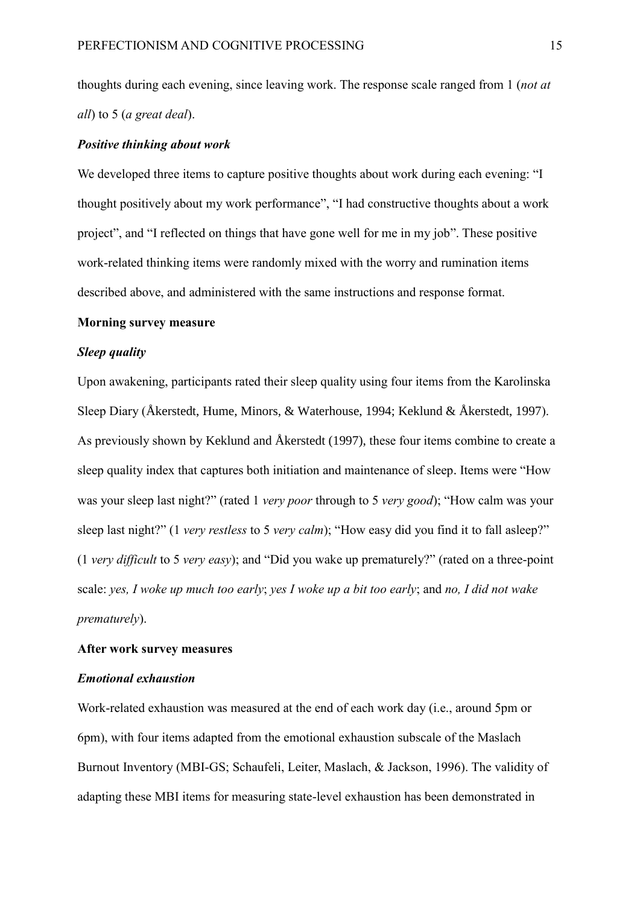thoughts during each evening, since leaving work. The response scale ranged from 1 (*not at all*) to 5 (*a great deal*).

### *Positive thinking about work*

We developed three items to capture positive thoughts about work during each evening: "I thought positively about my work performance", "I had constructive thoughts about a work project", and "I reflected on things that have gone well for me in my job". These positive work-related thinking items were randomly mixed with the worry and rumination items described above, and administered with the same instructions and response format.

## Morning survey measure

### *Sleep quality*

Upon awakening, participants rated their sleep quality using four items from the Karolinska Sleep Diary (Åkerstedt, Hume, Minors, & Waterhouse, 1994; Keklund & Åkerstedt, 1997). As previously shown by Keklund and Åkerstedt (1997), these four items combine to create a sleep quality index that captures both initiation and maintenance of sleep. Items were "How was your sleep last night?" (rated 1 *very poor* through to 5 *very good*); "How calm was your sleep last night?" (1 *very restless* to 5 *very calm*); "How easy did you find it to fall asleep?" (1 *very difficult* to 5 *very easy*); and "Did you wake up prematurely?" (rated on a three-point scale: *yes, I woke up much too early*; *yes I woke up a bit too early*; and *no, I did not wake prematurely*).

## After work survey measures

### *Emotional exhaustion*

Work-related exhaustion was measured at the end of each work day (i.e., around 5pm or 6pm), with four items adapted from the emotional exhaustion subscale of the Maslach Burnout Inventory (MBI-GS; Schaufeli, Leiter, Maslach, & Jackson, 1996). The validity of adapting these MBI items for measuring state-level exhaustion has been demonstrated in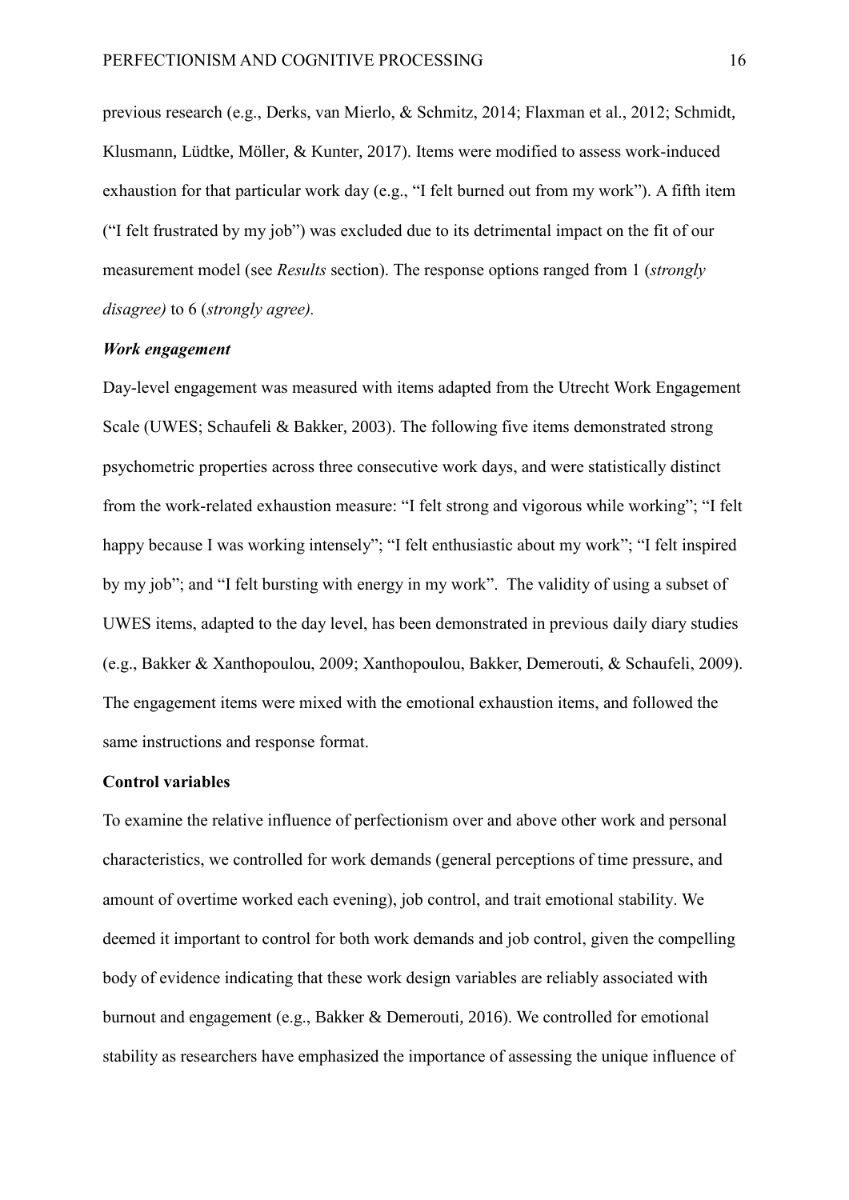previous research (e.g., Derks, van Mierlo, & Schmitz, 2014; Flaxman et al., 2012; Schmidt, Klusmann, Lüdtke, Möller, & Kunter, 2017). Items were modified to assess work-induced exhaustion for that particular work day (e.g., "I felt burned out from my work"). A fifth item ("I felt frustrated by my job") was excluded due to its detrimental impact on the fit of our measurement model (see *Results* section). The response options ranged from 1 (*strongly disagree)* to 6 (*strongly agree).*

### *Work engagement*

Day-level engagement was measured with items adapted from the Utrecht Work Engagement Scale (UWES; Schaufeli & Bakker, 2003). The following five items demonstrated strong psychometric properties across three consecutive work days, and were statistically distinct from the work-related exhaustion measure: "I felt strong and vigorous while working"; "I felt happy because I was working intensely"; "I felt enthusiastic about my work"; "I felt inspired by my job"; and "I felt bursting with energy in my work". The validity of using a subset of UWES items, adapted to the day level, has been demonstrated in previous daily diary studies (e.g., Bakker & Xanthopoulou, 2009; Xanthopoulou, Bakker, Demerouti, & Schaufeli, 2009). The engagement items were mixed with the emotional exhaustion items, and followed the same instructions and response format.

## Control variables

To examine the relative influence of perfectionism over and above other work and personal characteristics, we controlled for work demands (general perceptions of time pressure, and amount of overtime worked each evening), job control, and trait emotional stability. We deemed it important to control for both work demands and job control, given the compelling body of evidence indicating that these work design variables are reliably associated with burnout and engagement (e.g., Bakker & Demerouti, 2016). We controlled for emotional stability as researchers have emphasized the importance of assessing the unique influence of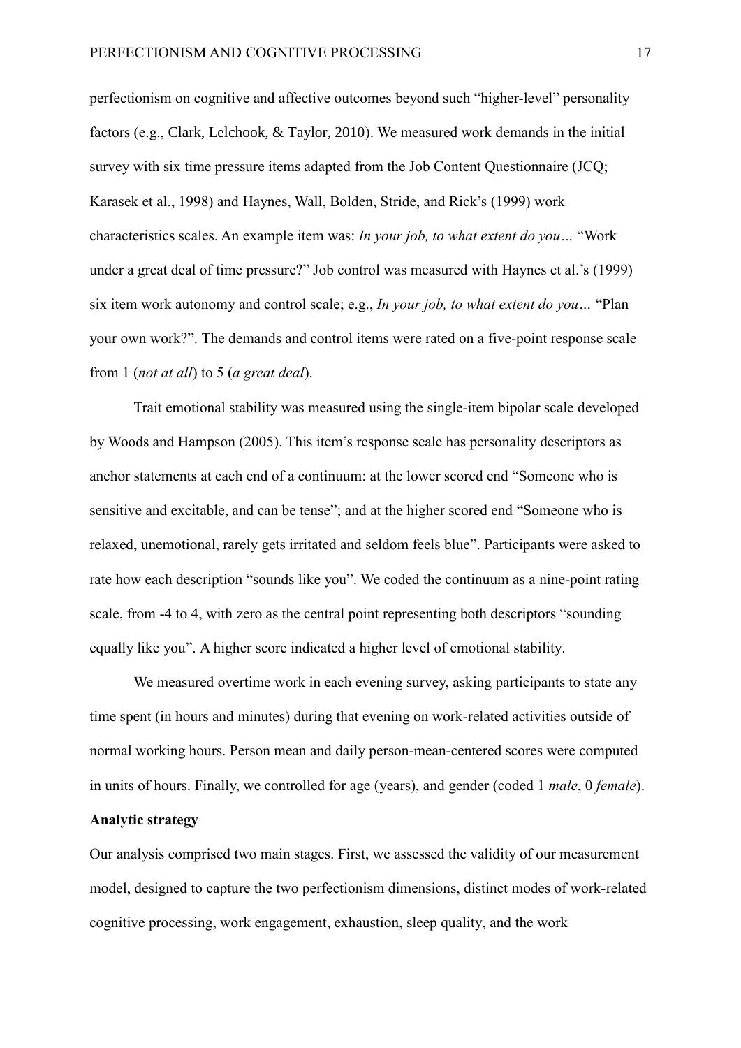perfectionism on cognitive and affective outcomes beyond such “higher-level” personality factors (e.g., Clark, Lelchook, & Taylor, 2010). We measured work demands in the initial survey with six time pressure items adapted from the Job Content Questionnaire (JCQ; Karasek et al., 1998) and Haynes, Wall, Bolden, Stride, and Rick’s (1999) work characteristics scales. An example item was: *In your job, to what extent do you…* “Work under a great deal of time pressure?” Job control was measured with Haynes et al.’s (1999) six item work autonomy and control scale; e.g., *In your job, to what extent do you…* “Plan your own work?”. The demands and control items were rated on a five-point response scale from 1 (*not at all*) to 5 (*a great deal*).

Trait emotional stability was measured using the single-item bipolar scale developed by Woods and Hampson (2005). This item’s response scale has personality descriptors as anchor statements at each end of a continuum: at the lower scored end “Someone who is sensitive and excitable, and can be tense”; and at the higher scored end “Someone who is relaxed, unemotional, rarely gets irritated and seldom feels blue”. Participants were asked to rate how each description “sounds like you”. We coded the continuum as a nine-point rating scale, from -4 to 4, with zero as the central point representing both descriptors “sounding equally like you”. A higher score indicated a higher level of emotional stability.

We measured overtime work in each evening survey, asking participants to state any time spent (in hours and minutes) during that evening on work-related activities outside of normal working hours. Person mean and daily person-mean-centered scores were computed in units of hours. Finally, we controlled for age (years), and gender (coded 1 *male*, 0 *female*).

**Analytic strategy**

Our analysis comprised two main stages. First, we assessed the validity of our measurement model, designed to capture the two perfectionism dimensions, distinct modes of work-related cognitive processing, work engagement, exhaustion, sleep quality, and the work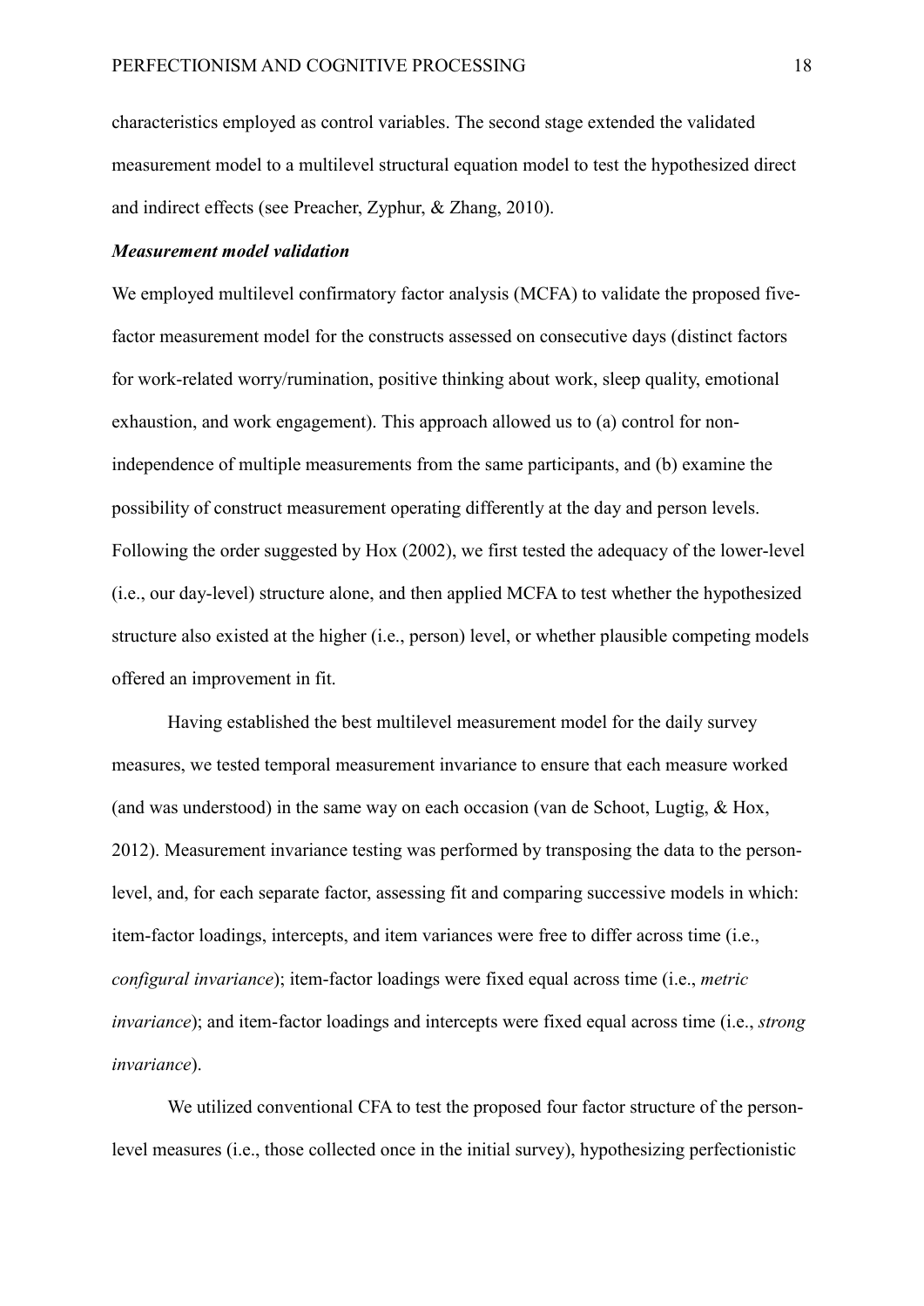characteristics employed as control variables. The second stage extended the validated measurement model to a multilevel structural equation model to test the hypothesized direct and indirect effects (see Preacher, Zyphur, & Zhang, 2010).

### ***Measurement model validation***

We employed multilevel confirmatory factor analysis (MCFA) to validate the proposed five-factor measurement model for the constructs assessed on consecutive days (distinct factors for work-related worry/rumination, positive thinking about work, sleep quality, emotional exhaustion, and work engagement). This approach allowed us to (a) control for non-independence of multiple measurements from the same participants, and (b) examine the possibility of construct measurement operating differently at the day and person levels. Following the order suggested by Hox (2002), we first tested the adequacy of the lower-level (i.e., our day-level) structure alone, and then applied MCFA to test whether the hypothesized structure also existed at the higher (i.e., person) level, or whether plausible competing models offered an improvement in fit.

Having established the best multilevel measurement model for the daily survey measures, we tested temporal measurement invariance to ensure that each measure worked (and was understood) in the same way on each occasion (van de Schoot, Lugtig, & Hox, 2012). Measurement invariance testing was performed by transposing the data to the person-level, and, for each separate factor, assessing fit and comparing successive models in which: item-factor loadings, intercepts, and item variances were free to differ across time (i.e., *configural invariance*); item-factor loadings were fixed equal across time (i.e., *metric invariance*); and item-factor loadings and intercepts were fixed equal across time (i.e., *strong invariance*).

We utilized conventional CFA to test the proposed four factor structure of the person-level measures (i.e., those collected once in the initial survey), hypothesizing perfectionistic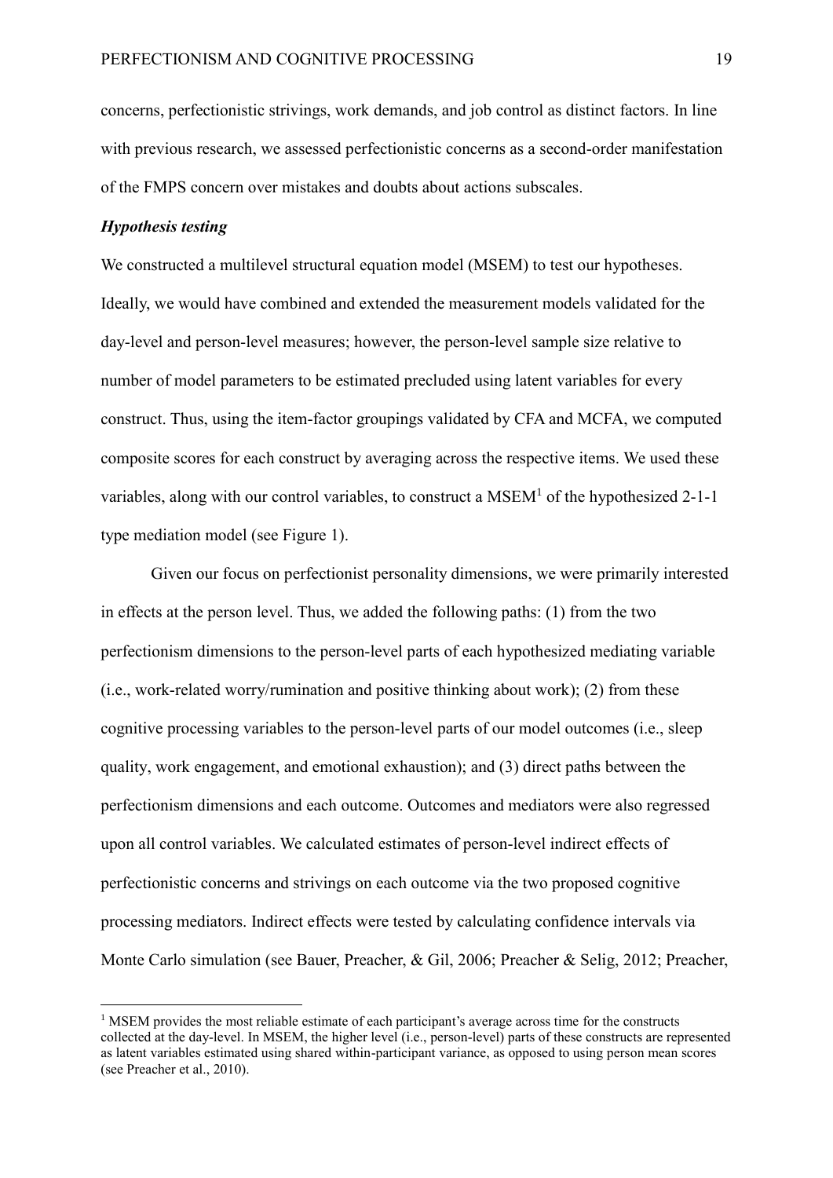concerns, perfectionistic strivings, work demands, and job control as distinct factors. In line with previous research, we assessed perfectionistic concerns as a second-order manifestation of the FMPS concern over mistakes and doubts about actions subscales.

***Hypothesis testing***

We constructed a multilevel structural equation model (MSEM) to test our hypotheses. Ideally, we would have combined and extended the measurement models validated for the day-level and person-level measures; however, the person-level sample size relative to number of model parameters to be estimated precluded using latent variables for every construct. Thus, using the item-factor groupings validated by CFA and MCFA, we computed composite scores for each construct by averaging across the respective items. We used these variables, along with our control variables, to construct a MSEM[1] of the hypothesized 2-1-1 type mediation model (see Figure 1).

Given our focus on perfectionist personality dimensions, we were primarily interested in effects at the person level. Thus, we added the following paths: (1) from the two perfectionism dimensions to the person-level parts of each hypothesized mediating variable (i.e., work-related worry/rumination and positive thinking about work); (2) from these cognitive processing variables to the person-level parts of our model outcomes (i.e., sleep quality, work engagement, and emotional exhaustion); and (3) direct paths between the perfectionism dimensions and each outcome. Outcomes and mediators were also regressed upon all control variables. We calculated estimates of person-level indirect effects of perfectionistic concerns and strivings on each outcome via the two proposed cognitive processing mediators. Indirect effects were tested by calculating confidence intervals via Monte Carlo simulation (see Bauer, Preacher, & Gil, 2006; Preacher & Selig, 2012; Preacher,

[1] MSEM provides the most reliable estimate of each participant's average across time for the constructs collected at the day-level. In MSEM, the higher level (i.e., person-level) parts of these constructs are represented as latent variables estimated using shared within-participant variance, as opposed to using person mean scores (see Preacher et al., 2010).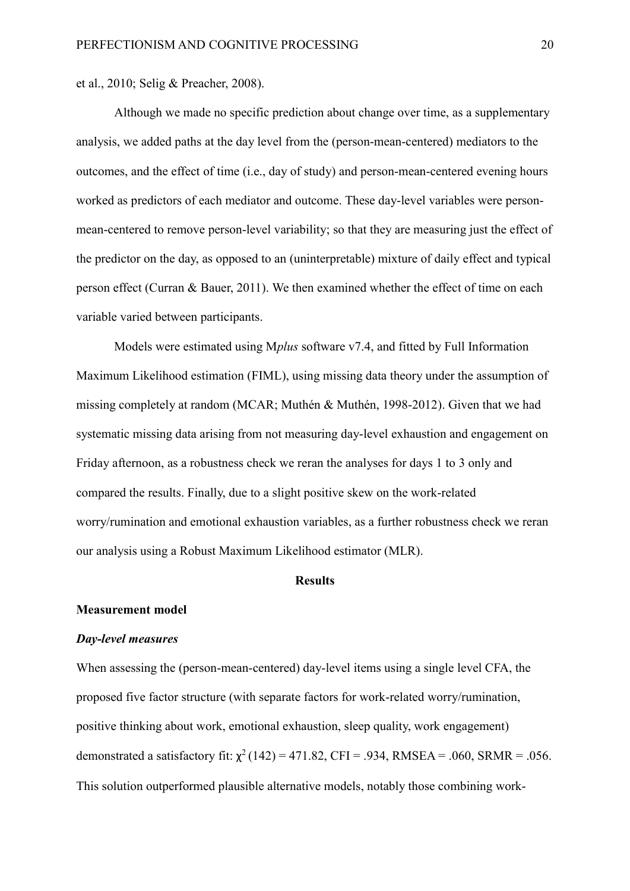et al., 2010; Selig & Preacher, 2008).

Although we made no specific prediction about change over time, as a supplementary analysis, we added paths at the day level from the (person-mean-centered) mediators to the outcomes, and the effect of time (i.e., day of study) and person-mean-centered evening hours worked as predictors of each mediator and outcome. These day-level variables were person-mean-centered to remove person-level variability; so that they are measuring just the effect of the predictor on the day, as opposed to an (uninterpretable) mixture of daily effect and typical person effect (Curran & Bauer, 2011). We then examined whether the effect of time on each variable varied between participants.

Models were estimated using M*plus* software v7.4, and fitted by Full Information Maximum Likelihood estimation (FIML), using missing data theory under the assumption of missing completely at random (MCAR; Muthén & Muthén, 1998-2012). Given that we had systematic missing data arising from not measuring day-level exhaustion and engagement on Friday afternoon, as a robustness check we reran the analyses for days 1 to 3 only and compared the results. Finally, due to a slight positive skew on the work-related worry/rumination and emotional exhaustion variables, as a further robustness check we reran our analysis using a Robust Maximum Likelihood estimator (MLR).

## Results

### Measurement model

#### *Day-level measures*

When assessing the (person-mean-centered) day-level items using a single level CFA, the proposed five factor structure (with separate factors for work-related worry/rumination, positive thinking about work, emotional exhaustion, sleep quality, work engagement) demonstrated a satisfactory fit: $\chi^2\,(142) = 471.82$, CFI = .934, RMSEA = .060, SRMR = .056. This solution outperformed plausible alternative models, notably those combining work-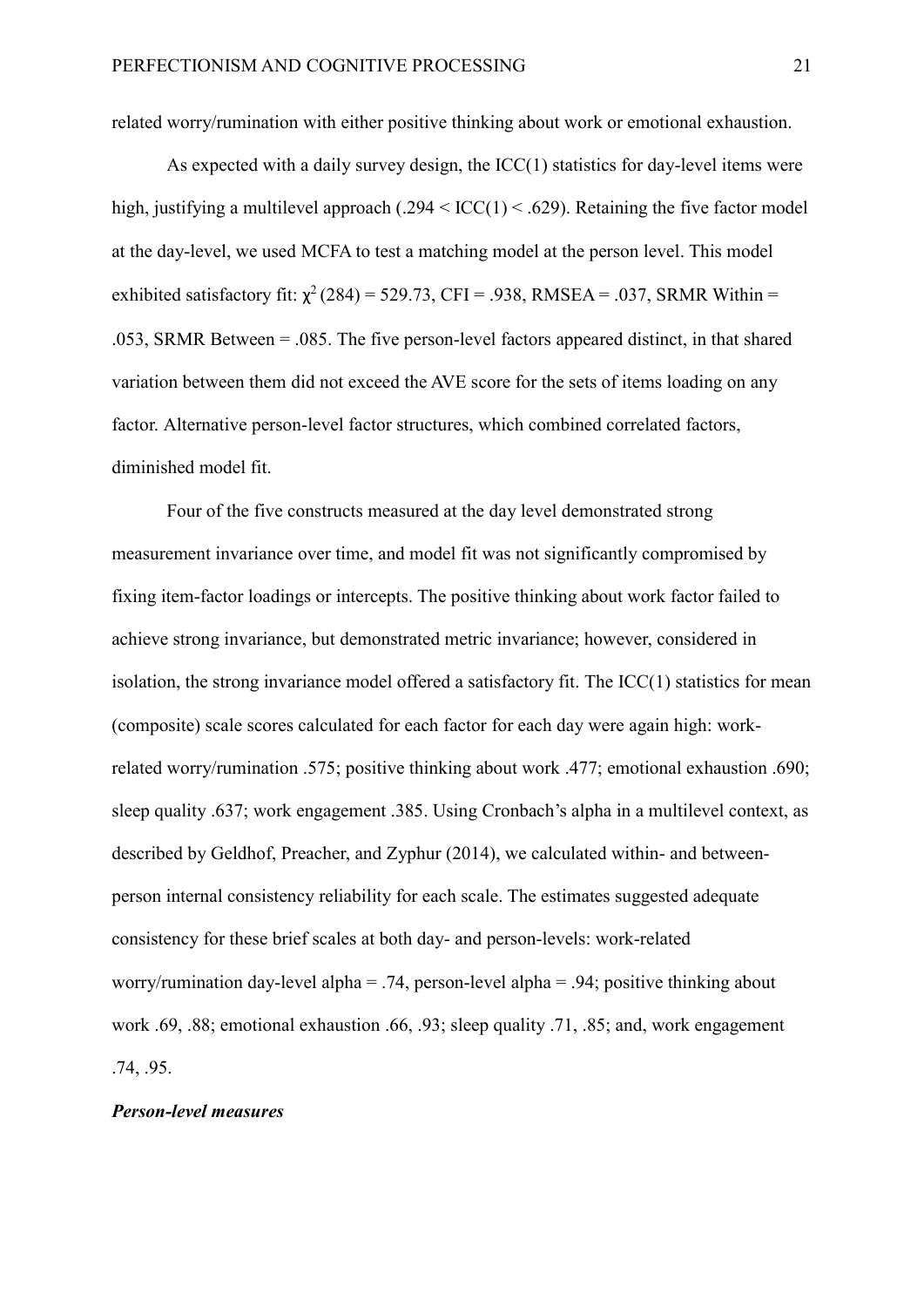related worry/rumination with either positive thinking about work or emotional exhaustion.

As expected with a daily survey design, the ICC(1) statistics for day-level items were high, justifying a multilevel approach (.294 < ICC(1) < .629). Retaining the five factor model at the day-level, we used MCFA to test a matching model at the person level. This model exhibited satisfactory fit: $\chi^2$ (284) = 529.73, CFI = .938, RMSEA = .037, SRMR Within = .053, SRMR Between = .085. The five person-level factors appeared distinct, in that shared variation between them did not exceed the AVE score for the sets of items loading on any factor. Alternative person-level factor structures, which combined correlated factors, diminished model fit.

Four of the five constructs measured at the day level demonstrated strong measurement invariance over time, and model fit was not significantly compromised by fixing item-factor loadings or intercepts. The positive thinking about work factor failed to achieve strong invariance, but demonstrated metric invariance; however, considered in isolation, the strong invariance model offered a satisfactory fit. The ICC(1) statistics for mean (composite) scale scores calculated for each factor for each day were again high: work-related worry/rumination .575; positive thinking about work .477; emotional exhaustion .690; sleep quality .637; work engagement .385. Using Cronbach's alpha in a multilevel context, as described by Geldhof, Preacher, and Zyphur (2014), we calculated within- and between-person internal consistency reliability for each scale. The estimates suggested adequate consistency for these brief scales at both day- and person-levels: work-related worry/rumination day-level alpha = .74, person-level alpha = .94; positive thinking about work .69, .88; emotional exhaustion .66, .93; sleep quality .71, .85; and, work engagement .74, .95.

***Person-level measures***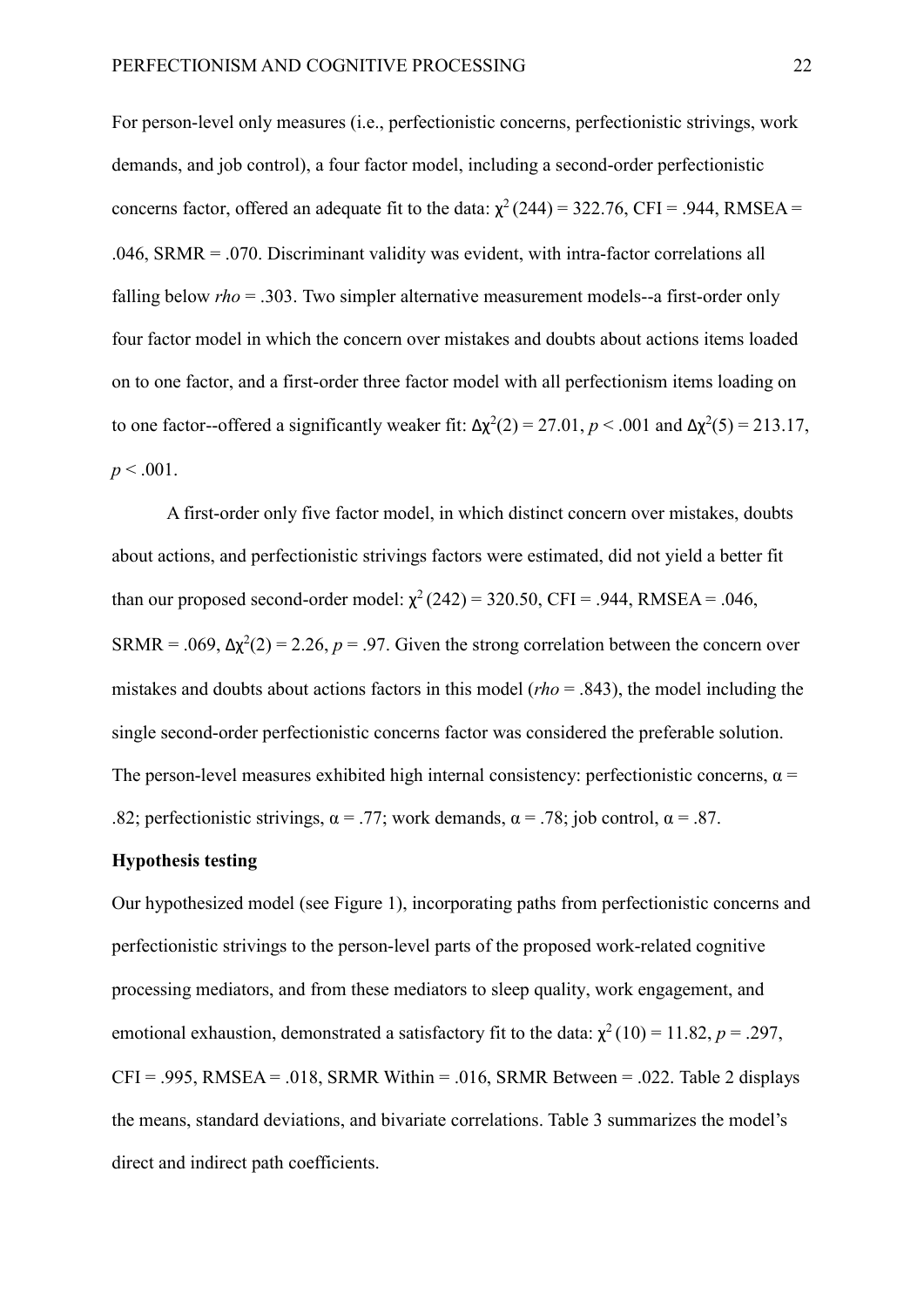For person-level only measures (i.e., perfectionistic concerns, perfectionistic strivings, work demands, and job control), a four factor model, including a second-order perfectionistic concerns factor, offered an adequate fit to the data: $\chi^2(244) = 322.76$, CFI = .944, RMSEA = .046, SRMR = .070. Discriminant validity was evident, with intra-factor correlations all falling below *rho* = .303. Two simpler alternative measurement models--a first-order only four factor model in which the concern over mistakes and doubts about actions items loaded on to one factor, and a first-order three factor model with all perfectionism items loading on to one factor--offered a significantly weaker fit: $\Delta\chi^2(2) = 27.01$, $p < .001$ and $\Delta\chi^2(5) = 213.17$, $p < .001$.

A first-order only five factor model, in which distinct concern over mistakes, doubts about actions, and perfectionistic strivings factors were estimated, did not yield a better fit than our proposed second-order model: $\chi^2(242) = 320.50$, CFI = .944, RMSEA = .046, SRMR = .069, $\Delta\chi^2(2) = 2.26$, $p = .97$. Given the strong correlation between the concern over mistakes and doubts about actions factors in this model (*rho* = .843), the model including the single second-order perfectionistic concerns factor was considered the preferable solution. The person-level measures exhibited high internal consistency: perfectionistic concerns, $\alpha$ = .82; perfectionistic strivings, $\alpha$ = .77; work demands, $\alpha$ = .78; job control, $\alpha$ = .87.

**Hypothesis testing**

Our hypothesized model (see Figure 1), incorporating paths from perfectionistic concerns and perfectionistic strivings to the person-level parts of the proposed work-related cognitive processing mediators, and from these mediators to sleep quality, work engagement, and emotional exhaustion, demonstrated a satisfactory fit to the data: $\chi^2(10) = 11.82$, $p = .297$, CFI = .995, RMSEA = .018, SRMR Within = .016, SRMR Between = .022. Table 2 displays the means, standard deviations, and bivariate correlations. Table 3 summarizes the model's direct and indirect path coefficients.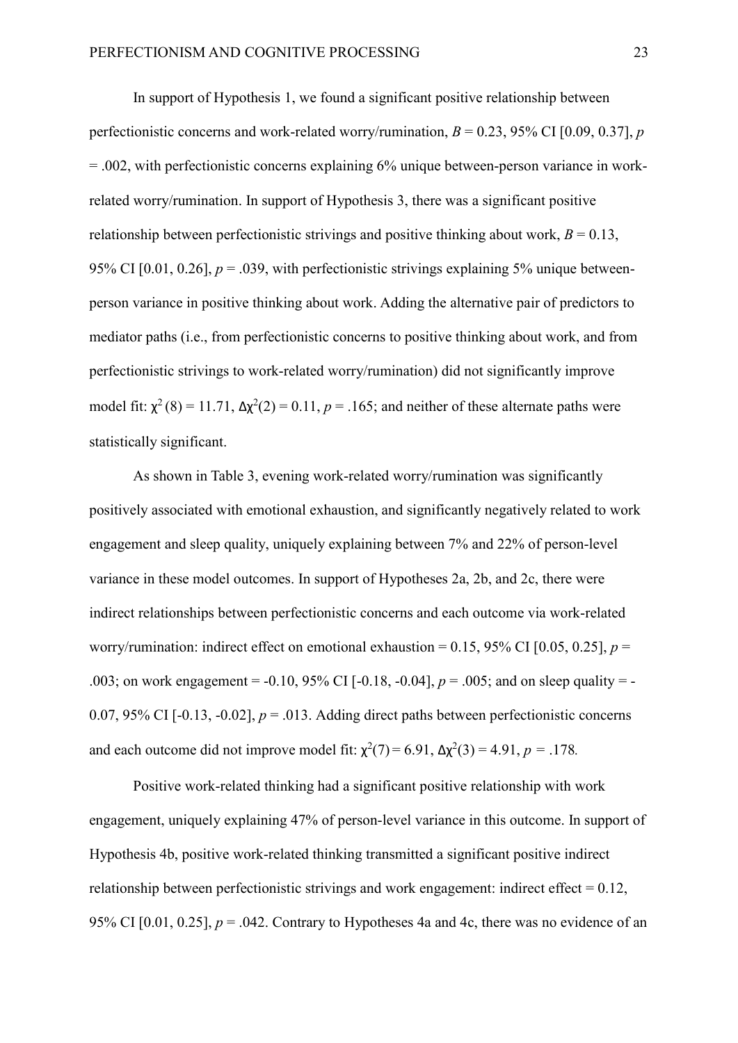In support of Hypothesis 1, we found a significant positive relationship between perfectionistic concerns and work-related worry/rumination, $B = 0.23$, 95% CI [0.09, 0.37], $p = .002$, with perfectionistic concerns explaining 6% unique between-person variance in work-related worry/rumination. In support of Hypothesis 3, there was a significant positive relationship between perfectionistic strivings and positive thinking about work, $B = 0.13$, 95% CI [0.01, 0.26], $p = .039$, with perfectionistic strivings explaining 5% unique between-person variance in positive thinking about work. Adding the alternative pair of predictors to mediator paths (i.e., from perfectionistic concerns to positive thinking about work, and from perfectionistic strivings to work-related worry/rumination) did not significantly improve model fit: $\chi^2(8) = 11.71$, $\Delta\chi^2(2) = 0.11$, $p = .165$; and neither of these alternate paths were statistically significant.

As shown in Table 3, evening work-related worry/rumination was significantly positively associated with emotional exhaustion, and significantly negatively related to work engagement and sleep quality, uniquely explaining between 7% and 22% of person-level variance in these model outcomes. In support of Hypotheses 2a, 2b, and 2c, there were indirect relationships between perfectionistic concerns and each outcome via work-related worry/rumination: indirect effect on emotional exhaustion = 0.15, 95% CI [0.05, 0.25], $p = .003$; on work engagement = -0.10, 95% CI [-0.18, -0.04], $p = .005$; and on sleep quality = -0.07, 95% CI [-0.13, -0.02], $p = .013$. Adding direct paths between perfectionistic concerns and each outcome did not improve model fit: $\chi^2(7) = 6.91$, $\Delta\chi^2(3) = 4.91$, $p = .178$.

Positive work-related thinking had a significant positive relationship with work engagement, uniquely explaining 47% of person-level variance in this outcome. In support of Hypothesis 4b, positive work-related thinking transmitted a significant positive indirect relationship between perfectionistic strivings and work engagement: indirect effect = 0.12, 95% CI [0.01, 0.25], $p = .042$. Contrary to Hypotheses 4a and 4c, there was no evidence of an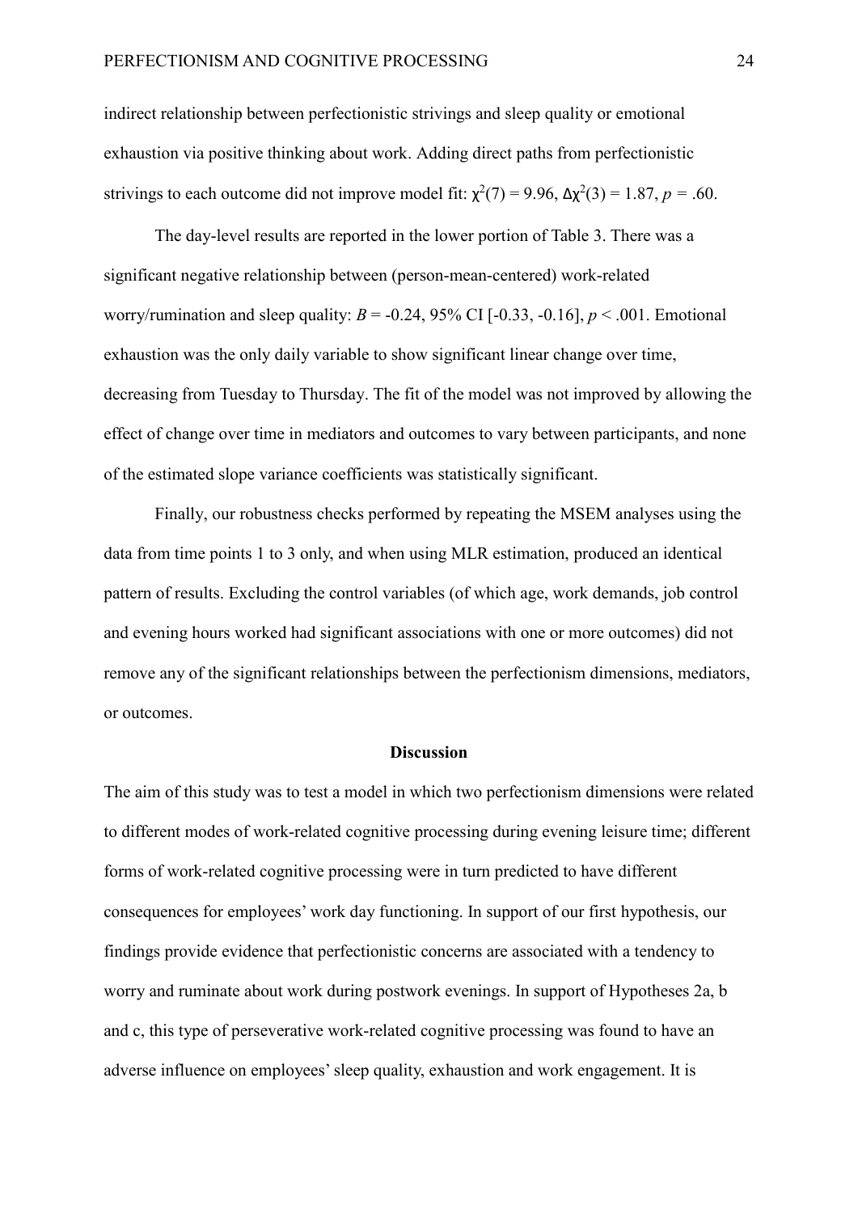indirect relationship between perfectionistic strivings and sleep quality or emotional exhaustion via positive thinking about work. Adding direct paths from perfectionistic strivings to each outcome did not improve model fit: $\chi^2(7) = 9.96$, $\Delta\chi^2(3) = 1.87$, $p = .60$.

The day-level results are reported in the lower portion of Table 3. There was a significant negative relationship between (person-mean-centered) work-related worry/rumination and sleep quality: $B = -0.24$, 95% CI [-0.33, -0.16], $p < .001$. Emotional exhaustion was the only daily variable to show significant linear change over time, decreasing from Tuesday to Thursday. The fit of the model was not improved by allowing the effect of change over time in mediators and outcomes to vary between participants, and none of the estimated slope variance coefficients was statistically significant.

Finally, our robustness checks performed by repeating the MSEM analyses using the data from time points 1 to 3 only, and when using MLR estimation, produced an identical pattern of results. Excluding the control variables (of which age, work demands, job control and evening hours worked had significant associations with one or more outcomes) did not remove any of the significant relationships between the perfectionism dimensions, mediators, or outcomes.

## Discussion

The aim of this study was to test a model in which two perfectionism dimensions were related to different modes of work-related cognitive processing during evening leisure time; different forms of work-related cognitive processing were in turn predicted to have different consequences for employees' work day functioning. In support of our first hypothesis, our findings provide evidence that perfectionistic concerns are associated with a tendency to worry and ruminate about work during postwork evenings. In support of Hypotheses 2a, b and c, this type of perseverative work-related cognitive processing was found to have an adverse influence on employees' sleep quality, exhaustion and work engagement. It is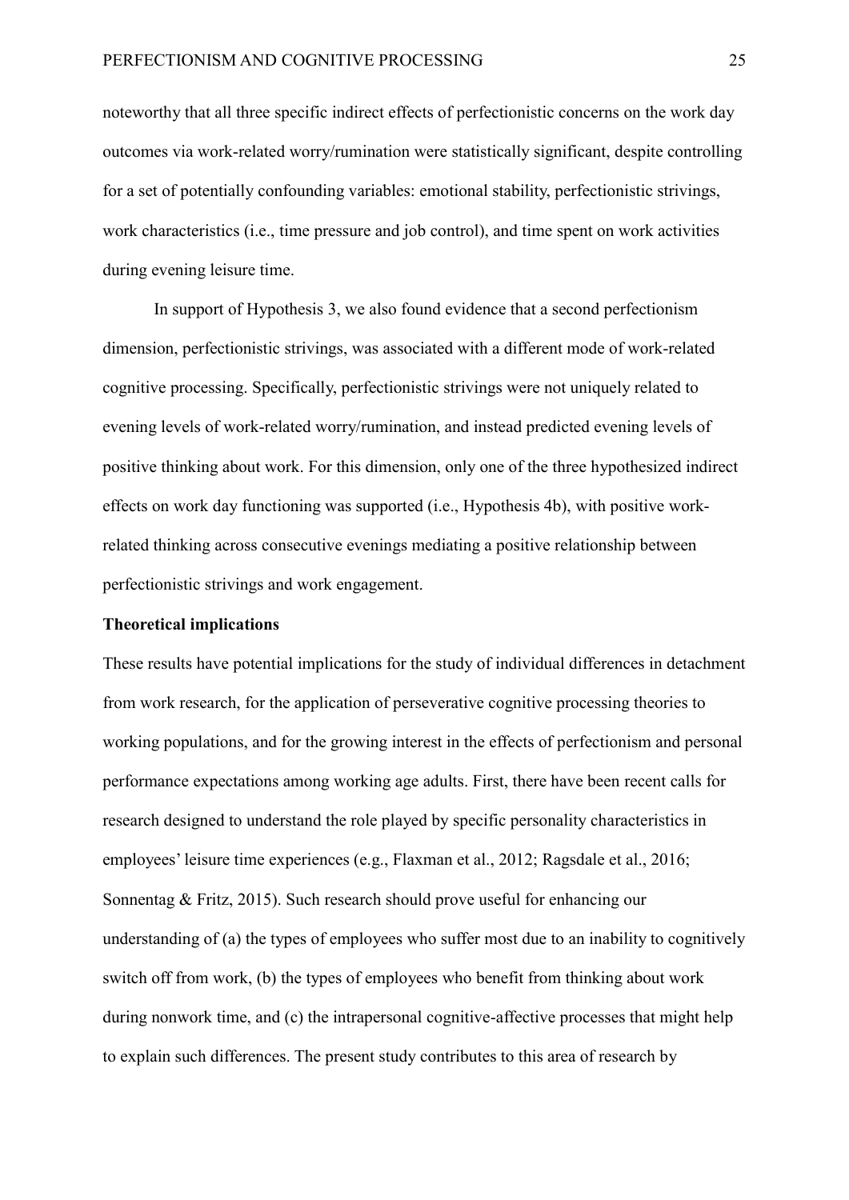noteworthy that all three specific indirect effects of perfectionistic concerns on the work day outcomes via work-related worry/rumination were statistically significant, despite controlling for a set of potentially confounding variables: emotional stability, perfectionistic strivings, work characteristics (i.e., time pressure and job control), and time spent on work activities during evening leisure time.

In support of Hypothesis 3, we also found evidence that a second perfectionism dimension, perfectionistic strivings, was associated with a different mode of work-related cognitive processing. Specifically, perfectionistic strivings were not uniquely related to evening levels of work-related worry/rumination, and instead predicted evening levels of positive thinking about work. For this dimension, only one of the three hypothesized indirect effects on work day functioning was supported (i.e., Hypothesis 4b), with positive work-related thinking across consecutive evenings mediating a positive relationship between perfectionistic strivings and work engagement.

**Theoretical implications**

These results have potential implications for the study of individual differences in detachment from work research, for the application of perseverative cognitive processing theories to working populations, and for the growing interest in the effects of perfectionism and personal performance expectations among working age adults. First, there have been recent calls for research designed to understand the role played by specific personality characteristics in employees' leisure time experiences (e.g., Flaxman et al., 2012; Ragsdale et al., 2016; Sonnentag & Fritz, 2015). Such research should prove useful for enhancing our understanding of (a) the types of employees who suffer most due to an inability to cognitively switch off from work, (b) the types of employees who benefit from thinking about work during nonwork time, and (c) the intrapersonal cognitive-affective processes that might help to explain such differences. The present study contributes to this area of research by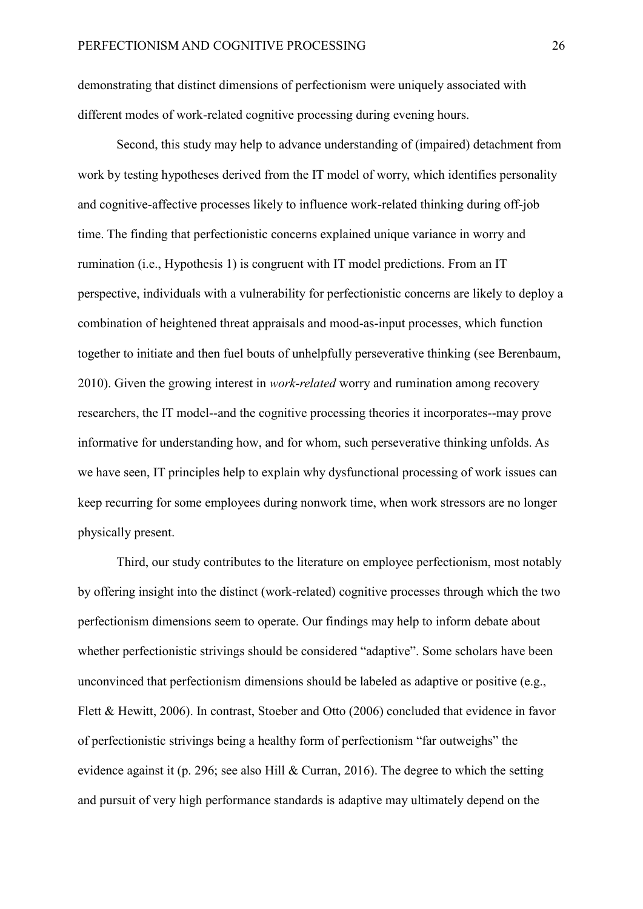demonstrating that distinct dimensions of perfectionism were uniquely associated with different modes of work-related cognitive processing during evening hours.

Second, this study may help to advance understanding of (impaired) detachment from work by testing hypotheses derived from the IT model of worry, which identifies personality and cognitive-affective processes likely to influence work-related thinking during off-job time. The finding that perfectionistic concerns explained unique variance in worry and rumination (i.e., Hypothesis 1) is congruent with IT model predictions. From an IT perspective, individuals with a vulnerability for perfectionistic concerns are likely to deploy a combination of heightened threat appraisals and mood-as-input processes, which function together to initiate and then fuel bouts of unhelpfully perseverative thinking (see Berenbaum, 2010). Given the growing interest in *work-related* worry and rumination among recovery researchers, the IT model--and the cognitive processing theories it incorporates--may prove informative for understanding how, and for whom, such perseverative thinking unfolds. As we have seen, IT principles help to explain why dysfunctional processing of work issues can keep recurring for some employees during nonwork time, when work stressors are no longer physically present.

Third, our study contributes to the literature on employee perfectionism, most notably by offering insight into the distinct (work-related) cognitive processes through which the two perfectionism dimensions seem to operate. Our findings may help to inform debate about whether perfectionistic strivings should be considered "adaptive". Some scholars have been unconvinced that perfectionism dimensions should be labeled as adaptive or positive (e.g., Flett & Hewitt, 2006). In contrast, Stoeber and Otto (2006) concluded that evidence in favor of perfectionistic strivings being a healthy form of perfectionism "far outweighs" the evidence against it (p. 296; see also Hill & Curran, 2016). The degree to which the setting and pursuit of very high performance standards is adaptive may ultimately depend on the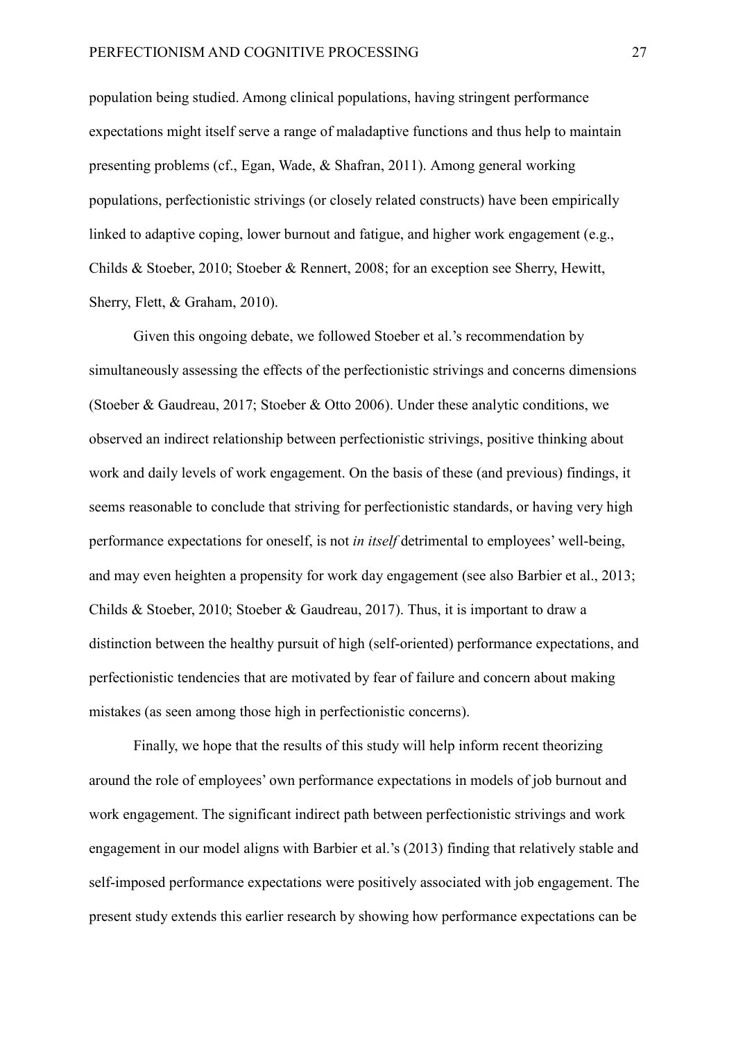population being studied. Among clinical populations, having stringent performance expectations might itself serve a range of maladaptive functions and thus help to maintain presenting problems (cf., Egan, Wade, & Shafran, 2011). Among general working populations, perfectionistic strivings (or closely related constructs) have been empirically linked to adaptive coping, lower burnout and fatigue, and higher work engagement (e.g., Childs & Stoeber, 2010; Stoeber & Rennert, 2008; for an exception see Sherry, Hewitt, Sherry, Flett, & Graham, 2010).

Given this ongoing debate, we followed Stoeber et al.'s recommendation by simultaneously assessing the effects of the perfectionistic strivings and concerns dimensions (Stoeber & Gaudreau, 2017; Stoeber & Otto 2006). Under these analytic conditions, we observed an indirect relationship between perfectionistic strivings, positive thinking about work and daily levels of work engagement. On the basis of these (and previous) findings, it seems reasonable to conclude that striving for perfectionistic standards, or having very high performance expectations for oneself, is not *in itself* detrimental to employees' well-being, and may even heighten a propensity for work day engagement (see also Barbier et al., 2013; Childs & Stoeber, 2010; Stoeber & Gaudreau, 2017). Thus, it is important to draw a distinction between the healthy pursuit of high (self-oriented) performance expectations, and perfectionistic tendencies that are motivated by fear of failure and concern about making mistakes (as seen among those high in perfectionistic concerns).

Finally, we hope that the results of this study will help inform recent theorizing around the role of employees' own performance expectations in models of job burnout and work engagement. The significant indirect path between perfectionistic strivings and work engagement in our model aligns with Barbier et al.'s (2013) finding that relatively stable and self-imposed performance expectations were positively associated with job engagement. The present study extends this earlier research by showing how performance expectations can be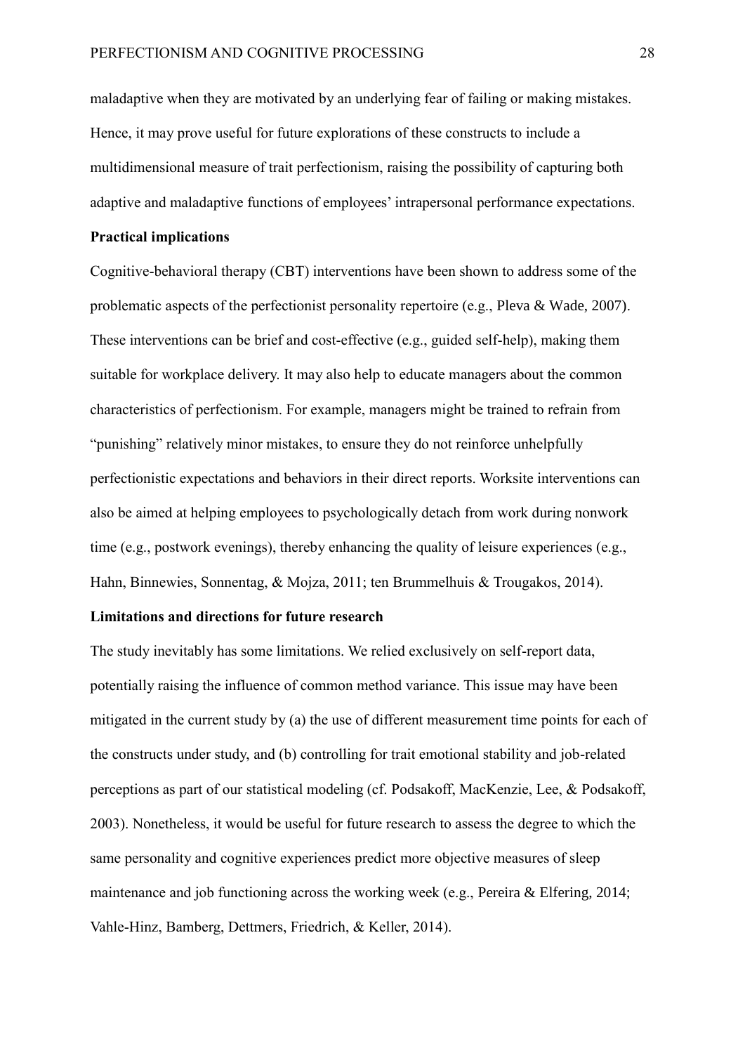maladaptive when they are motivated by an underlying fear of failing or making mistakes. Hence, it may prove useful for future explorations of these constructs to include a multidimensional measure of trait perfectionism, raising the possibility of capturing both adaptive and maladaptive functions of employees' intrapersonal performance expectations.

**Practical implications**

Cognitive-behavioral therapy (CBT) interventions have been shown to address some of the problematic aspects of the perfectionist personality repertoire (e.g., Pleva & Wade, 2007). These interventions can be brief and cost-effective (e.g., guided self-help), making them suitable for workplace delivery. It may also help to educate managers about the common characteristics of perfectionism. For example, managers might be trained to refrain from "punishing" relatively minor mistakes, to ensure they do not reinforce unhelpfully perfectionistic expectations and behaviors in their direct reports. Worksite interventions can also be aimed at helping employees to psychologically detach from work during nonwork time (e.g., postwork evenings), thereby enhancing the quality of leisure experiences (e.g., Hahn, Binnewies, Sonnentag, & Mojza, 2011; ten Brummelhuis & Trougakos, 2014).

**Limitations and directions for future research**

The study inevitably has some limitations. We relied exclusively on self-report data, potentially raising the influence of common method variance. This issue may have been mitigated in the current study by (a) the use of different measurement time points for each of the constructs under study, and (b) controlling for trait emotional stability and job-related perceptions as part of our statistical modeling (cf. Podsakoff, MacKenzie, Lee, & Podsakoff, 2003). Nonetheless, it would be useful for future research to assess the degree to which the same personality and cognitive experiences predict more objective measures of sleep maintenance and job functioning across the working week (e.g., Pereira & Elfering, 2014; Vahle-Hinz, Bamberg, Dettmers, Friedrich, & Keller, 2014).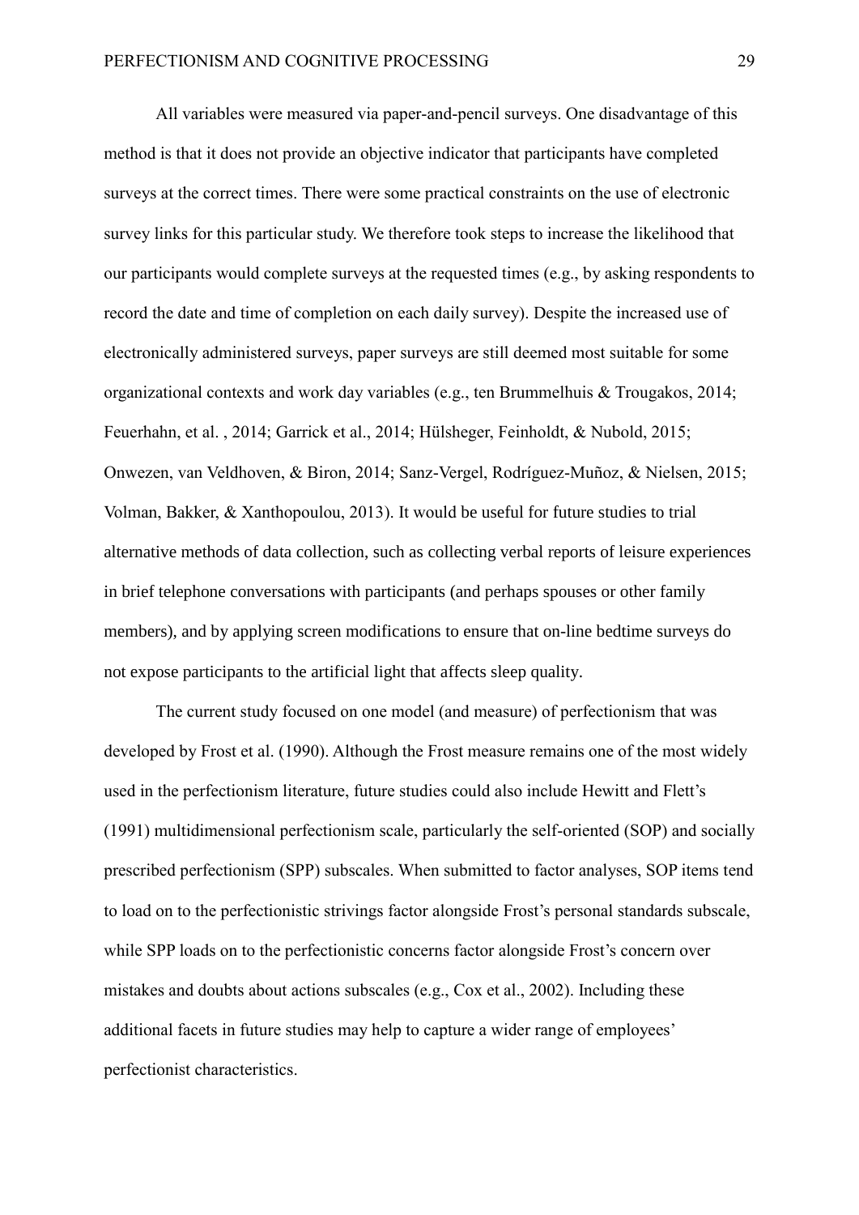All variables were measured via paper-and-pencil surveys. One disadvantage of this method is that it does not provide an objective indicator that participants have completed surveys at the correct times. There were some practical constraints on the use of electronic survey links for this particular study. We therefore took steps to increase the likelihood that our participants would complete surveys at the requested times (e.g., by asking respondents to record the date and time of completion on each daily survey). Despite the increased use of electronically administered surveys, paper surveys are still deemed most suitable for some organizational contexts and work day variables (e.g., ten Brummelhuis & Trougakos, 2014; Feuerhahn, et al. , 2014; Garrick et al., 2014; Hülsheger, Feinholdt, & Nubold, 2015; Onwezen, van Veldhoven, & Biron, 2014; Sanz-Vergel, Rodríguez-Muñoz, & Nielsen, 2015; Volman, Bakker, & Xanthopoulou, 2013). It would be useful for future studies to trial alternative methods of data collection, such as collecting verbal reports of leisure experiences in brief telephone conversations with participants (and perhaps spouses or other family members), and by applying screen modifications to ensure that on-line bedtime surveys do not expose participants to the artificial light that affects sleep quality.

The current study focused on one model (and measure) of perfectionism that was developed by Frost et al. (1990). Although the Frost measure remains one of the most widely used in the perfectionism literature, future studies could also include Hewitt and Flett's (1991) multidimensional perfectionism scale, particularly the self-oriented (SOP) and socially prescribed perfectionism (SPP) subscales. When submitted to factor analyses, SOP items tend to load on to the perfectionistic strivings factor alongside Frost's personal standards subscale, while SPP loads on to the perfectionistic concerns factor alongside Frost's concern over mistakes and doubts about actions subscales (e.g., Cox et al., 2002). Including these additional facets in future studies may help to capture a wider range of employees' perfectionist characteristics.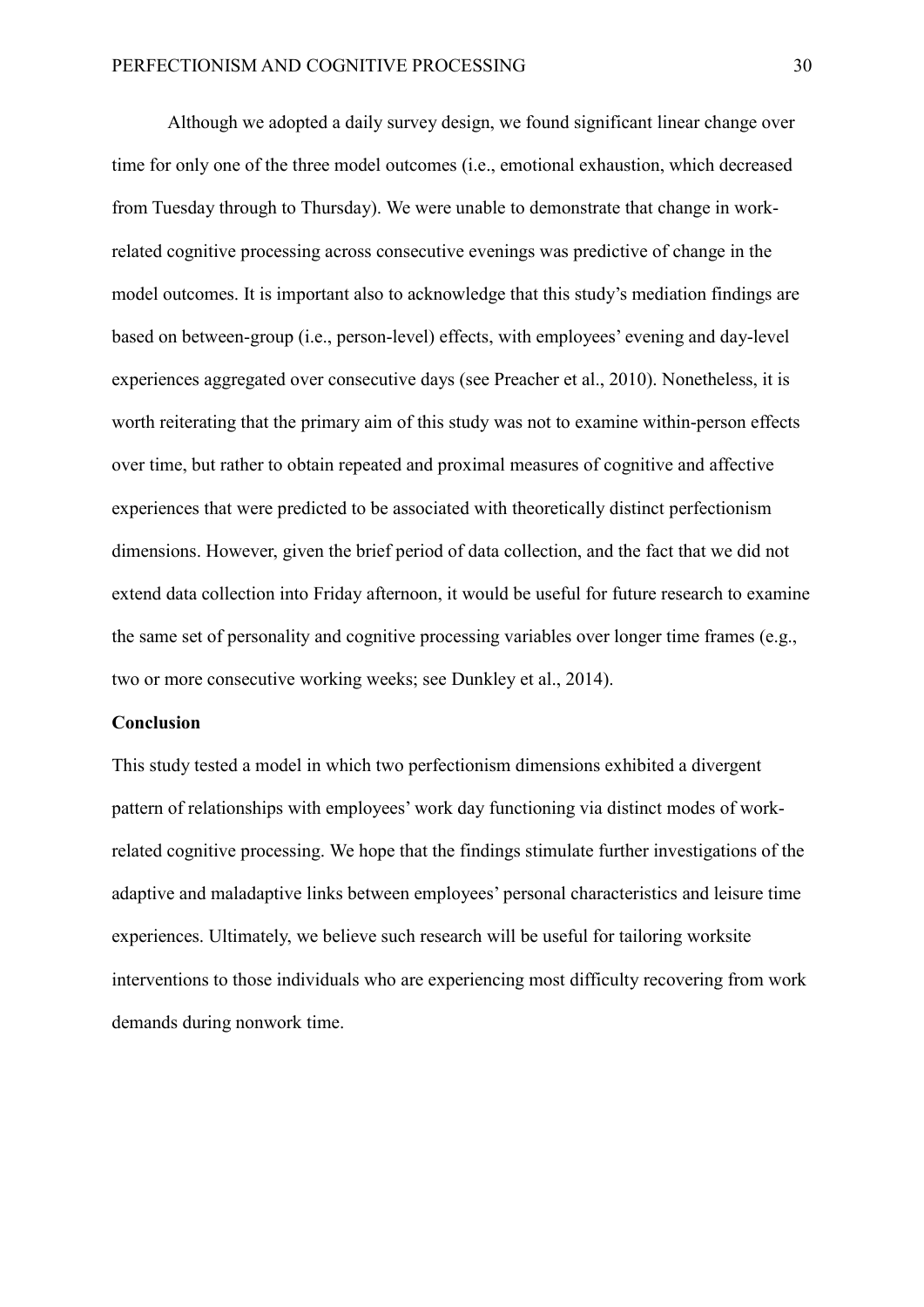Although we adopted a daily survey design, we found significant linear change over time for only one of the three model outcomes (i.e., emotional exhaustion, which decreased from Tuesday through to Thursday). We were unable to demonstrate that change in work-related cognitive processing across consecutive evenings was predictive of change in the model outcomes. It is important also to acknowledge that this study's mediation findings are based on between-group (i.e., person-level) effects, with employees' evening and day-level experiences aggregated over consecutive days (see Preacher et al., 2010). Nonetheless, it is worth reiterating that the primary aim of this study was not to examine within-person effects over time, but rather to obtain repeated and proximal measures of cognitive and affective experiences that were predicted to be associated with theoretically distinct perfectionism dimensions. However, given the brief period of data collection, and the fact that we did not extend data collection into Friday afternoon, it would be useful for future research to examine the same set of personality and cognitive processing variables over longer time frames (e.g., two or more consecutive working weeks; see Dunkley et al., 2014).

## Conclusion

This study tested a model in which two perfectionism dimensions exhibited a divergent pattern of relationships with employees' work day functioning via distinct modes of work-related cognitive processing. We hope that the findings stimulate further investigations of the adaptive and maladaptive links between employees' personal characteristics and leisure time experiences. Ultimately, we believe such research will be useful for tailoring worksite interventions to those individuals who are experiencing most difficulty recovering from work demands during nonwork time.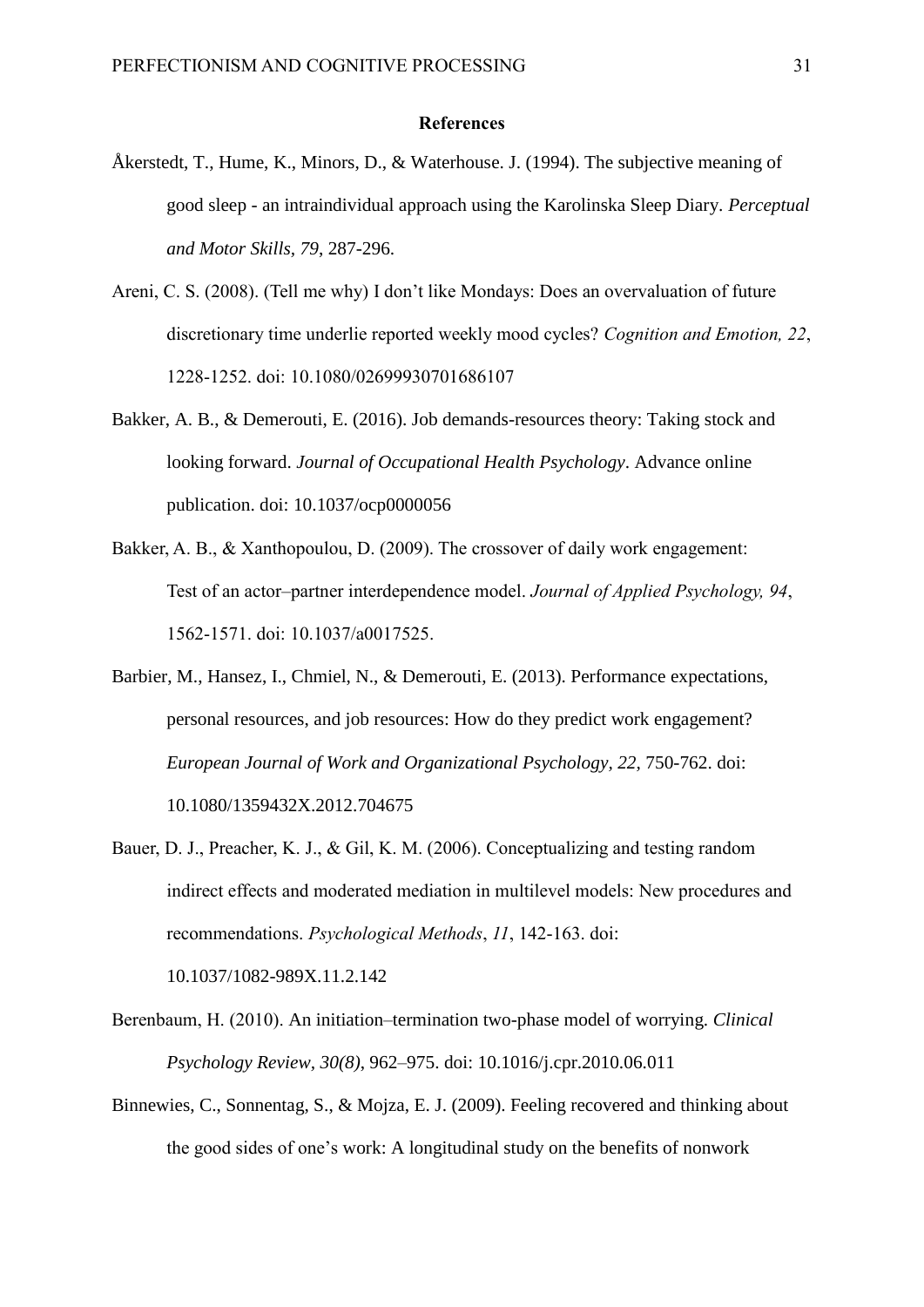**References**

Åkerstedt, T., Hume, K., Minors, D., & Waterhouse. J. (1994). The subjective meaning of good sleep - an intraindividual approach using the Karolinska Sleep Diary. *Perceptual and Motor Skills*, *79*, 287-296.

Areni, C. S. (2008). (Tell me why) I don't like Mondays: Does an overvaluation of future discretionary time underlie reported weekly mood cycles? *Cognition and Emotion, 22*, 1228-1252. doi: 10.1080/02699930701686107

Bakker, A. B., & Demerouti, E. (2016). Job demands-resources theory: Taking stock and looking forward. *Journal of Occupational Health Psychology*. Advance online publication. doi: 10.1037/ocp0000056

Bakker, A. B., & Xanthopoulou, D. (2009). The crossover of daily work engagement: Test of an actor–partner interdependence model. *Journal of Applied Psychology, 94*, 1562-1571. doi: 10.1037/a0017525.

Barbier, M., Hansez, I., Chmiel, N., & Demerouti, E. (2013). Performance expectations, personal resources, and job resources: How do they predict work engagement? *European Journal of Work and Organizational Psychology*, *22*, 750-762. doi: 10.1080/1359432X.2012.704675

Bauer, D. J., Preacher, K. J., & Gil, K. M. (2006). Conceptualizing and testing random indirect effects and moderated mediation in multilevel models: New procedures and recommendations. *Psychological Methods*, *11*, 142-163. doi: 10.1037/1082-989X.11.2.142

Berenbaum, H. (2010). An initiation–termination two-phase model of worrying. *Clinical Psychology Review*, *30(8)*, 962–975. doi: 10.1016/j.cpr.2010.06.011

Binnewies, C., Sonnentag, S., & Mojza, E. J. (2009). Feeling recovered and thinking about the good sides of one's work: A longitudinal study on the benefits of nonwork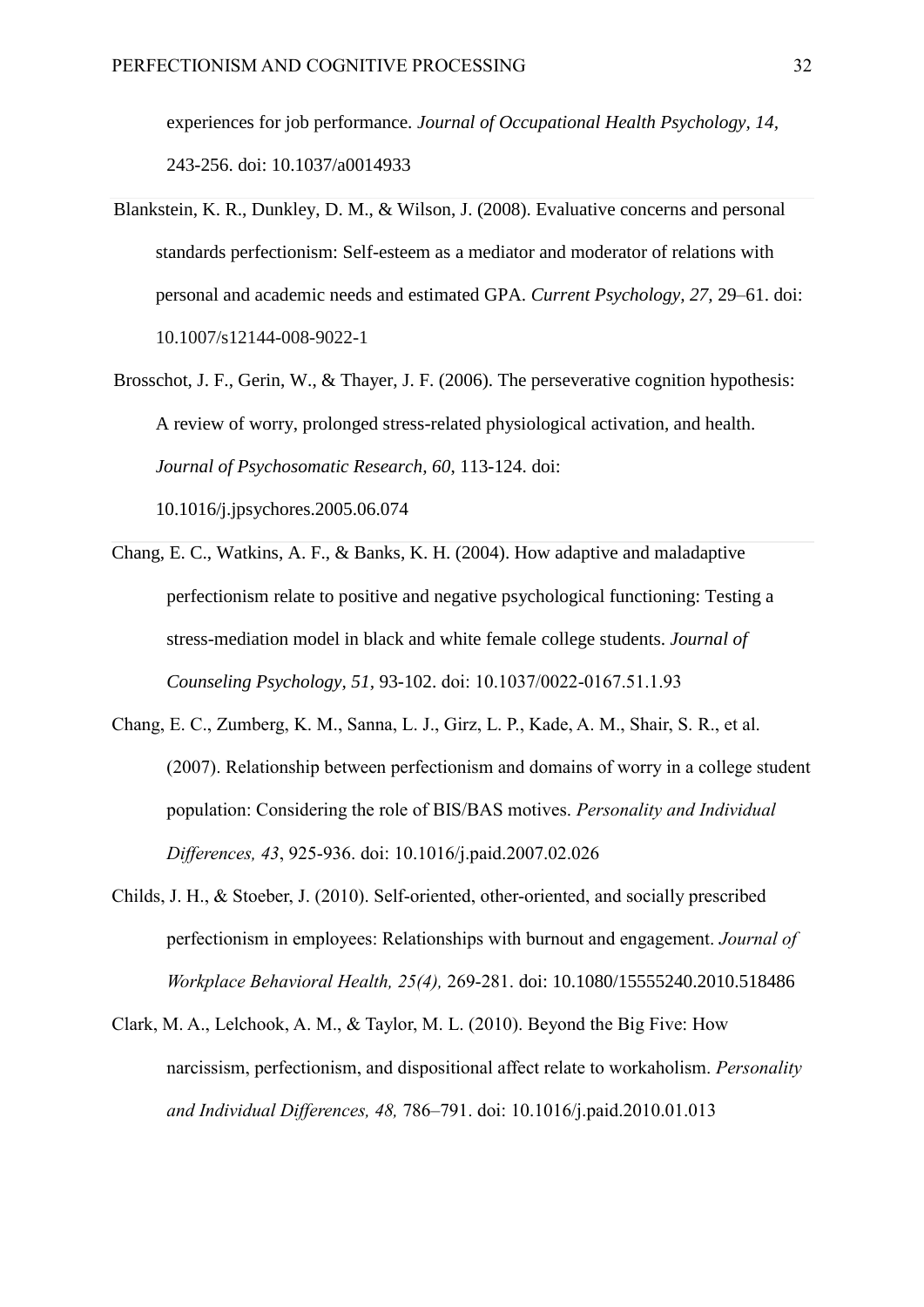experiences for job performance. *Journal of Occupational Health Psychology, 14,* 243-256. doi: 10.1037/a0014933

Blankstein, K. R., Dunkley, D. M., & Wilson, J. (2008). Evaluative concerns and personal standards perfectionism: Self-esteem as a mediator and moderator of relations with personal and academic needs and estimated GPA. *Current Psychology, 27,* 29–61. doi: 10.1007/s12144-008-9022-1

Brosschot, J. F., Gerin, W., & Thayer, J. F. (2006). The perseverative cognition hypothesis: A review of worry, prolonged stress-related physiological activation, and health. *Journal of Psychosomatic Research, 60*, 113-124. doi: 10.1016/j.jpsychores.2005.06.074

Chang, E. C., Watkins, A. F., & Banks, K. H. (2004). How adaptive and maladaptive perfectionism relate to positive and negative psychological functioning: Testing a stress-mediation model in black and white female college students. *Journal of Counseling Psychology, 51,* 93-102. doi: 10.1037/0022-0167.51.1.93

Chang, E. C., Zumberg, K. M., Sanna, L. J., Girz, L. P., Kade, A. M., Shair, S. R., et al. (2007). Relationship between perfectionism and domains of worry in a college student population: Considering the role of BIS/BAS motives. *Personality and Individual Differences, 43*, 925-936. doi: 10.1016/j.paid.2007.02.026

Childs, J. H., & Stoeber, J. (2010). Self-oriented, other-oriented, and socially prescribed perfectionism in employees: Relationships with burnout and engagement. *Journal of Workplace Behavioral Health, 25(4),* 269-281. doi: 10.1080/15555240.2010.518486

Clark, M. A., Lelchook, A. M., & Taylor, M. L. (2010). Beyond the Big Five: How narcissism, perfectionism, and dispositional affect relate to workaholism. *Personality and Individual Differences, 48,* 786–791. doi: 10.1016/j.paid.2010.01.013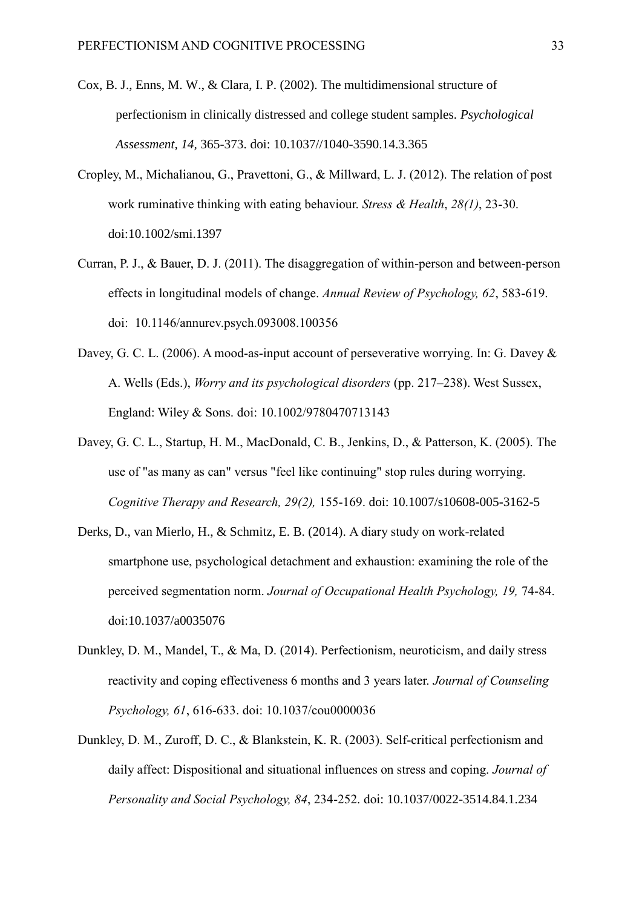Cox, B. J., Enns, M. W., & Clara, I. P. (2002). The multidimensional structure of perfectionism in clinically distressed and college student samples. *Psychological Assessment, 14,* 365-373. doi: 10.1037//1040-3590.14.3.365

Cropley, M., Michalianou, G., Pravettoni, G., & Millward, L. J. (2012). The relation of post work ruminative thinking with eating behaviour. *Stress & Health*, *28(1)*, 23-30. doi:10.1002/smi.1397

Curran, P. J., & Bauer, D. J. (2011). The disaggregation of within-person and between-person effects in longitudinal models of change. *Annual Review of Psychology, 62*, 583-619. doi: 10.1146/annurev.psych.093008.100356

Davey, G. C. L. (2006). A mood-as-input account of perseverative worrying. In: G. Davey & A. Wells (Eds.), *Worry and its psychological disorders* (pp. 217–238). West Sussex, England: Wiley & Sons. doi: 10.1002/9780470713143

Davey, G. C. L., Startup, H. M., MacDonald, C. B., Jenkins, D., & Patterson, K. (2005). The use of "as many as can" versus "feel like continuing" stop rules during worrying. *Cognitive Therapy and Research, 29(2),* 155-169. doi: 10.1007/s10608-005-3162-5

Derks, D., van Mierlo, H., & Schmitz, E. B. (2014). A diary study on work-related smartphone use, psychological detachment and exhaustion: examining the role of the perceived segmentation norm. *Journal of Occupational Health Psychology, 19,* 74-84. doi:10.1037/a0035076

Dunkley, D. M., Mandel, T., & Ma, D. (2014). Perfectionism, neuroticism, and daily stress reactivity and coping effectiveness 6 months and 3 years later. *Journal of Counseling Psychology, 61*, 616-633. doi: 10.1037/cou0000036

Dunkley, D. M., Zuroff, D. C., & Blankstein, K. R. (2003). Self-critical perfectionism and daily affect: Dispositional and situational influences on stress and coping. *Journal of Personality and Social Psychology, 84*, 234-252. doi: 10.1037/0022-3514.84.1.234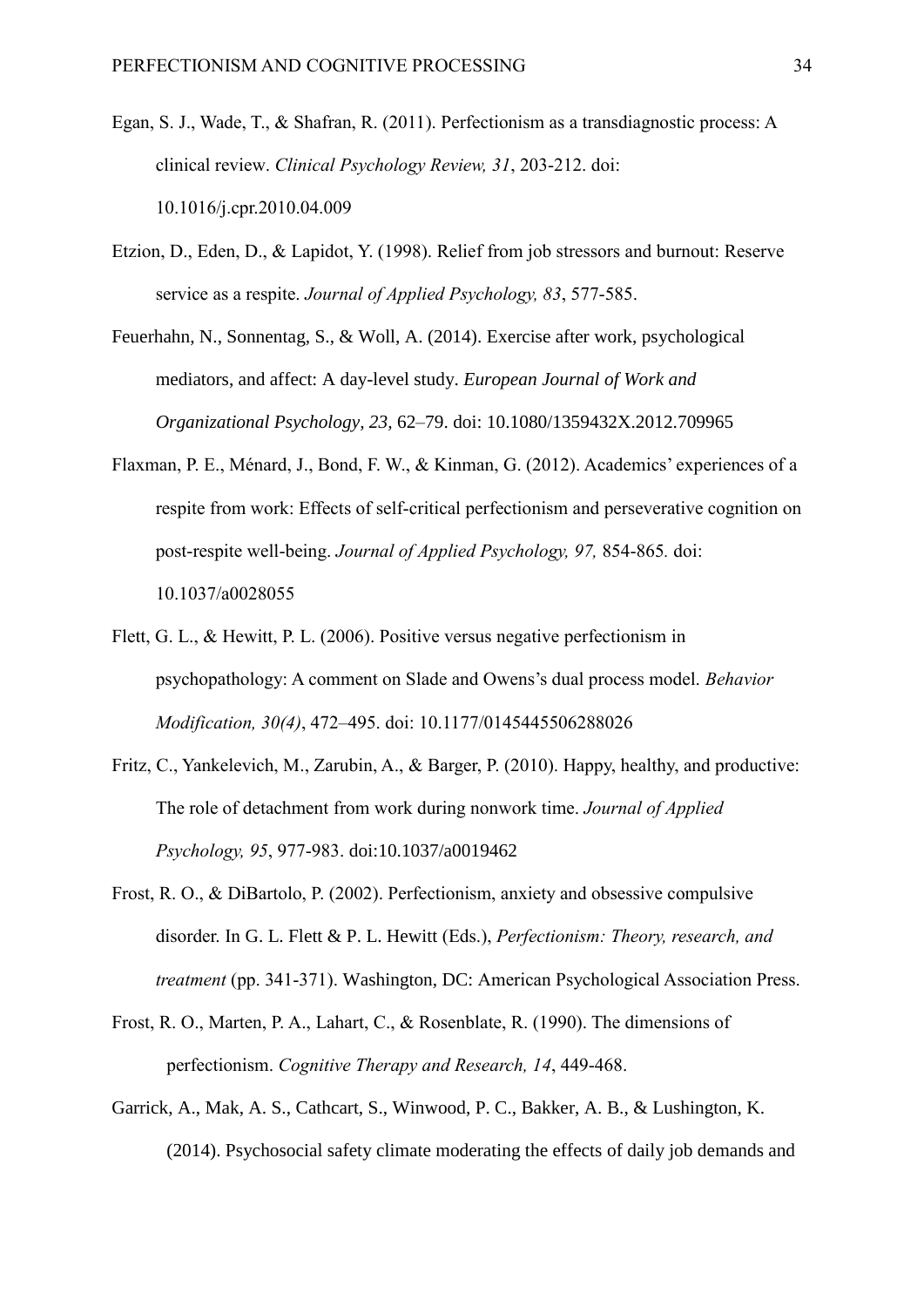Egan, S. J., Wade, T., & Shafran, R. (2011). Perfectionism as a transdiagnostic process: A clinical review. *Clinical Psychology Review, 31*, 203-212. doi: 10.1016/j.cpr.2010.04.009

Etzion, D., Eden, D., & Lapidot, Y. (1998). Relief from job stressors and burnout: Reserve service as a respite. *Journal of Applied Psychology, 83*, 577-585.

Feuerhahn, N., Sonnentag, S., & Woll, A. (2014). Exercise after work, psychological mediators, and affect: A day-level study. *European Journal of Work and Organizational Psychology, 23,* 62–79. doi: 10.1080/1359432X.2012.709965

Flaxman, P. E., Ménard, J., Bond, F. W., & Kinman, G. (2012). Academics' experiences of a respite from work: Effects of self-critical perfectionism and perseverative cognition on post-respite well-being. *Journal of Applied Psychology, 97,* 854-865*.* doi: 10.1037/a0028055

Flett, G. L., & Hewitt, P. L. (2006). Positive versus negative perfectionism in psychopathology: A comment on Slade and Owens's dual process model. *Behavior Modification, 30(4)*, 472–495. doi: 10.1177/0145445506288026

Fritz, C., Yankelevich, M., Zarubin, A., & Barger, P. (2010). Happy, healthy, and productive: The role of detachment from work during nonwork time. *Journal of Applied Psychology, 95*, 977-983. doi:10.1037/a0019462

Frost, R. O., & DiBartolo, P. (2002). Perfectionism, anxiety and obsessive compulsive disorder. In G. L. Flett & P. L. Hewitt (Eds.), *Perfectionism: Theory, research, and treatment* (pp. 341-371). Washington, DC: American Psychological Association Press.

Frost, R. O., Marten, P. A., Lahart, C., & Rosenblate, R. (1990). The dimensions of perfectionism. *Cognitive Therapy and Research, 14*, 449-468.

Garrick, A., Mak, A. S., Cathcart, S., Winwood, P. C., Bakker, A. B., & Lushington, K. (2014). Psychosocial safety climate moderating the effects of daily job demands and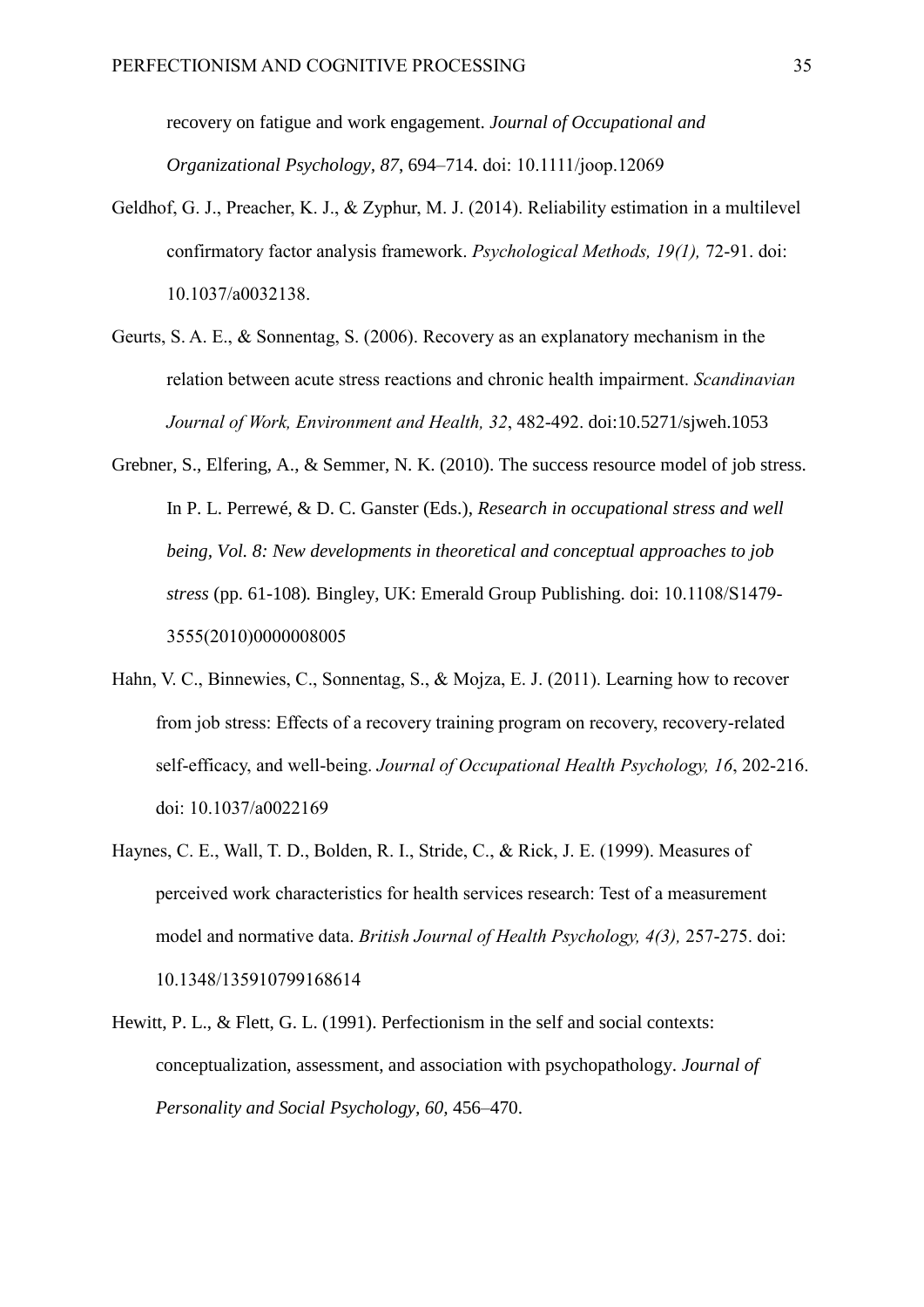recovery on fatigue and work engagement. *Journal of Occupational and Organizational Psychology, 87*, 694–714. doi: 10.1111/joop.12069

Geldhof, G. J., Preacher, K. J., & Zyphur, M. J. (2014). Reliability estimation in a multilevel confirmatory factor analysis framework. *Psychological Methods, 19(1),* 72-91. doi: 10.1037/a0032138.

Geurts, S. A. E., & Sonnentag, S. (2006). Recovery as an explanatory mechanism in the relation between acute stress reactions and chronic health impairment. *Scandinavian Journal of Work, Environment and Health, 32*, 482-492. doi:10.5271/sjweh.1053

Grebner, S., Elfering, A., & Semmer, N. K. (2010). The success resource model of job stress. In P. L. Perrewé, & D. C. Ganster (Eds.), *Research in occupational stress and well being, Vol. 8: New developments in theoretical and conceptual approaches to job stress* (pp. 61-108)*.* Bingley, UK: Emerald Group Publishing. doi: 10.1108/S1479-3555(2010)0000008005

Hahn, V. C., Binnewies, C., Sonnentag, S., & Mojza, E. J. (2011). Learning how to recover from job stress: Effects of a recovery training program on recovery, recovery-related self-efficacy, and well-being. *Journal of Occupational Health Psychology, 16*, 202-216. doi: 10.1037/a0022169

Haynes, C. E., Wall, T. D., Bolden, R. I., Stride, C., & Rick, J. E. (1999). Measures of perceived work characteristics for health services research: Test of a measurement model and normative data. *British Journal of Health Psychology, 4(3),* 257-275. doi: 10.1348/135910799168614

Hewitt, P. L., & Flett, G. L. (1991). Perfectionism in the self and social contexts: conceptualization, assessment, and association with psychopathology. *Journal of Personality and Social Psychology, 60,* 456–470.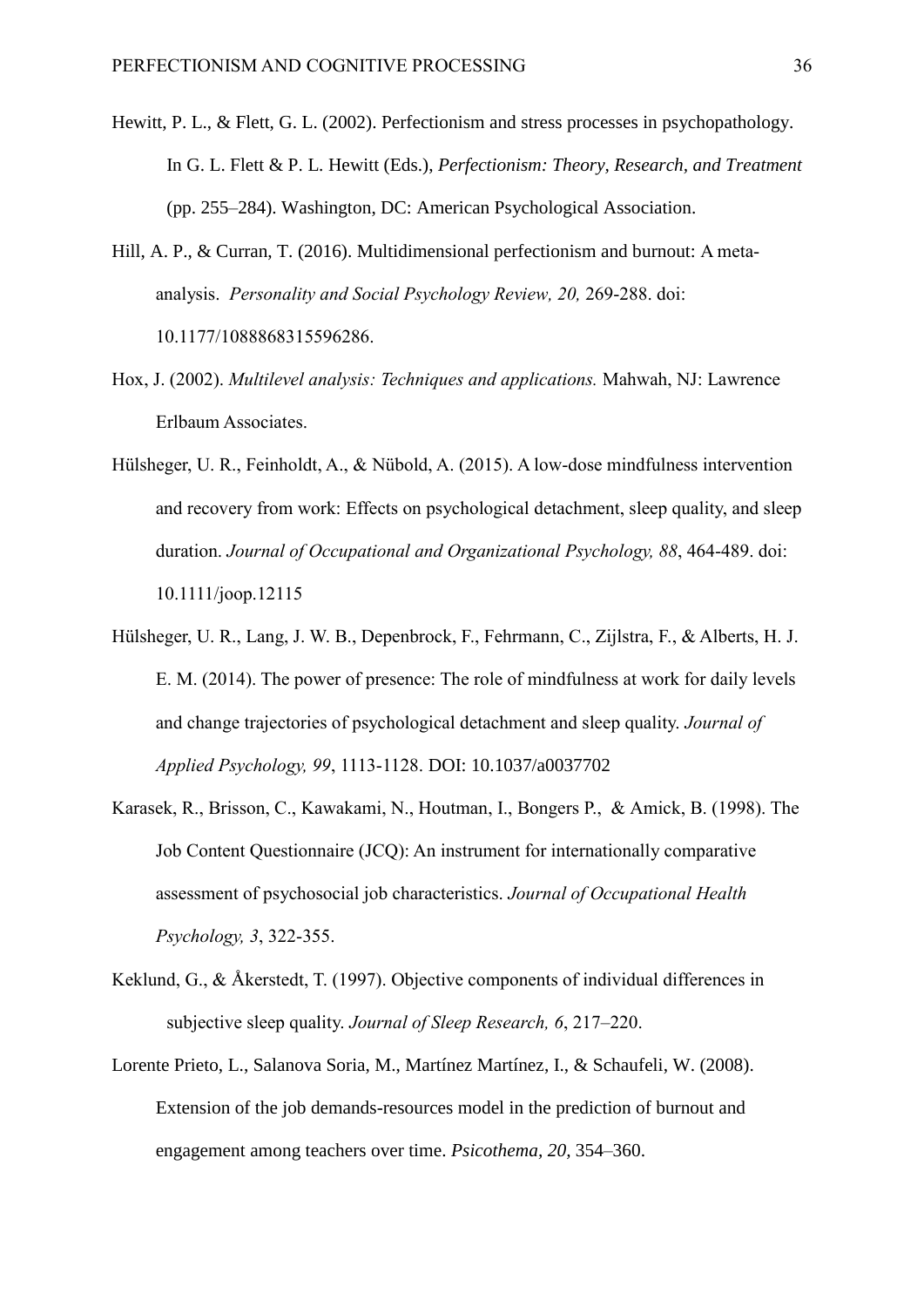Hewitt, P. L., & Flett, G. L. (2002). Perfectionism and stress processes in psychopathology. In G. L. Flett & P. L. Hewitt (Eds.), *Perfectionism: Theory, Research, and Treatment* (pp. 255–284). Washington, DC: American Psychological Association.

Hill, A. P., & Curran, T. (2016). Multidimensional perfectionism and burnout: A meta-analysis. *Personality and Social Psychology Review, 20,* 269-288. doi: 10.1177/1088868315596286.

Hox, J. (2002). *Multilevel analysis: Techniques and applications.* Mahwah, NJ: Lawrence Erlbaum Associates.

Hülsheger, U. R., Feinholdt, A., & Nübold, A. (2015). A low-dose mindfulness intervention and recovery from work: Effects on psychological detachment, sleep quality, and sleep duration. *Journal of Occupational and Organizational Psychology, 88*, 464-489. doi: 10.1111/joop.12115

Hülsheger, U. R., Lang, J. W. B., Depenbrock, F., Fehrmann, C., Zijlstra, F., & Alberts, H. J. E. M. (2014). The power of presence: The role of mindfulness at work for daily levels and change trajectories of psychological detachment and sleep quality. *Journal of Applied Psychology, 99*, 1113-1128. DOI: 10.1037/a0037702

Karasek, R., Brisson, C., Kawakami, N., Houtman, I., Bongers P., & Amick, B. (1998). The Job Content Questionnaire (JCQ): An instrument for internationally comparative assessment of psychosocial job characteristics. *Journal of Occupational Health Psychology, 3*, 322-355.

Keklund, G., & Åkerstedt, T. (1997). Objective components of individual differences in subjective sleep quality. *Journal of Sleep Research, 6*, 217–220.

Lorente Prieto, L., Salanova Soria, M., Martínez Martínez, I., & Schaufeli, W. (2008). Extension of the job demands-resources model in the prediction of burnout and engagement among teachers over time. *Psicothema, 20,* 354–360.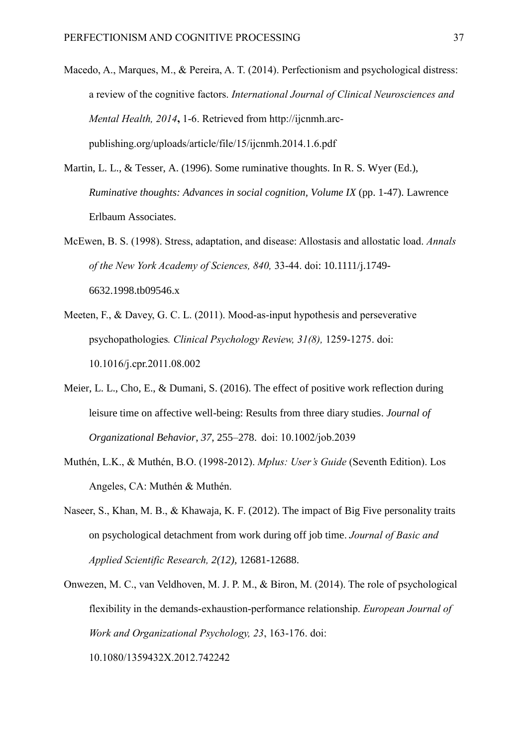Macedo, A., Marques, M., & Pereira, A. T. (2014). Perfectionism and psychological distress: a review of the cognitive factors. *International Journal of Clinical Neurosciences and Mental Health, 2014*, 1-6. Retrieved from http://ijcnmh.arc-publishing.org/uploads/article/file/15/ijcnmh.2014.1.6.pdf

Martin, L. L., & Tesser, A. (1996). Some ruminative thoughts. In R. S. Wyer (Ed.), *Ruminative thoughts: Advances in social cognition, Volume IX* (pp. 1-47). Lawrence Erlbaum Associates.

McEwen, B. S. (1998). Stress, adaptation, and disease: Allostasis and allostatic load. *Annals of the New York Academy of Sciences, 840,* 33-44. doi: 10.1111/j.1749-6632.1998.tb09546.x

Meeten, F., & Davey, G. C. L. (2011). Mood-as-input hypothesis and perseverative psychopathologies*. Clinical Psychology Review, 31(8),* 1259-1275. doi: 10.1016/j.cpr.2011.08.002

Meier, L. L., Cho, E., & Dumani, S. (2016). The effect of positive work reflection during leisure time on affective well-being: Results from three diary studies. *Journal of Organizational Behavior*, *37*, 255–278. doi: 10.1002/job.2039

Muthén, L.K., & Muthén, B.O. (1998-2012). *Mplus: User's Guide* (Seventh Edition). Los Angeles, CA: Muthén & Muthén.

Naseer, S., Khan, M. B., & Khawaja, K. F. (2012). The impact of Big Five personality traits on psychological detachment from work during off job time. *Journal of Basic and Applied Scientific Research, 2(12),* 12681-12688.

Onwezen, M. C., van Veldhoven, M. J. P. M., & Biron, M. (2014). The role of psychological flexibility in the demands-exhaustion-performance relationship. *European Journal of Work and Organizational Psychology, 23*, 163-176. doi: 10.1080/1359432X.2012.742242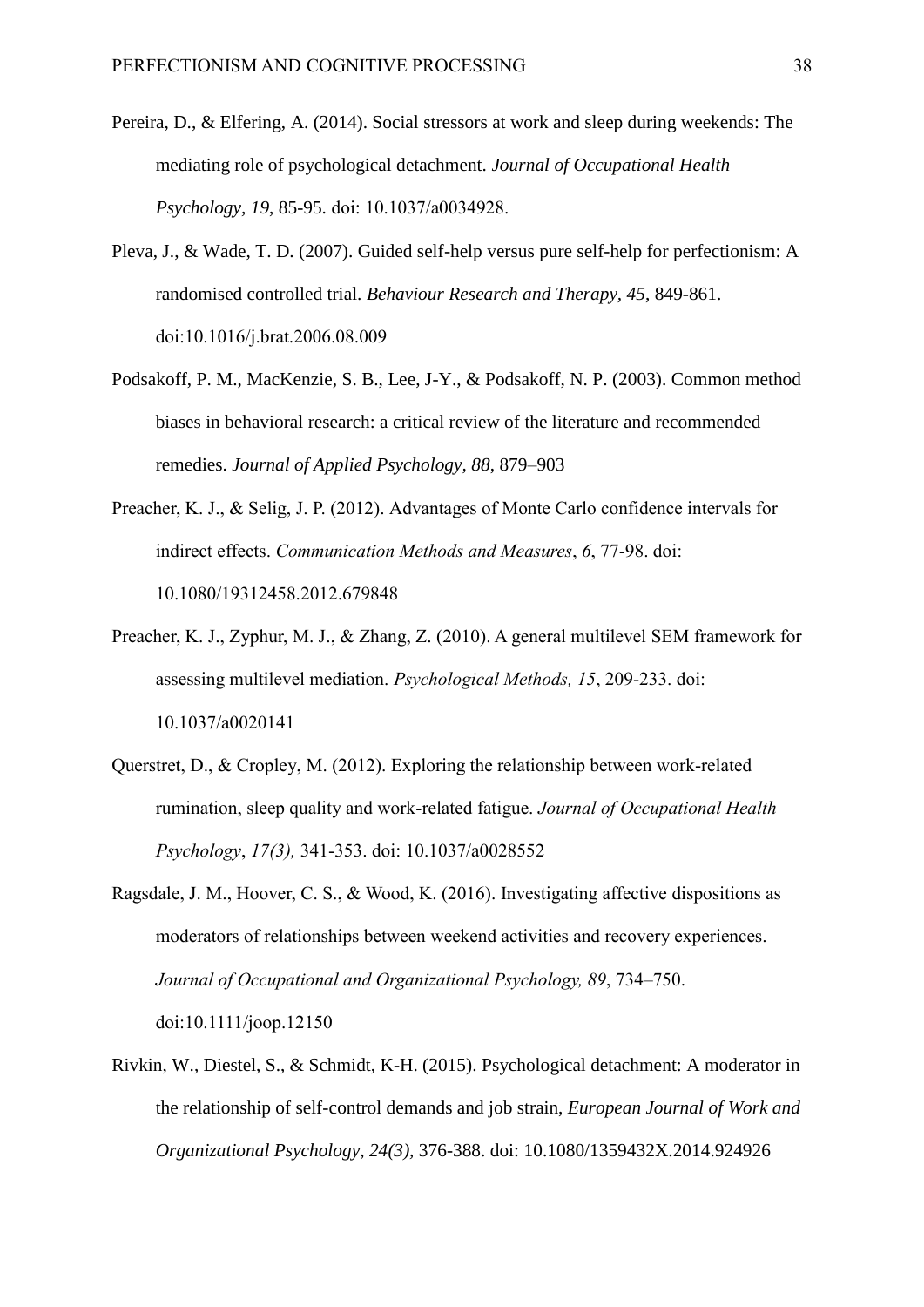Pereira, D., & Elfering, A. (2014). Social stressors at work and sleep during weekends: The mediating role of psychological detachment. *Journal of Occupational Health Psychology*, *19*, 85-95. doi: 10.1037/a0034928.

Pleva, J., & Wade, T. D. (2007). Guided self-help versus pure self-help for perfectionism: A randomised controlled trial. *Behaviour Research and Therapy, 45*, 849-861. doi:10.1016/j.brat.2006.08.009

Podsakoff, P. M., MacKenzie, S. B., Lee, J-Y., & Podsakoff, N. P. (2003). Common method biases in behavioral research: a critical review of the literature and recommended remedies. *Journal of Applied Psychology*, *88*, 879–903

Preacher, K. J., & Selig, J. P. (2012). Advantages of Monte Carlo confidence intervals for indirect effects. *Communication Methods and Measures*, *6*, 77-98. doi: 10.1080/19312458.2012.679848

Preacher, K. J., Zyphur, M. J., & Zhang, Z. (2010). A general multilevel SEM framework for assessing multilevel mediation. *Psychological Methods, 15*, 209-233. doi: 10.1037/a0020141

Querstret, D., & Cropley, M. (2012). Exploring the relationship between work-related rumination, sleep quality and work-related fatigue. *Journal of Occupational Health Psychology*, *17(3),* 341-353. doi: 10.1037/a0028552

Ragsdale, J. M., Hoover, C. S., & Wood, K. (2016). Investigating affective dispositions as moderators of relationships between weekend activities and recovery experiences. *Journal of Occupational and Organizational Psychology, 89*, 734–750. doi:10.1111/joop.12150

Rivkin, W., Diestel, S., & Schmidt, K-H. (2015). Psychological detachment: A moderator in the relationship of self-control demands and job strain, *European Journal of Work and Organizational Psychology, 24(3),* 376-388. doi: 10.1080/1359432X.2014.924926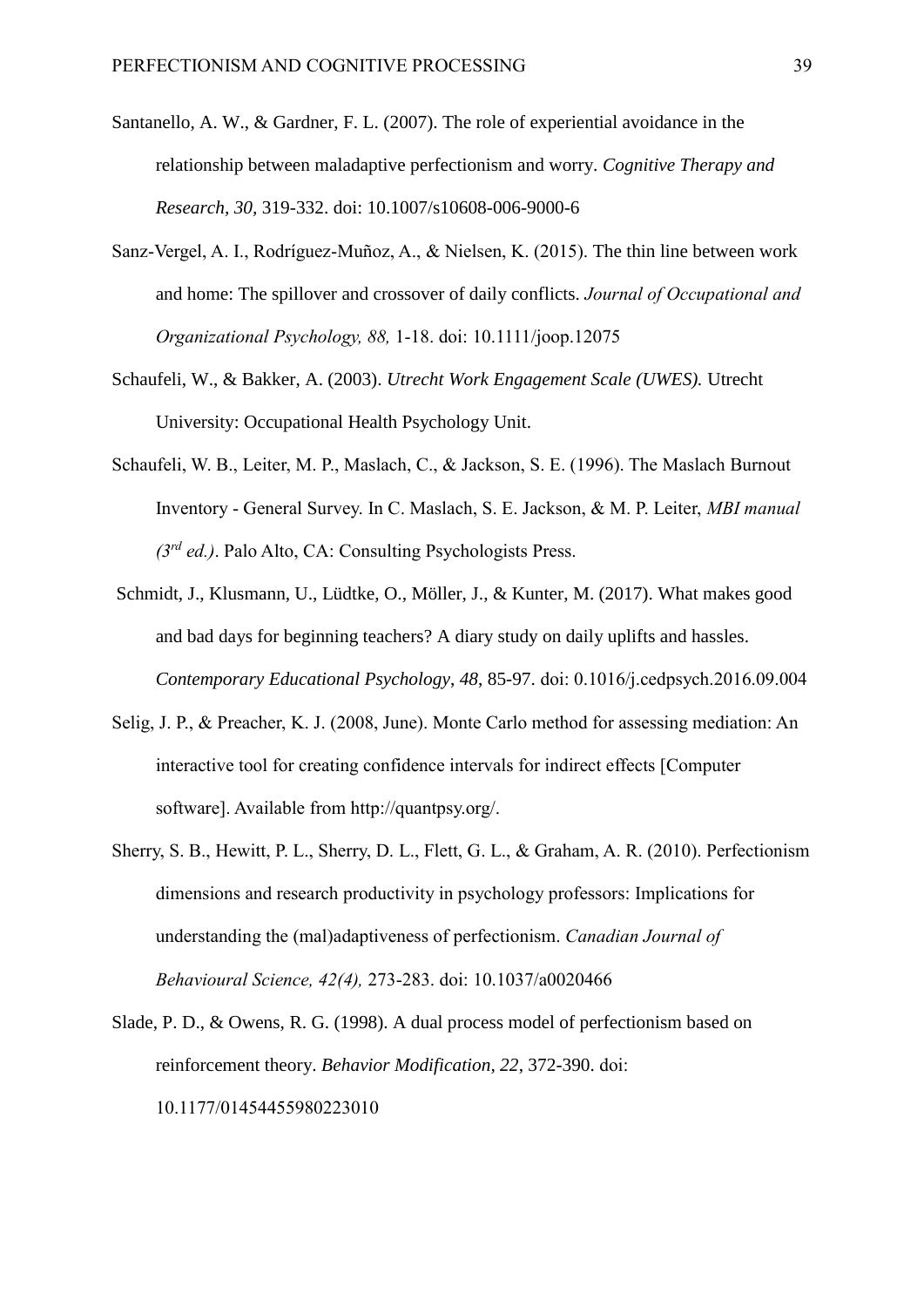Santanello, A. W., & Gardner, F. L. (2007). The role of experiential avoidance in the relationship between maladaptive perfectionism and worry. *Cognitive Therapy and Research*, *30,* 319-332. doi: 10.1007/s10608-006-9000-6

Sanz-Vergel, A. I., Rodríguez-Muñoz, A., & Nielsen, K. (2015). The thin line between work and home: The spillover and crossover of daily conflicts. *Journal of Occupational and Organizational Psychology, 88,* 1-18. doi: 10.1111/joop.12075

Schaufeli, W., & Bakker, A. (2003). *Utrecht Work Engagement Scale (UWES).* Utrecht University: Occupational Health Psychology Unit.

Schaufeli, W. B., Leiter, M. P., Maslach, C., & Jackson, S. E. (1996). The Maslach Burnout Inventory - General Survey. In C. Maslach, S. E. Jackson, & M. P. Leiter, *MBI manual (3rd ed.)*. Palo Alto, CA: Consulting Psychologists Press.

Schmidt, J., Klusmann, U., Lüdtke, O., Möller, J., & Kunter, M. (2017). What makes good and bad days for beginning teachers? A diary study on daily uplifts and hassles. *Contemporary Educational Psychology*, *48*, 85-97. doi: 0.1016/j.cedpsych.2016.09.004

Selig, J. P., & Preacher, K. J. (2008, June). Monte Carlo method for assessing mediation: An interactive tool for creating confidence intervals for indirect effects [Computer software]. Available from http://quantpsy.org/.

Sherry, S. B., Hewitt, P. L., Sherry, D. L., Flett, G. L., & Graham, A. R. (2010). Perfectionism dimensions and research productivity in psychology professors: Implications for understanding the (mal)adaptiveness of perfectionism. *Canadian Journal of Behavioural Science, 42(4),* 273-283. doi: 10.1037/a0020466

Slade, P. D., & Owens, R. G. (1998). A dual process model of perfectionism based on reinforcement theory. *Behavior Modification, 22,* 372-390. doi: 10.1177/01454455980223010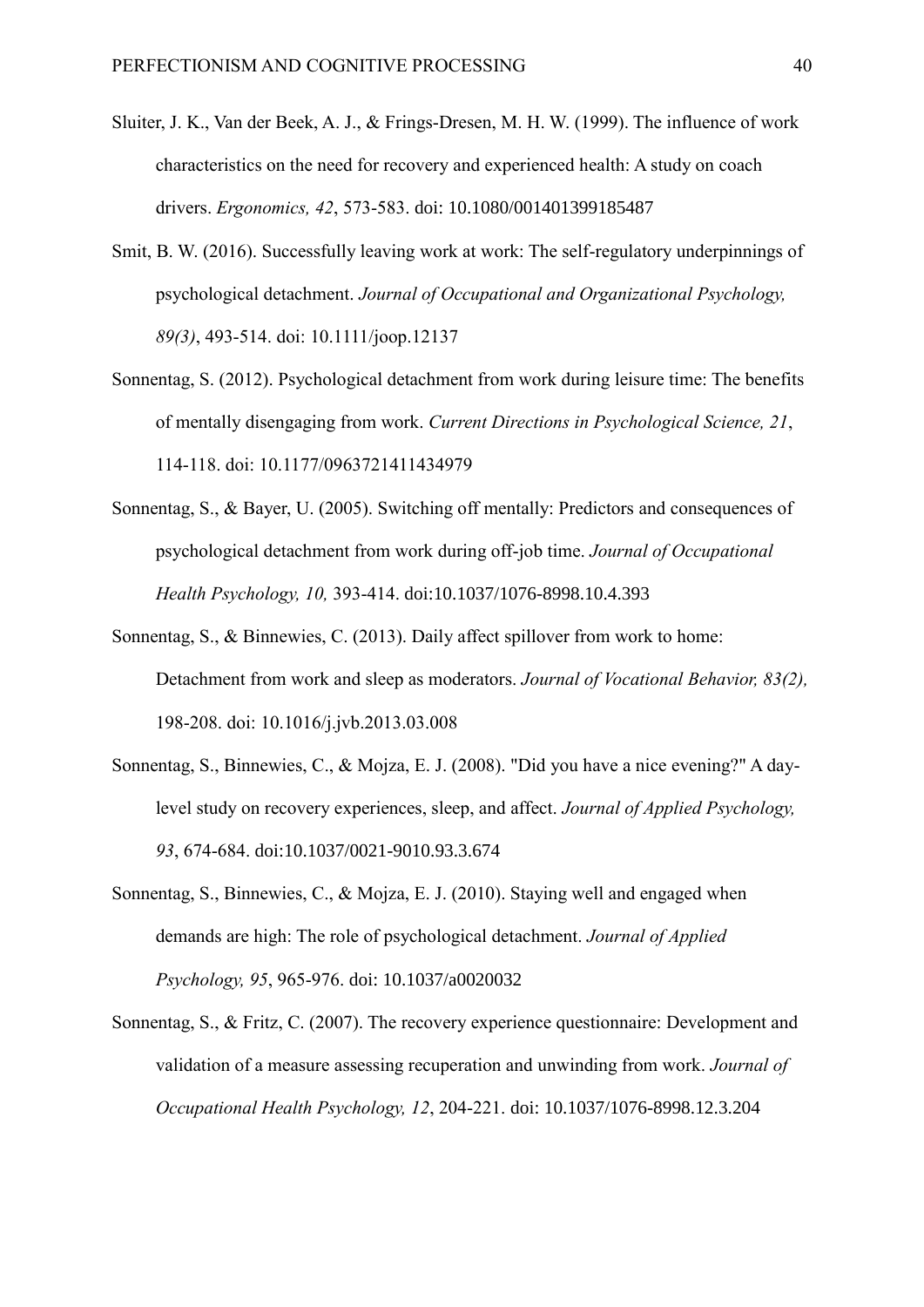Sluiter, J. K., Van der Beek, A. J., & Frings-Dresen, M. H. W. (1999). The influence of work characteristics on the need for recovery and experienced health: A study on coach drivers. *Ergonomics, 42*, 573-583. doi: 10.1080/001401399185487

Smit, B. W. (2016). Successfully leaving work at work: The self-regulatory underpinnings of psychological detachment. *Journal of Occupational and Organizational Psychology, 89(3)*, 493-514. doi: 10.1111/joop.12137

Sonnentag, S. (2012). Psychological detachment from work during leisure time: The benefits of mentally disengaging from work. *Current Directions in Psychological Science, 21*, 114-118. doi: 10.1177/0963721411434979

Sonnentag, S., & Bayer, U. (2005). Switching off mentally: Predictors and consequences of psychological detachment from work during off-job time. *Journal of Occupational Health Psychology, 10,* 393-414. doi:10.1037/1076-8998.10.4.393

Sonnentag, S., & Binnewies, C. (2013). Daily affect spillover from work to home: Detachment from work and sleep as moderators. *Journal of Vocational Behavior, 83(2),* 198-208. doi: 10.1016/j.jvb.2013.03.008

Sonnentag, S., Binnewies, C., & Mojza, E. J. (2008). "Did you have a nice evening?" A day-level study on recovery experiences, sleep, and affect. *Journal of Applied Psychology, 93*, 674-684. doi:10.1037/0021-9010.93.3.674

Sonnentag, S., Binnewies, C., & Mojza, E. J. (2010). Staying well and engaged when demands are high: The role of psychological detachment. *Journal of Applied Psychology, 95*, 965-976. doi: 10.1037/a0020032

Sonnentag, S., & Fritz, C. (2007). The recovery experience questionnaire: Development and validation of a measure assessing recuperation and unwinding from work. *Journal of Occupational Health Psychology, 12*, 204-221. doi: 10.1037/1076-8998.12.3.204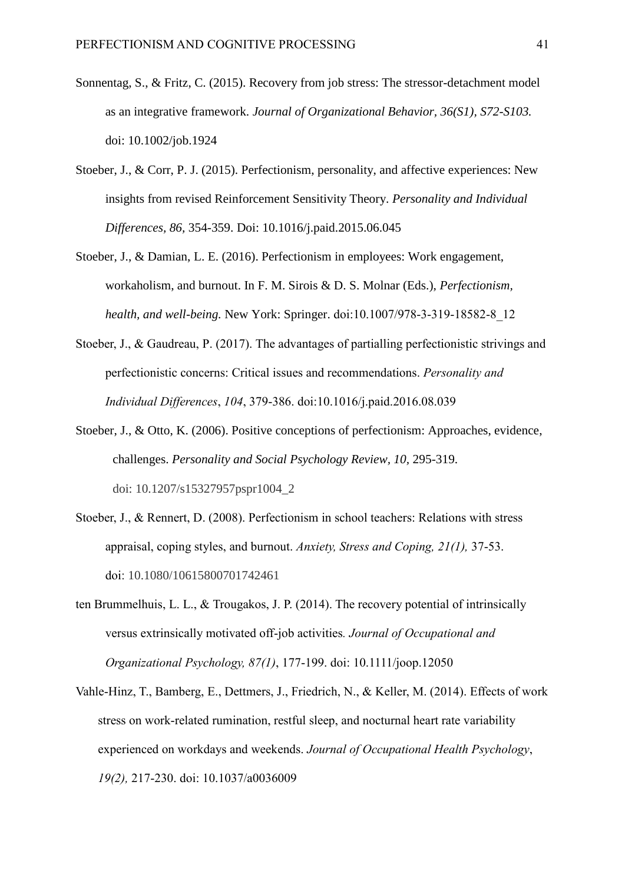Sonnentag, S., & Fritz, C. (2015). Recovery from job stress: The stressor-detachment model as an integrative framework. *Journal of Organizational Behavior, 36(S1), S72-S103.* doi: 10.1002/job.1924

Stoeber, J., & Corr, P. J. (2015). Perfectionism, personality, and affective experiences: New insights from revised Reinforcement Sensitivity Theory. *Personality and Individual Differences, 86,* 354-359. Doi: 10.1016/j.paid.2015.06.045

Stoeber, J., & Damian, L. E. (2016). Perfectionism in employees: Work engagement, workaholism, and burnout. In F. M. Sirois & D. S. Molnar (Eds.), *Perfectionism, health, and well-being.* New York: Springer. doi:10.1007/978-3-319-18582-8_12

Stoeber, J., & Gaudreau, P. (2017). The advantages of partialling perfectionistic strivings and perfectionistic concerns: Critical issues and recommendations. *Personality and Individual Differences*, *104*, 379-386. doi:10.1016/j.paid.2016.08.039

Stoeber, J., & Otto, K. (2006). Positive conceptions of perfectionism: Approaches, evidence, challenges. *Personality and Social Psychology Review, 10,* 295-319. doi: 10.1207/s15327957pspr1004_2

Stoeber, J., & Rennert, D. (2008). Perfectionism in school teachers: Relations with stress appraisal, coping styles, and burnout. *Anxiety, Stress and Coping, 21(1),* 37-53. doi: 10.1080/10615800701742461

ten Brummelhuis, L. L., & Trougakos, J. P. (2014). The recovery potential of intrinsically versus extrinsically motivated off-job activities*. Journal of Occupational and Organizational Psychology, 87(1)*, 177-199. doi: 10.1111/joop.12050

Vahle-Hinz, T., Bamberg, E., Dettmers, J., Friedrich, N., & Keller, M. (2014). Effects of work stress on work-related rumination, restful sleep, and nocturnal heart rate variability experienced on workdays and weekends. *Journal of Occupational Health Psychology*, *19(2),* 217-230. doi: 10.1037/a0036009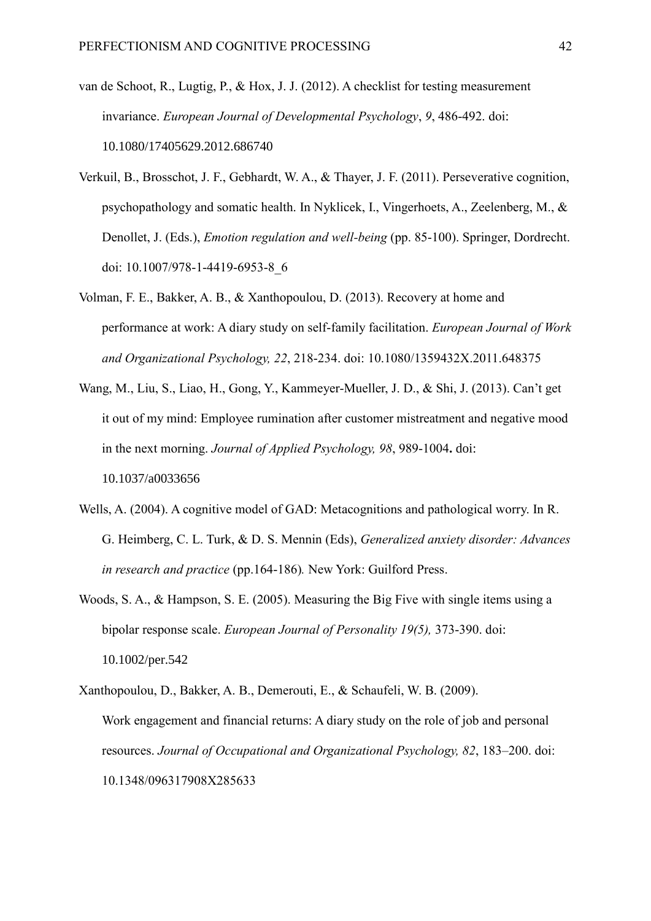van de Schoot, R., Lugtig, P., & Hox, J. J. (2012). A checklist for testing measurement invariance. *European Journal of Developmental Psychology*, *9*, 486-492. doi: 10.1080/17405629.2012.686740

Verkuil, B., Brosschot, J. F., Gebhardt, W. A., & Thayer, J. F. (2011). Perseverative cognition, psychopathology and somatic health. In Nyklicek, I., Vingerhoets, A., Zeelenberg, M., & Denollet, J. (Eds.), *Emotion regulation and well-being* (pp. 85-100). Springer, Dordrecht. doi: 10.1007/978-1-4419-6953-8_6

Volman, F. E., Bakker, A. B., & Xanthopoulou, D. (2013). Recovery at home and performance at work: A diary study on self-family facilitation. *European Journal of Work and Organizational Psychology, 22*, 218-234. doi: 10.1080/1359432X.2011.648375

Wang, M., Liu, S., Liao, H., Gong, Y., Kammeyer-Mueller, J. D., & Shi, J. (2013). Can't get it out of my mind: Employee rumination after customer mistreatment and negative mood in the next morning. *Journal of Applied Psychology, 98*, 989-1004**.** doi: 10.1037/a0033656

Wells, A. (2004). A cognitive model of GAD: Metacognitions and pathological worry. In R. G. Heimberg, C. L. Turk, & D. S. Mennin (Eds), *Generalized anxiety disorder: Advances in research and practice* (pp.164-186)*.* New York: Guilford Press.

Woods, S. A., & Hampson, S. E. (2005). Measuring the Big Five with single items using a bipolar response scale. *European Journal of Personality 19(5),* 373-390. doi: 10.1002/per.542

Xanthopoulou, D., Bakker, A. B., Demerouti, E., & Schaufeli, W. B. (2009). Work engagement and financial returns: A diary study on the role of job and personal resources. *Journal of Occupational and Organizational Psychology, 82*, 183–200. doi: 10.1348/096317908X285633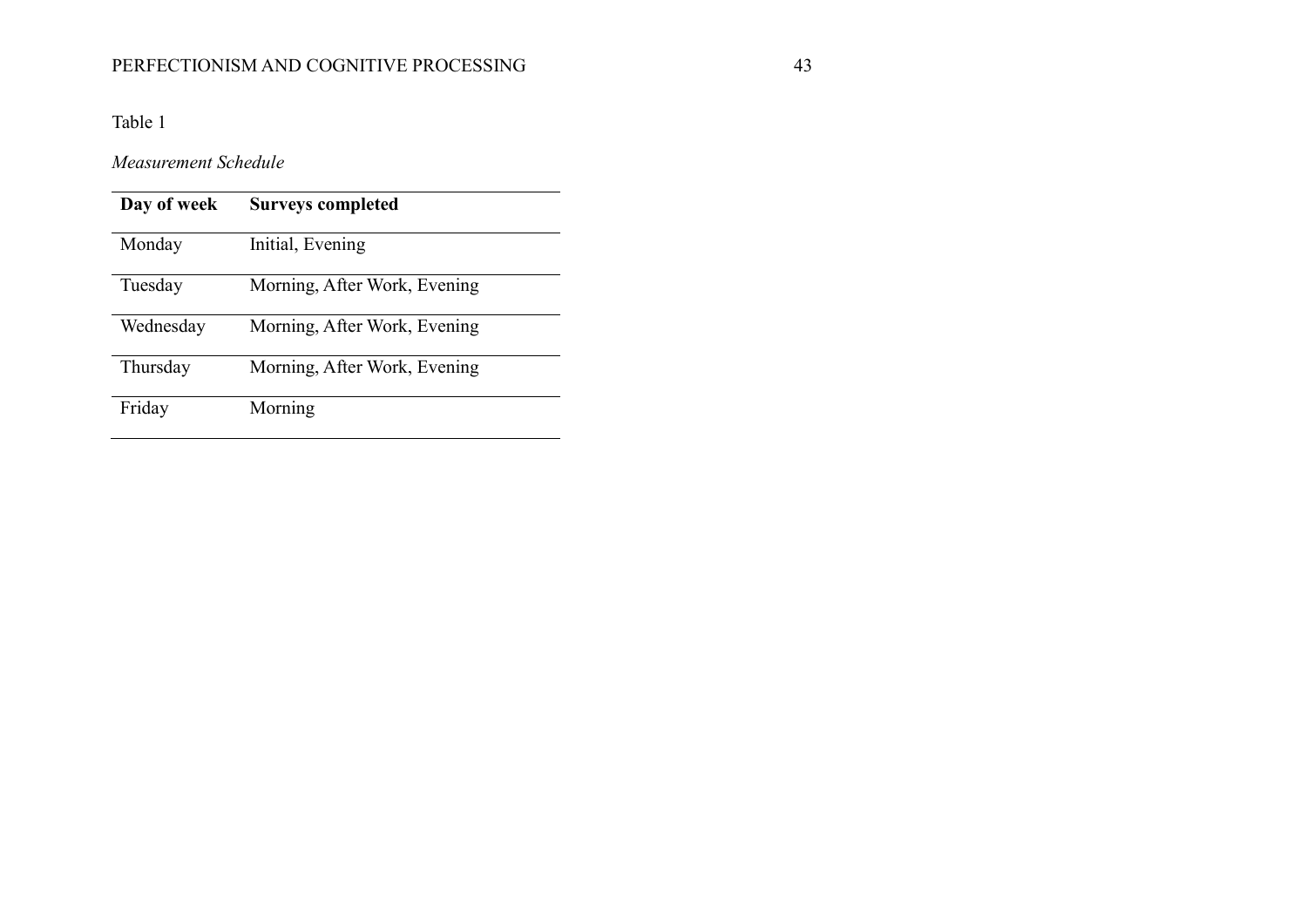Table 1

*Measurement Schedule*

| **Day of week** | **Surveys completed** |
|---|---|
| Monday | Initial, Evening |
| Tuesday | Morning, After Work, Evening |
| Wednesday | Morning, After Work, Evening |
| Thursday | Morning, After Work, Evening |
| Friday | Morning |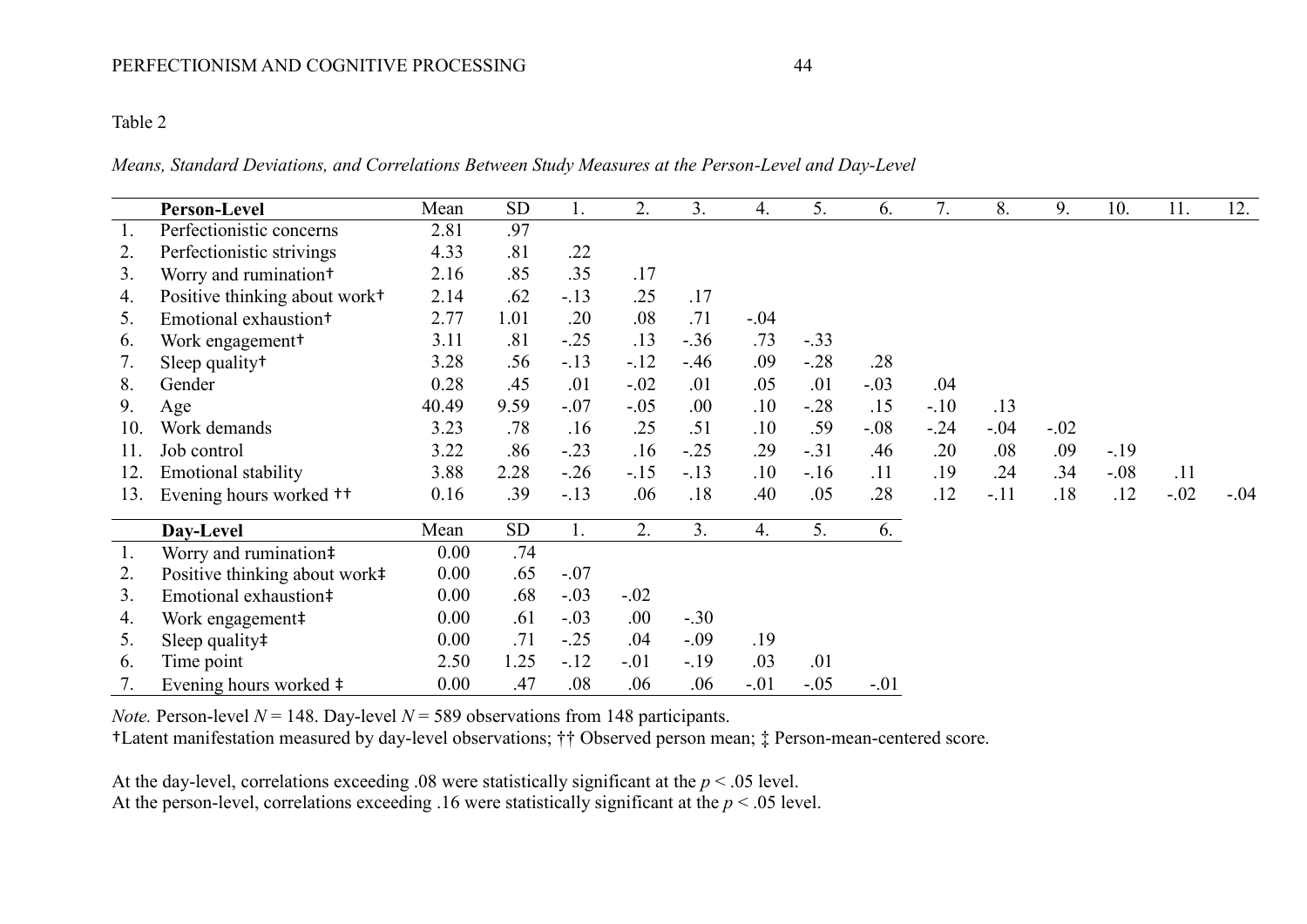Table 2

*Means, Standard Deviations, and Correlations Between Study Measures at the Person-Level and Day-Level*

| | **Person-Level** | Mean | SD | 1. | 2. | 3. | 4. | 5. | 6. | 7. | 8. | 9. | 10. | 11. | 12. |
|---|---|---|---|---|---|---|---|---|---|---|---|---|---|---|---|
| 1. | Perfectionistic concerns | 2.81 | .97 | | | | | | | | | | | | |
| 2. | Perfectionistic strivings | 4.33 | .81 | .22 | | | | | | | | | | | |
| 3. | Worry and rumination† | 2.16 | .85 | .35 | .17 | | | | | | | | | | |
| 4. | Positive thinking about work† | 2.14 | .62 | -.13 | .25 | .17 | | | | | | | | | |
| 5. | Emotional exhaustion† | 2.77 | 1.01 | .20 | .08 | .71 | -.04 | | | | | | | | |
| 6. | Work engagement† | 3.11 | .81 | -.25 | .13 | -.36 | .73 | -.33 | | | | | | | |
| 7. | Sleep quality† | 3.28 | .56 | -.13 | -.12 | -.46 | .09 | -.28 | .28 | | | | | | |
| 8. | Gender | 0.28 | .45 | .01 | -.02 | .01 | .05 | .01 | -.03 | .04 | | | | | |
| 9. | Age | 40.49 | 9.59 | -.07 | -.05 | .00 | .10 | -.28 | .15 | -.10 | .13 | | | | |
| 10. | Work demands | 3.23 | .78 | .16 | .25 | .51 | .10 | .59 | -.08 | -.24 | -.04 | -.02 | | | |
| 11. | Job control | 3.22 | .86 | -.23 | .16 | -.25 | .29 | -.31 | .46 | .20 | .08 | .09 | -.19 | | |
| 12. | Emotional stability | 3.88 | 2.28 | -.26 | -.15 | -.13 | .10 | -.16 | .11 | .19 | .24 | .34 | -.08 | .11 | |
| 13. | Evening hours worked †† | 0.16 | .39 | -.13 | .06 | .18 | .40 | .05 | .28 | .12 | -.11 | .18 | .12 | -.02 | -.04 |

| | **Day-Level** | Mean | SD | 1. | 2. | 3. | 4. | 5. | 6. |
|---|---|---|---|---|---|---|---|---|---|
| 1. | Worry and rumination‡ | 0.00 | .74 | | | | | | |
| 2. | Positive thinking about work‡ | 0.00 | .65 | -.07 | | | | | |
| 3. | Emotional exhaustion‡ | 0.00 | .68 | -.03 | -.02 | | | | |
| 4. | Work engagement‡ | 0.00 | .61 | -.03 | .00 | -.30 | | | |
| 5. | Sleep quality‡ | 0.00 | .71 | -.25 | .04 | -.09 | .19 | | |
| 6. | Time point | 2.50 | 1.25 | -.12 | -.01 | -.19 | .03 | .01 | |
| 7. | Evening hours worked ‡ | 0.00 | .47 | .08 | .06 | .06 | -.01 | -.05 | -.01 |

*Note.* Person-level $N = 148$. Day-level $N = 589$ observations from 148 participants.
†Latent manifestation measured by day-level observations; †† Observed person mean; ‡ Person-mean-centered score.

At the day-level, correlations exceeding .08 were statistically significant at the $p < .05$ level.
At the person-level, correlations exceeding .16 were statistically significant at the $p < .05$ level.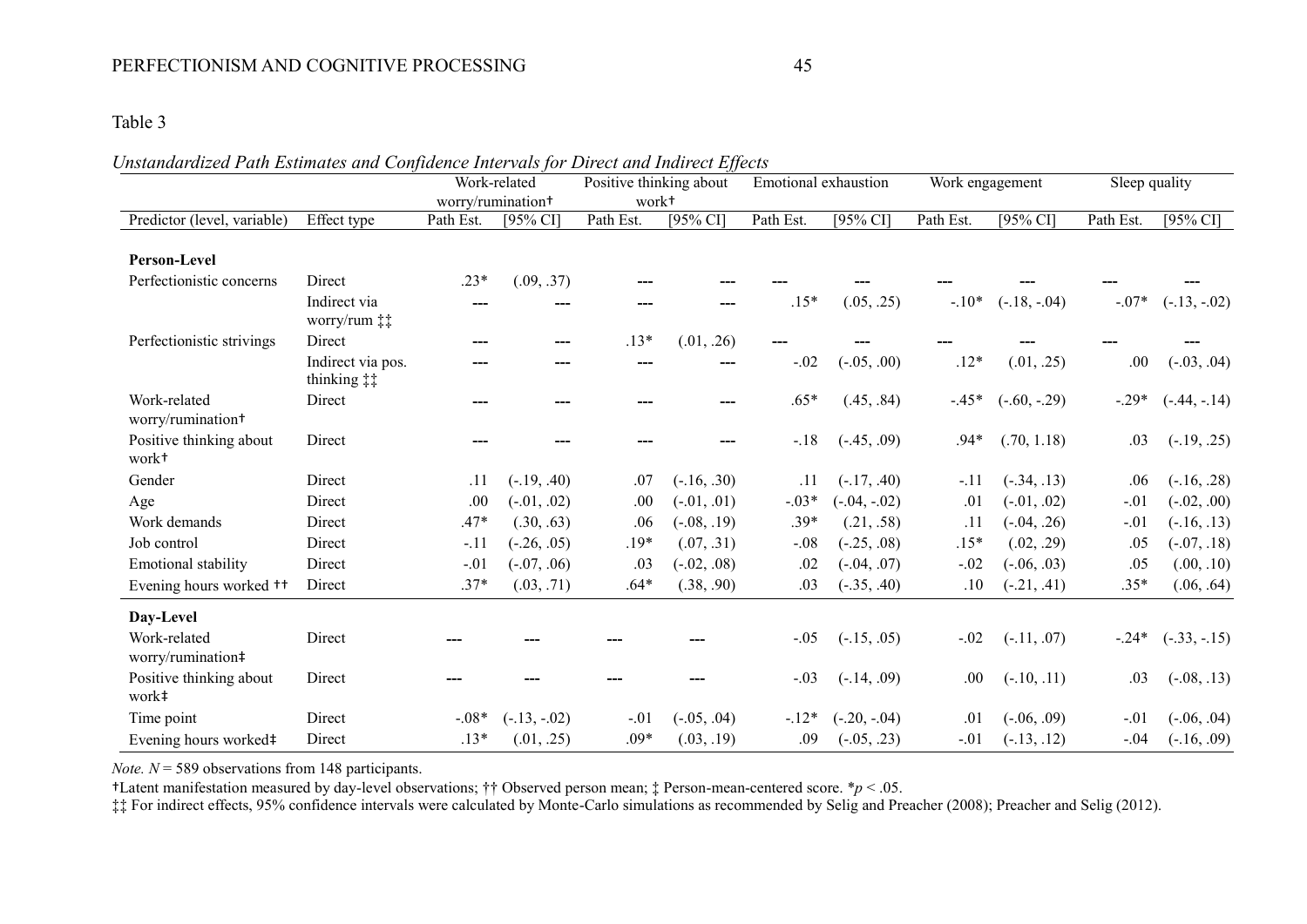Table 3

*Unstandardized Path Estimates and Confidence Intervals for Direct and Indirect Effects*

| | | Work-related worry/rumination† | | Positive thinking about work† | | Emotional exhaustion | | Work engagement | | Sleep quality | |
|---|---|---|---|---|---|---|---|---|---|---|---|
| Predictor (level, variable) | Effect type | Path Est. | [95% CI] | Path Est. | [95% CI] | Path Est. | [95% CI] | Path Est. | [95% CI] | Path Est. | [95% CI] |
| **Person-Level** | | | | | | | | | | | |
| Perfectionistic concerns | Direct | .23* | (.09, .37) | --- | --- | --- | --- | --- | --- | --- | --- |
| | Indirect via worry/rum ‡‡ | --- | --- | --- | --- | .15* | (.05, .25) | -.10* | (-.18, -.04) | -.07* | (-.13, -.02) |
| Perfectionistic strivings | Direct | --- | --- | .13* | (.01, .26) | --- | --- | --- | --- | --- | --- |
| | Indirect via pos. thinking ‡‡ | --- | --- | --- | --- | -.02 | (-.05, .00) | .12* | (.01, .25) | .00 | (-.03, .04) |
| Work-related worry/rumination† | Direct | --- | --- | --- | --- | .65* | (.45, .84) | -.45* | (-.60, -.29) | -.29* | (-.44, -.14) |
| Positive thinking about work† | Direct | --- | --- | --- | --- | -.18 | (-.45, .09) | .94* | (.70, 1.18) | .03 | (-.19, .25) |
| Gender | Direct | .11 | (-.19, .40) | .07 | (-.16, .30) | .11 | (-.17, .40) | -.11 | (-.34, .13) | .06 | (-.16, .28) |
| Age | Direct | .00 | (-.01, .02) | .00 | (-.01, .01) | -.03* | (-.04, -.02) | .01 | (-.01, .02) | -.01 | (-.02, .00) |
| Work demands | Direct | .47* | (.30, .63) | .06 | (-.08, .19) | .39* | (.21, .58) | .11 | (-.04, .26) | -.01 | (-.16, .13) |
| Job control | Direct | -.11 | (-.26, .05) | .19* | (.07, .31) | -.08 | (-.25, .08) | .15* | (.02, .29) | .05 | (-.07, .18) |
| Emotional stability | Direct | -.01 | (-.07, .06) | .03 | (-.02, .08) | .02 | (-.04, .07) | -.02 | (-.06, .03) | .05 | (.00, .10) |
| Evening hours worked †† | Direct | .37* | (.03, .71) | .64* | (.38, .90) | .03 | (-.35, .40) | .10 | (-.21, .41) | .35* | (.06, .64) |
| **Day-Level** | | | | | | | | | | | |
| Work-related worry/rumination‡ | Direct | --- | --- | --- | --- | -.05 | (-.15, .05) | -.02 | (-.11, .07) | -.24* | (-.33, -.15) |
| Positive thinking about work‡ | Direct | --- | --- | --- | --- | -.03 | (-.14, .09) | .00 | (-.10, .11) | .03 | (-.08, .13) |
| Time point | Direct | -.08* | (-.13, -.02) | -.01 | (-.05, .04) | -.12* | (-.20, -.04) | .01 | (-.06, .09) | -.01 | (-.06, .04) |
| Evening hours worked‡ | Direct | .13* | (.01, .25) | .09* | (.03, .19) | .09 | (-.05, .23) | -.01 | (-.13, .12) | -.04 | (-.16, .09) |

*Note.* $N = 589$ observations from 148 participants.

†Latent manifestation measured by day-level observations; †† Observed person mean; ‡ Person-mean-centered score. \*$p < .05$.

‡‡ For indirect effects, 95% confidence intervals were calculated by Monte-Carlo simulations as recommended by Selig and Preacher (2008); Preacher and Selig (2012).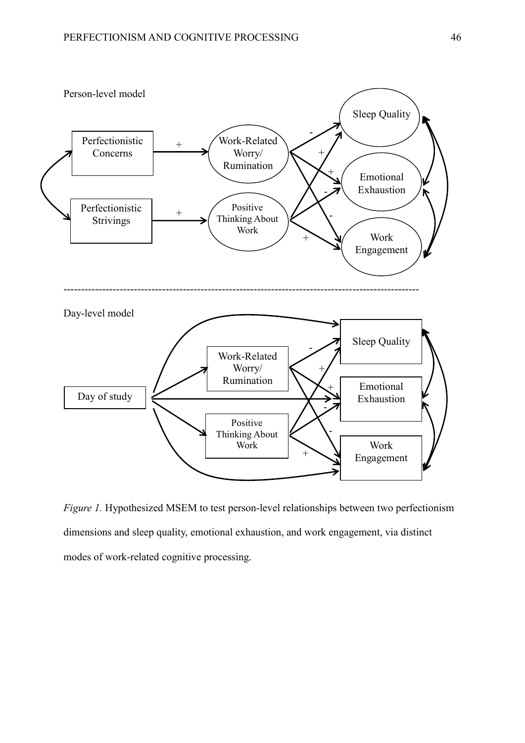Person-level model

Perfectionistic Concerns

Perfectionistic Strivings

Work-Related Worry/ Rumination

Positive Thinking About Work

Sleep Quality

Emotional Exhaustion

Work Engagement

+

+

-

+

+

-

-

+

Day-level model

Day of study

Work-Related Worry/ Rumination

Positive Thinking About Work

Sleep Quality

Emotional Exhaustion

Work Engagement

-

+

+

-

-

+

*Figure 1.* Hypothesized MSEM to test person-level relationships between two perfectionism dimensions and sleep quality, emotional exhaustion, and work engagement, via distinct modes of work-related cognitive processing.